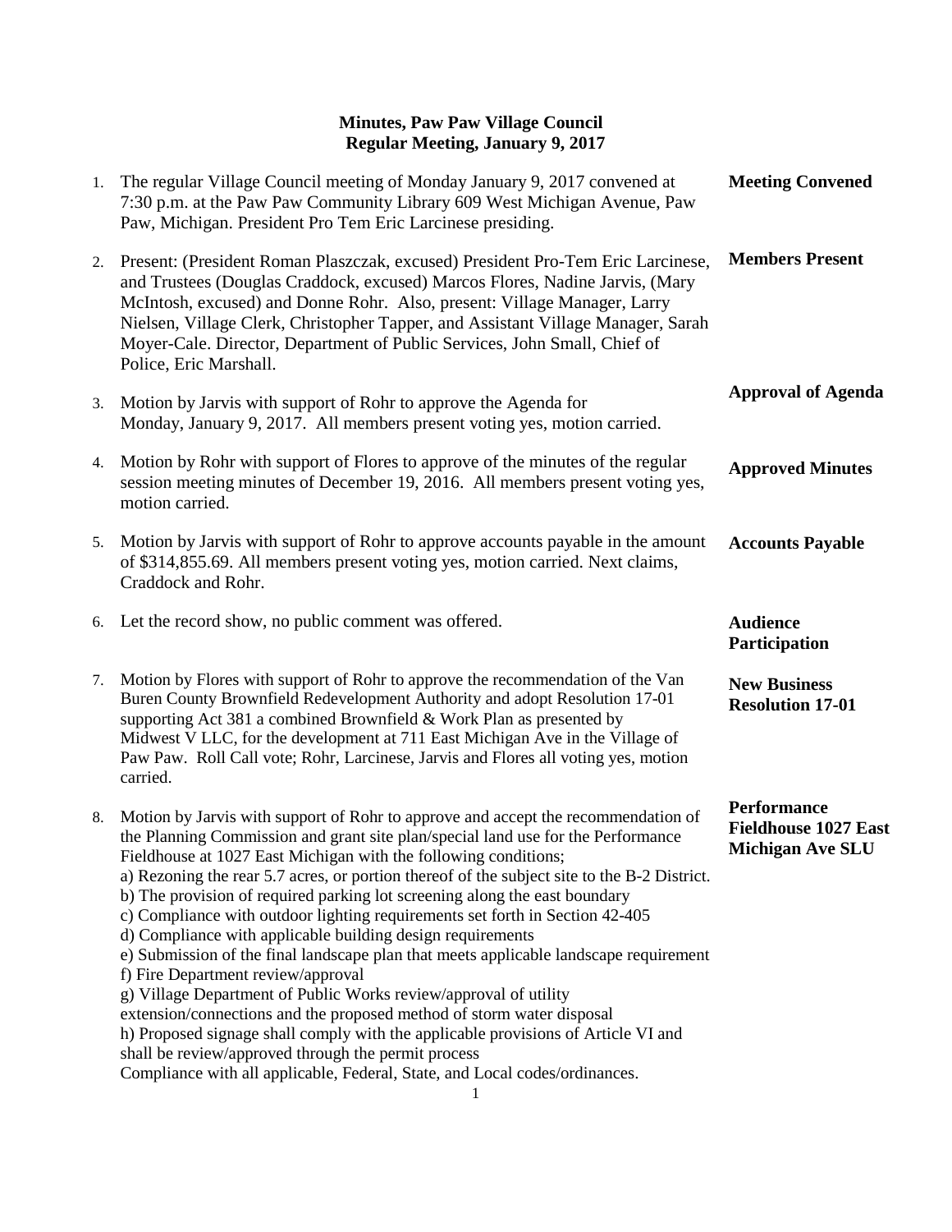# Minutes, Paw Paw Village Council
## Regular Meeting, January 9, 2017

1. The regular Village Council meeting of Monday January 9, 2017 convened at 7:30 p.m. at the Paw Paw Community Library 609 West Michigan Avenue, Paw Paw, Michigan. President Pro Tem Eric Larcinese presiding. **Meeting Convened**

2. Present: (President Roman Plaszczak, excused) President Pro-Tem Eric Larcinese, and Trustees (Douglas Craddock, excused) Marcos Flores, Nadine Jarvis, (Mary McIntosh, excused) and Donne Rohr. Also, present: Village Manager, Larry Nielsen, Village Clerk, Christopher Tapper, and Assistant Village Manager, Sarah Moyer-Cale. Director, Department of Public Services, John Small, Chief of Police, Eric Marshall. **Members Present**

3. Motion by Jarvis with support of Rohr to approve the Agenda for Monday, January 9, 2017. All members present voting yes, motion carried. **Approval of Agenda**

4. Motion by Rohr with support of Flores to approve of the minutes of the regular session meeting minutes of December 19, 2016. All members present voting yes, motion carried. **Approved Minutes**

5. Motion by Jarvis with support of Rohr to approve accounts payable in the amount of $314,855.69. All members present voting yes, motion carried. Next claims, Craddock and Rohr. **Accounts Payable**

6. Let the record show, no public comment was offered. **Audience Participation**

7. Motion by Flores with support of Rohr to approve the recommendation of the Van Buren County Brownfield Redevelopment Authority and adopt Resolution 17-01 supporting Act 381 a combined Brownfield & Work Plan as presented by Midwest V LLC, for the development at 711 East Michigan Ave in the Village of Paw Paw. Roll Call vote; Rohr, Larcinese, Jarvis and Flores all voting yes, motion carried. **New Business Resolution 17-01**

8. Motion by Jarvis with support of Rohr to approve and accept the recommendation of the Planning Commission and grant site plan/special land use for the Performance Fieldhouse at 1027 East Michigan with the following conditions; **Performance Fieldhouse 1027 East Michigan Ave SLU**
   a) Rezoning the rear 5.7 acres, or portion thereof of the subject site to the B-2 District.
   b) The provision of required parking lot screening along the east boundary
   c) Compliance with outdoor lighting requirements set forth in Section 42-405
   d) Compliance with applicable building design requirements
   e) Submission of the final landscape plan that meets applicable landscape requirement
   f) Fire Department review/approval
   g) Village Department of Public Works review/approval of utility extension/connections and the proposed method of storm water disposal
   h) Proposed signage shall comply with the applicable provisions of Article VI and shall be review/approved through the permit process
   Compliance with all applicable, Federal, State, and Local codes/ordinances.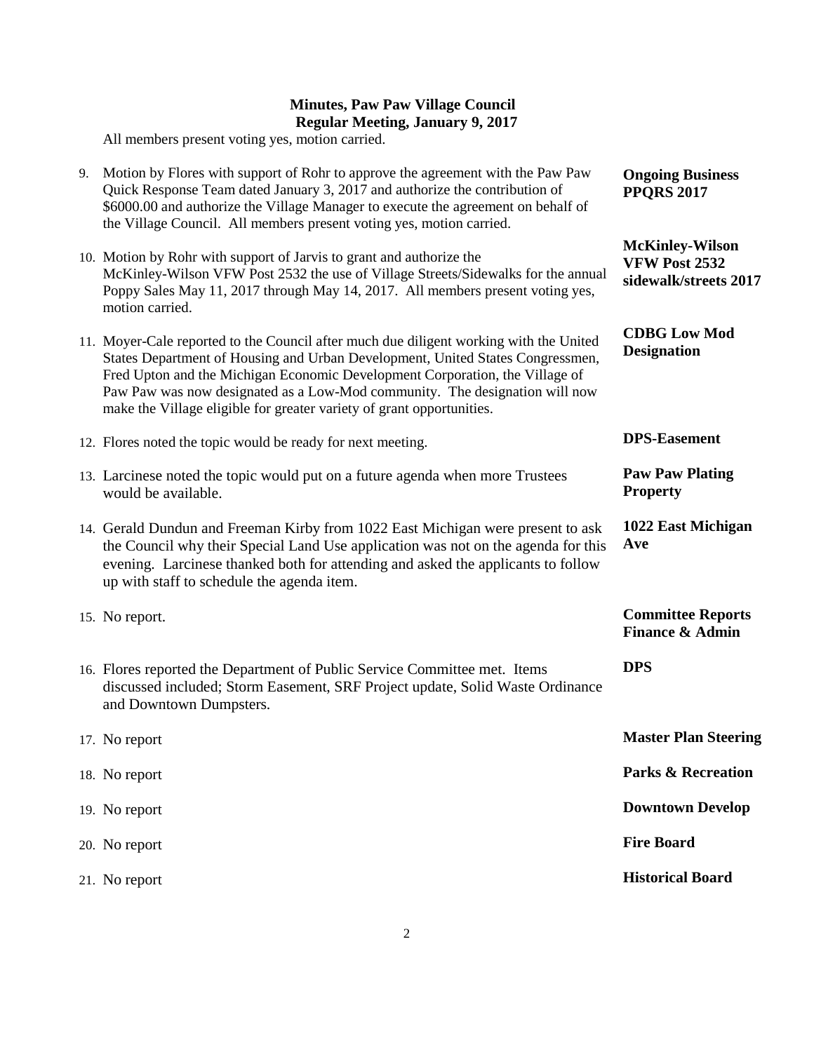**Minutes, Paw Paw Village Council**
**Regular Meeting, January 9, 2017**

All members present voting yes, motion carried.

9. Motion by Flores with support of Rohr to approve the agreement with the Paw Paw Quick Response Team dated January 3, 2017 and authorize the contribution of $6000.00 and authorize the Village Manager to execute the agreement on behalf of the Village Council. All members present voting yes, motion carried. — **Ongoing Business PPQRS 2017**

10. Motion by Rohr with support of Jarvis to grant and authorize the McKinley-Wilson VFW Post 2532 the use of Village Streets/Sidewalks for the annual Poppy Sales May 11, 2017 through May 14, 2017. All members present voting yes, motion carried. — **McKinley-Wilson VFW Post 2532 sidewalk/streets 2017**

11. Moyer-Cale reported to the Council after much due diligent working with the United States Department of Housing and Urban Development, United States Congressmen, Fred Upton and the Michigan Economic Development Corporation, the Village of Paw Paw was now designated as a Low-Mod community. The designation will now make the Village eligible for greater variety of grant opportunities. — **CDBG Low Mod Designation**

12. Flores noted the topic would be ready for next meeting. — **DPS-Easement**

13. Larcinese noted the topic would put on a future agenda when more Trustees would be available. — **Paw Paw Plating Property**

14. Gerald Dundun and Freeman Kirby from 1022 East Michigan were present to ask the Council why their Special Land Use application was not on the agenda for this evening. Larcinese thanked both for attending and asked the applicants to follow up with staff to schedule the agenda item. — **1022 East Michigan Ave**

15. No report. — **Committee Reports Finance & Admin**

16. Flores reported the Department of Public Service Committee met. Items discussed included; Storm Easement, SRF Project update, Solid Waste Ordinance and Downtown Dumpsters. — **DPS**

17. No report — **Master Plan Steering**

18. No report — **Parks & Recreation**

19. No report — **Downtown Develop**

20. No report — **Fire Board**

21. No report — **Historical Board**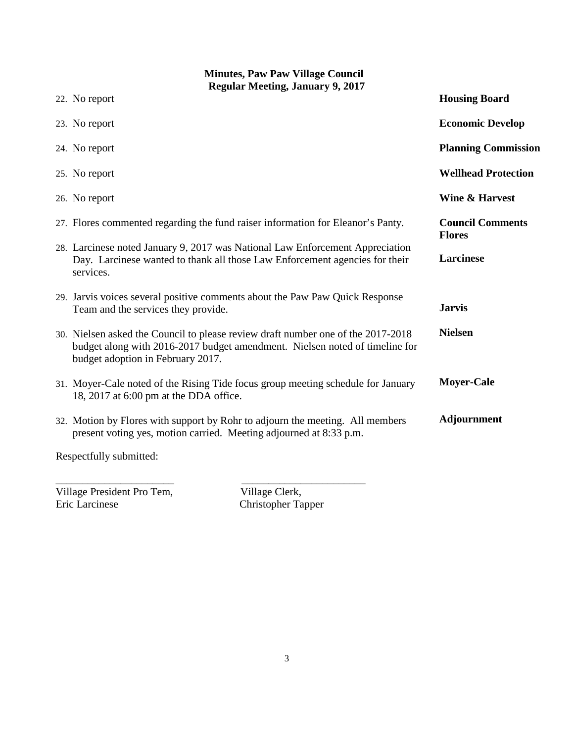**Minutes, Paw Paw Village Council**
**Regular Meeting, January 9, 2017**

| | |
|---|---|
| 22. No report | **Housing Board** |
| 23. No report | **Economic Develop** |
| 24. No report | **Planning Commission** |
| 25. No report | **Wellhead Protection** |
| 26. No report | **Wine & Harvest** |
| 27. Flores commented regarding the fund raiser information for Eleanor's Panty. | **Council Comments Flores** |
| 28. Larcinese noted January 9, 2017 was National Law Enforcement Appreciation Day. Larcinese wanted to thank all those Law Enforcement agencies for their services. | **Larcinese** |
| 29. Jarvis voices several positive comments about the Paw Paw Quick Response Team and the services they provide. | **Jarvis** |
| 30. Nielsen asked the Council to please review draft number one of the 2017-2018 budget along with 2016-2017 budget amendment. Nielsen noted of timeline for budget adoption in February 2017. | **Nielsen** |
| 31. Moyer-Cale noted of the Rising Tide focus group meeting schedule for January 18, 2017 at 6:00 pm at the DDA office. | **Moyer-Cale** |
| 32. Motion by Flores with support by Rohr to adjourn the meeting. All members present voting yes, motion carried. Meeting adjourned at 8:33 p.m. | **Adjournment** |

Respectfully submitted:

______________________ ______________________

Village President Pro Tem, Eric Larcinese

Village Clerk, Christopher Tapper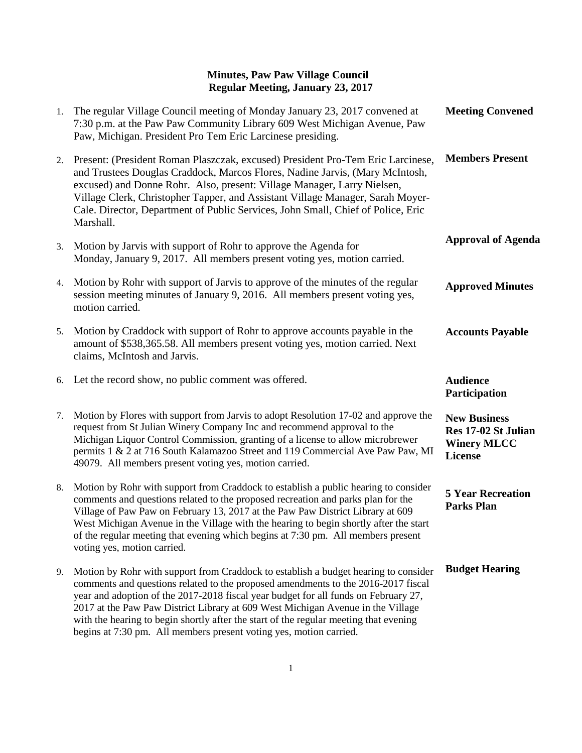**Minutes, Paw Paw Village Council**
**Regular Meeting, January 23, 2017**

1. **Meeting Convened** — The regular Village Council meeting of Monday January 23, 2017 convened at 7:30 p.m. at the Paw Paw Community Library 609 West Michigan Avenue, Paw Paw, Michigan. President Pro Tem Eric Larcinese presiding.

2. **Members Present** — Present: (President Roman Plaszczak, excused) President Pro-Tem Eric Larcinese, and Trustees Douglas Craddock, Marcos Flores, Nadine Jarvis, (Mary McIntosh, excused) and Donne Rohr. Also, present: Village Manager, Larry Nielsen, Village Clerk, Christopher Tapper, and Assistant Village Manager, Sarah Moyer-Cale. Director, Department of Public Services, John Small, Chief of Police, Eric Marshall.

3. **Approval of Agenda** — Motion by Jarvis with support of Rohr to approve the Agenda for Monday, January 9, 2017. All members present voting yes, motion carried.

4. **Approved Minutes** — Motion by Rohr with support of Jarvis to approve of the minutes of the regular session meeting minutes of January 9, 2016. All members present voting yes, motion carried.

5. **Accounts Payable** — Motion by Craddock with support of Rohr to approve accounts payable in the amount of $538,365.58. All members present voting yes, motion carried. Next claims, McIntosh and Jarvis.

6. **Audience Participation** — Let the record show, no public comment was offered.

7. **New Business Res 17-02 St Julian Winery MLCC License** — Motion by Flores with support from Jarvis to adopt Resolution 17-02 and approve the request from St Julian Winery Company Inc and recommend approval to the Michigan Liquor Control Commission, granting of a license to allow microbrewer permits 1 & 2 at 716 South Kalamazoo Street and 119 Commercial Ave Paw Paw, MI 49079. All members present voting yes, motion carried.

8. **5 Year Recreation Parks Plan** — Motion by Rohr with support from Craddock to establish a public hearing to consider comments and questions related to the proposed recreation and parks plan for the Village of Paw Paw on February 13, 2017 at the Paw Paw District Library at 609 West Michigan Avenue in the Village with the hearing to begin shortly after the start of the regular meeting that evening which begins at 7:30 pm. All members present voting yes, motion carried.

9. **Budget Hearing** — Motion by Rohr with support from Craddock to establish a budget hearing to consider comments and questions related to the proposed amendments to the 2016-2017 fiscal year and adoption of the 2017-2018 fiscal year budget for all funds on February 27, 2017 at the Paw Paw District Library at 609 West Michigan Avenue in the Village with the hearing to begin shortly after the start of the regular meeting that evening begins at 7:30 pm. All members present voting yes, motion carried.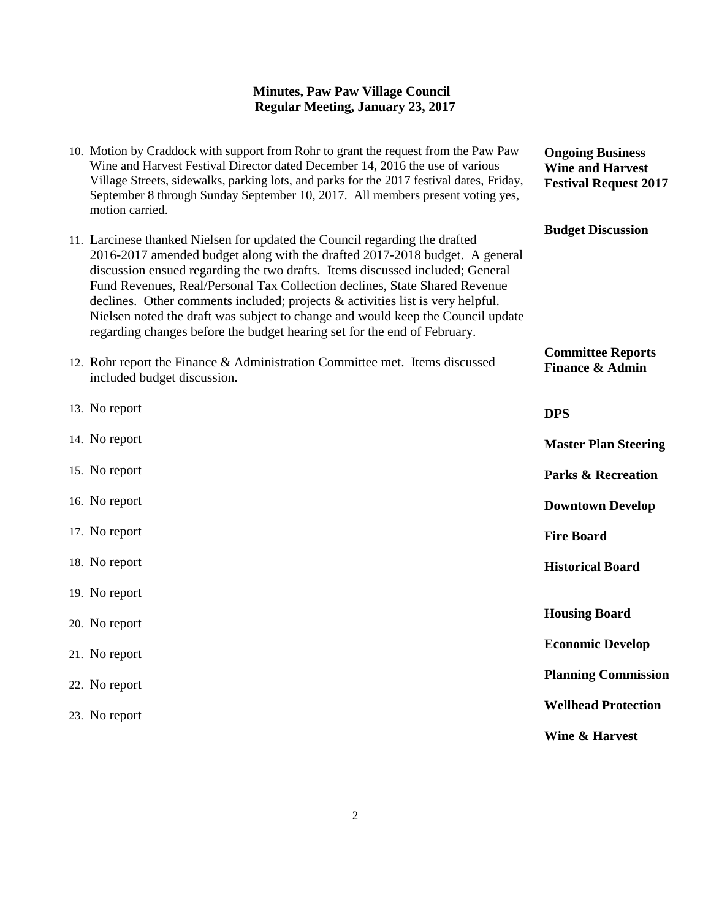**Minutes, Paw Paw Village Council**
**Regular Meeting, January 23, 2017**

| | |
|---|---|
| 10. Motion by Craddock with support from Rohr to grant the request from the Paw Paw Wine and Harvest Festival Director dated December 14, 2016 the use of various Village Streets, sidewalks, parking lots, and parks for the 2017 festival dates, Friday, September 8 through Sunday September 10, 2017. All members present voting yes, motion carried. | **Ongoing Business Wine and Harvest Festival Request 2017** |
| 11. Larcinese thanked Nielsen for updated the Council regarding the drafted 2016-2017 amended budget along with the drafted 2017-2018 budget. A general discussion ensued regarding the two drafts. Items discussed included; General Fund Revenues, Real/Personal Tax Collection declines, State Shared Revenue declines. Other comments included; projects & activities list is very helpful. Nielsen noted the draft was subject to change and would keep the Council update regarding changes before the budget hearing set for the end of February. | **Budget Discussion** |
| 12. Rohr report the Finance & Administration Committee met. Items discussed included budget discussion. | **Committee Reports Finance & Admin** |
| 13. No report | **DPS** |
| 14. No report | **Master Plan Steering** |
| 15. No report | **Parks & Recreation** |
| 16. No report | **Downtown Develop** |
| 17. No report | **Fire Board** |
| 18. No report | **Historical Board** |
| 19. No report | **Housing Board** |
| 20. No report | **Economic Develop** |
| 21. No report | **Planning Commission** |
| 22. No report | **Wellhead Protection** |
| 23. No report | **Wine & Harvest** |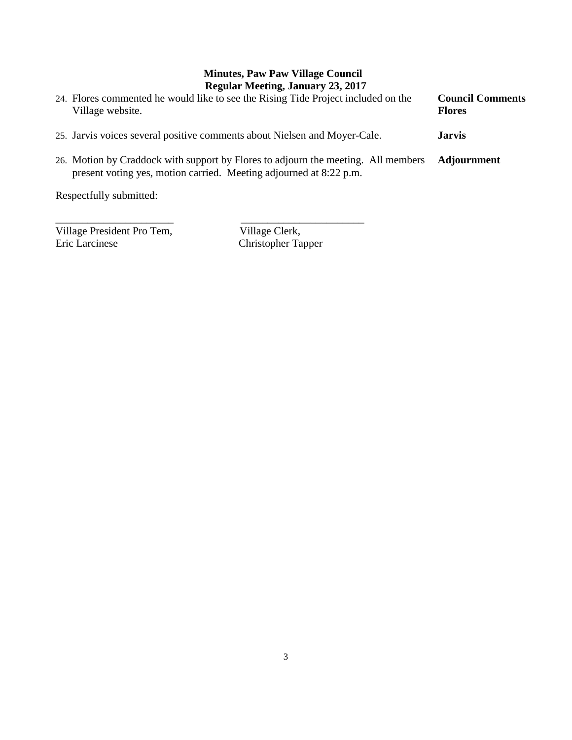**Minutes, Paw Paw Village Council**
**Regular Meeting, January 23, 2017**

| | |
|---|---|
| 24. Flores commented he would like to see the Rising Tide Project included on the Village website. | **Council Comments Flores** |
| 25. Jarvis voices several positive comments about Nielsen and Moyer-Cale. | **Jarvis** |
| 26. Motion by Craddock with support by Flores to adjourn the meeting. All members present voting yes, motion carried. Meeting adjourned at 8:22 p.m. | **Adjournment** |

Respectfully submitted:

| | |
|---|---|
| ______________________ | ______________________ |
| Village President Pro Tem, | Village Clerk, |
| Eric Larcinese | Christopher Tapper |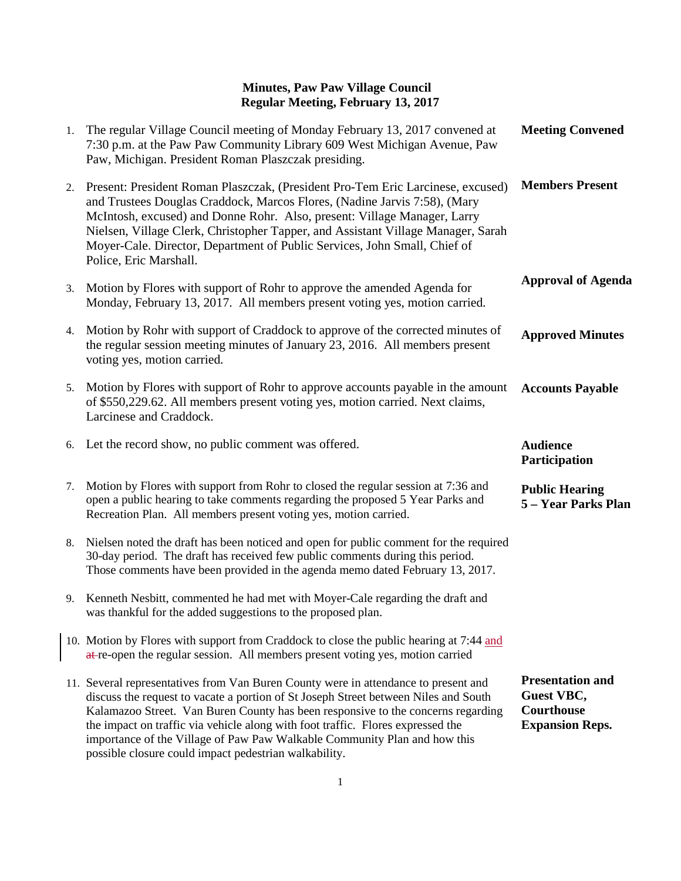**Minutes, Paw Paw Village Council**
**Regular Meeting, February 13, 2017**

1. The regular Village Council meeting of Monday February 13, 2017 convened at 7:30 p.m. at the Paw Paw Community Library 609 West Michigan Avenue, Paw Paw, Michigan. President Roman Plaszczak presiding. — **Meeting Convened**

2. Present: President Roman Plaszczak, (President Pro-Tem Eric Larcinese, excused) and Trustees Douglas Craddock, Marcos Flores, (Nadine Jarvis 7:58), (Mary McIntosh, excused) and Donne Rohr. Also, present: Village Manager, Larry Nielsen, Village Clerk, Christopher Tapper, and Assistant Village Manager, Sarah Moyer-Cale. Director, Department of Public Services, John Small, Chief of Police, Eric Marshall. — **Members Present**

3. Motion by Flores with support of Rohr to approve the amended Agenda for Monday, February 13, 2017. All members present voting yes, motion carried. — **Approval of Agenda**

4. Motion by Rohr with support of Craddock to approve of the corrected minutes of the regular session meeting minutes of January 23, 2016. All members present voting yes, motion carried. — **Approved Minutes**

5. Motion by Flores with support of Rohr to approve accounts payable in the amount of $550,229.62. All members present voting yes, motion carried. Next claims, Larcinese and Craddock. — **Accounts Payable**

6. Let the record show, no public comment was offered. — **Audience Participation**

7. Motion by Flores with support from Rohr to closed the regular session at 7:36 and open a public hearing to take comments regarding the proposed 5 Year Parks and Recreation Plan. All members present voting yes, motion carried. — **Public Hearing 5 – Year Parks Plan**

8. Nielsen noted the draft has been noticed and open for public comment for the required 30-day period. The draft has received few public comments during this period. Those comments have been provided in the agenda memo dated February 13, 2017.

9. Kenneth Nesbitt, commented he had met with Moyer-Cale regarding the draft and was thankful for the added suggestions to the proposed plan.

10. Motion by Flores with support from Craddock to close the public hearing at 7:44 and ~~at~~ re-open the regular session. All members present voting yes, motion carried

11. Several representatives from Van Buren County were in attendance to present and discuss the request to vacate a portion of St Joseph Street between Niles and South Kalamazoo Street. Van Buren County has been responsive to the concerns regarding the impact on traffic via vehicle along with foot traffic. Flores expressed the importance of the Village of Paw Paw Walkable Community Plan and how this possible closure could impact pedestrian walkability. — **Presentation and Guest VBC, Courthouse Expansion Reps.**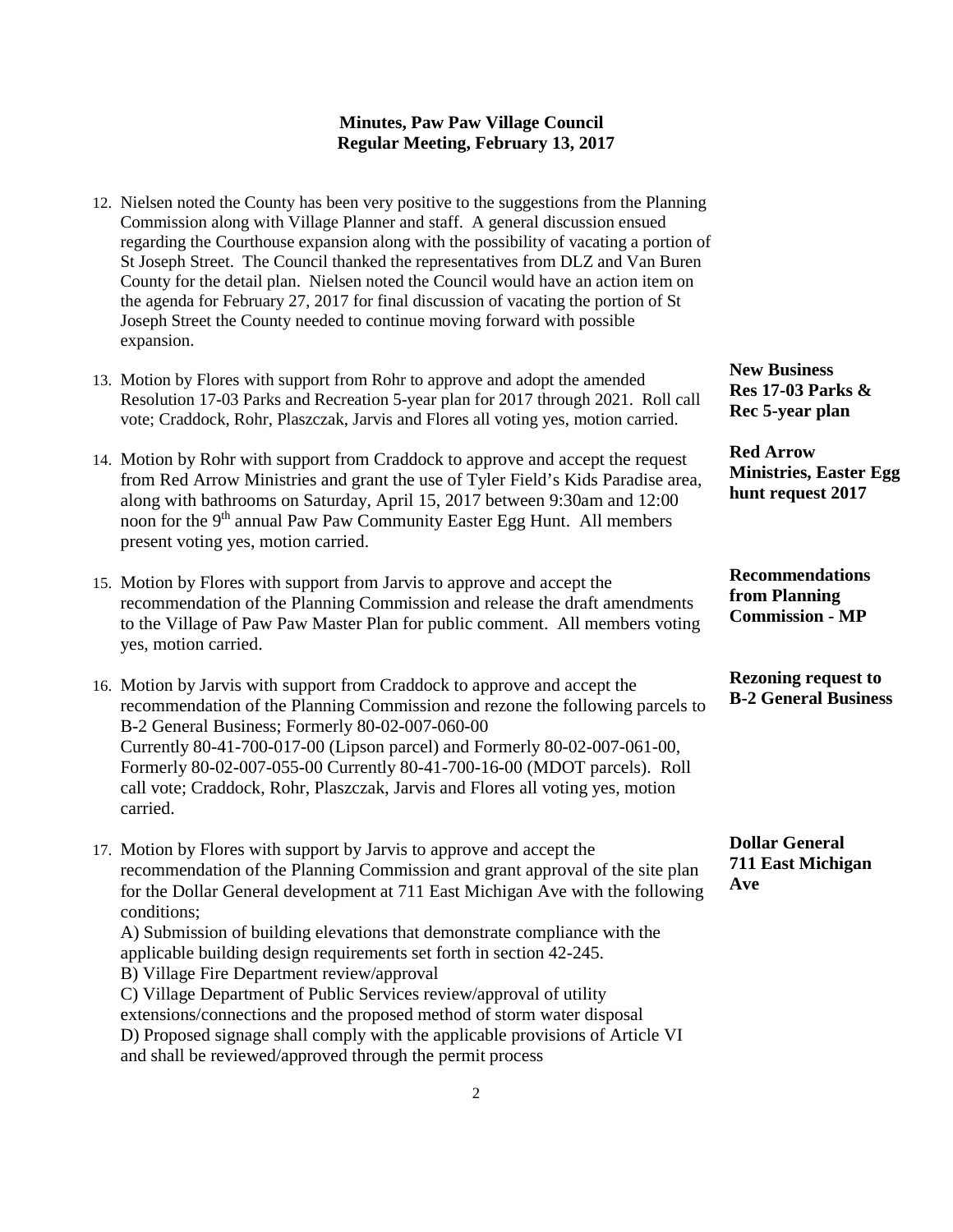# Minutes, Paw Paw Village Council
## Regular Meeting, February 13, 2017

12. Nielsen noted the County has been very positive to the suggestions from the Planning Commission along with Village Planner and staff. A general discussion ensued regarding the Courthouse expansion along with the possibility of vacating a portion of St Joseph Street. The Council thanked the representatives from DLZ and Van Buren County for the detail plan. Nielsen noted the Council would have an action item on the agenda for February 27, 2017 for final discussion of vacating the portion of St Joseph Street the County needed to continue moving forward with possible expansion.

**New Business Res 17-03 Parks & Rec 5-year plan**

13. Motion by Flores with support from Rohr to approve and adopt the amended Resolution 17-03 Parks and Recreation 5-year plan for 2017 through 2021. Roll call vote; Craddock, Rohr, Plaszczak, Jarvis and Flores all voting yes, motion carried.

**Red Arrow Ministries, Easter Egg hunt request 2017**

14. Motion by Rohr with support from Craddock to approve and accept the request from Red Arrow Ministries and grant the use of Tyler Field's Kids Paradise area, along with bathrooms on Saturday, April 15, 2017 between 9:30am and 12:00 noon for the 9th annual Paw Paw Community Easter Egg Hunt. All members present voting yes, motion carried.

**Recommendations from Planning Commission - MP**

15. Motion by Flores with support from Jarvis to approve and accept the recommendation of the Planning Commission and release the draft amendments to the Village of Paw Paw Master Plan for public comment. All members voting yes, motion carried.

**Rezoning request to B-2 General Business**

16. Motion by Jarvis with support from Craddock to approve and accept the recommendation of the Planning Commission and rezone the following parcels to B-2 General Business; Formerly 80-02-007-060-00 Currently 80-41-700-017-00 (Lipson parcel) and Formerly 80-02-007-061-00, Formerly 80-02-007-055-00 Currently 80-41-700-16-00 (MDOT parcels). Roll call vote; Craddock, Rohr, Plaszczak, Jarvis and Flores all voting yes, motion carried.

**Dollar General 711 East Michigan Ave**

17. Motion by Flores with support by Jarvis to approve and accept the recommendation of the Planning Commission and grant approval of the site plan for the Dollar General development at 711 East Michigan Ave with the following conditions;
    A) Submission of building elevations that demonstrate compliance with the applicable building design requirements set forth in section 42-245.
    B) Village Fire Department review/approval
    C) Village Department of Public Services review/approval of utility extensions/connections and the proposed method of storm water disposal
    D) Proposed signage shall comply with the applicable provisions of Article VI and shall be reviewed/approved through the permit process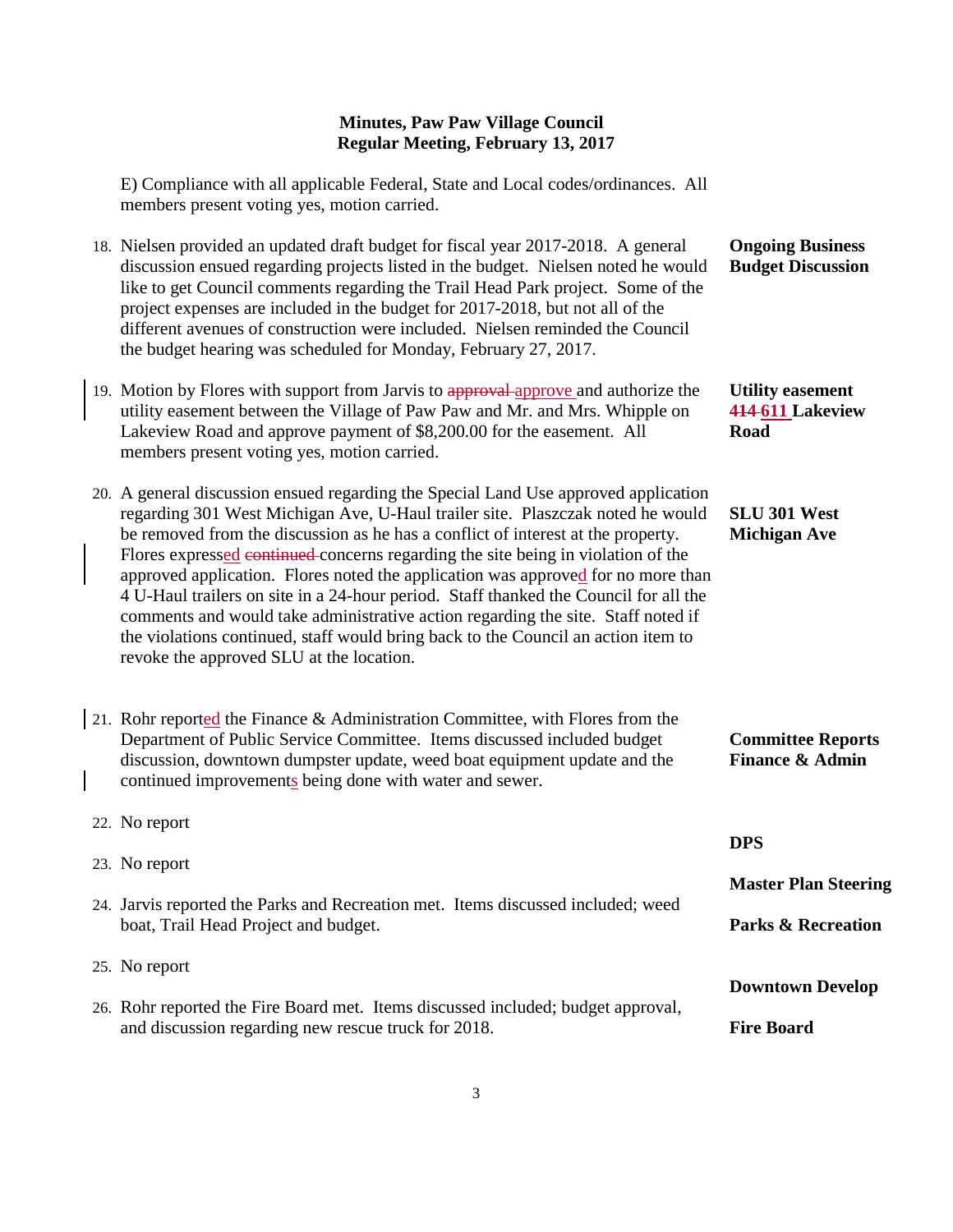**Minutes, Paw Paw Village Council**
**Regular Meeting, February 13, 2017**

E) Compliance with all applicable Federal, State and Local codes/ordinances. All members present voting yes, motion carried.

18. Nielsen provided an updated draft budget for fiscal year 2017-2018. A general discussion ensued regarding projects listed in the budget. Nielsen noted he would like to get Council comments regarding the Trail Head Park project. Some of the project expenses are included in the budget for 2017-2018, but not all of the different avenues of construction were included. Nielsen reminded the Council the budget hearing was scheduled for Monday, February 27, 2017.
   **Ongoing Business Budget Discussion**

19. Motion by Flores with support from Jarvis to ~~approval~~ approve and authorize the utility easement between the Village of Paw Paw and Mr. and Mrs. Whipple on Lakeview Road and approve payment of $8,200.00 for the easement. All members present voting yes, motion carried.
   **Utility easement ~~414~~ 611 Lakeview Road**

20. A general discussion ensued regarding the Special Land Use approved application regarding 301 West Michigan Ave, U-Haul trailer site. Plaszczak noted he would be removed from the discussion as he has a conflict of interest at the property. Flores expressed ~~continued~~ concerns regarding the site being in violation of the approved application. Flores noted the application was approved for no more than 4 U-Haul trailers on site in a 24-hour period. Staff thanked the Council for all the comments and would take administrative action regarding the site. Staff noted if the violations continued, staff would bring back to the Council an action item to revoke the approved SLU at the location.
   **SLU 301 West Michigan Ave**

21. Rohr reported the Finance & Administration Committee, with Flores from the Department of Public Service Committee. Items discussed included budget discussion, downtown dumpster update, weed boat equipment update and the continued improvements being done with water and sewer.
   **Committee Reports Finance & Admin**

22. No report
   **DPS**

23. No report
   **Master Plan Steering**

24. Jarvis reported the Parks and Recreation met. Items discussed included; weed boat, Trail Head Project and budget.
   **Parks & Recreation**

25. No report
   **Downtown Develop**

26. Rohr reported the Fire Board met. Items discussed included; budget approval, and discussion regarding new rescue truck for 2018.
   **Fire Board**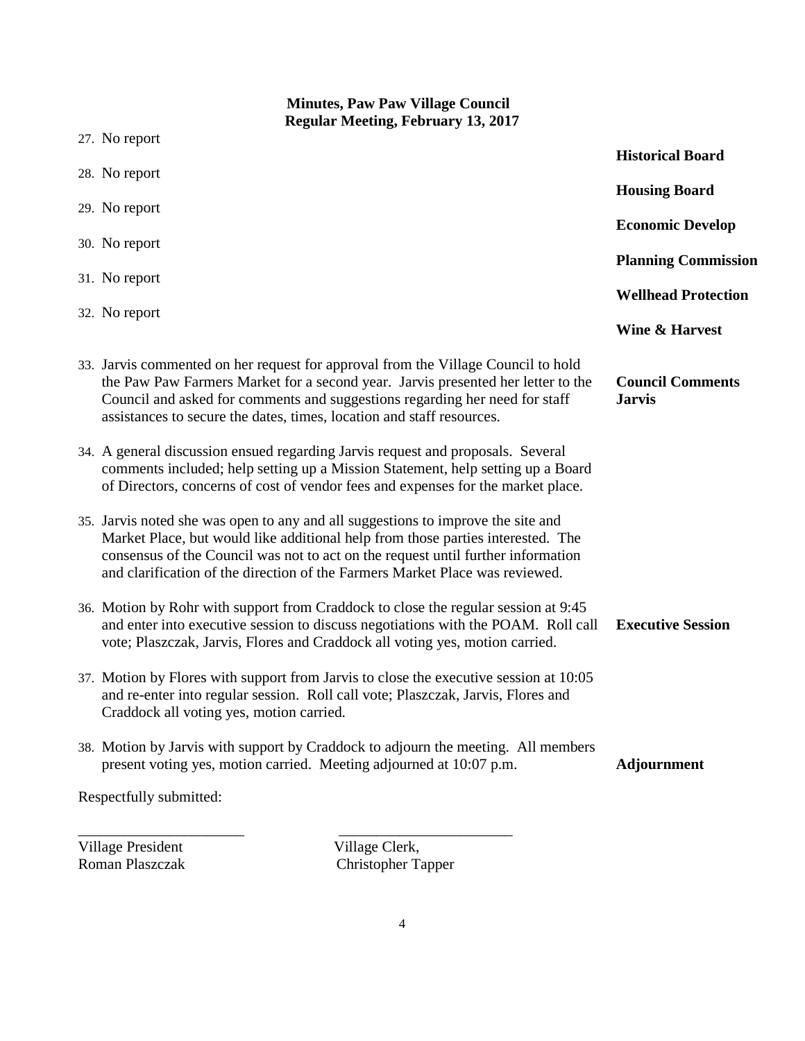**Minutes, Paw Paw Village Council**
**Regular Meeting, February 13, 2017**

27. No report — **Historical Board**

28. No report — **Housing Board**

29. No report — **Economic Develop**

30. No report — **Planning Commission**

31. No report — **Wellhead Protection**

32. No report — **Wine & Harvest**

**Council Comments Jarvis**

33. Jarvis commented on her request for approval from the Village Council to hold the Paw Paw Farmers Market for a second year. Jarvis presented her letter to the Council and asked for comments and suggestions regarding her need for staff assistances to secure the dates, times, location and staff resources.

34. A general discussion ensued regarding Jarvis request and proposals. Several comments included; help setting up a Mission Statement, help setting up a Board of Directors, concerns of cost of vendor fees and expenses for the market place.

35. Jarvis noted she was open to any and all suggestions to improve the site and Market Place, but would like additional help from those parties interested. The consensus of the Council was not to act on the request until further information and clarification of the direction of the Farmers Market Place was reviewed.

**Executive Session**

36. Motion by Rohr with support from Craddock to close the regular session at 9:45 and enter into executive session to discuss negotiations with the POAM. Roll call vote; Plaszczak, Jarvis, Flores and Craddock all voting yes, motion carried.

37. Motion by Flores with support from Jarvis to close the executive session at 10:05 and re-enter into regular session. Roll call vote; Plaszczak, Jarvis, Flores and Craddock all voting yes, motion carried.

**Adjournment**

38. Motion by Jarvis with support by Craddock to adjourn the meeting. All members present voting yes, motion carried. Meeting adjourned at 10:07 p.m.

Respectfully submitted:

\_\_\_\_\_\_\_\_\_\_\_\_\_\_\_\_\_\_\_\_\_\_ \_\_\_\_\_\_\_\_\_\_\_\_\_\_\_\_\_\_\_\_\_\_\_

Village President, Roman Plaszczak

Village Clerk, Christopher Tapper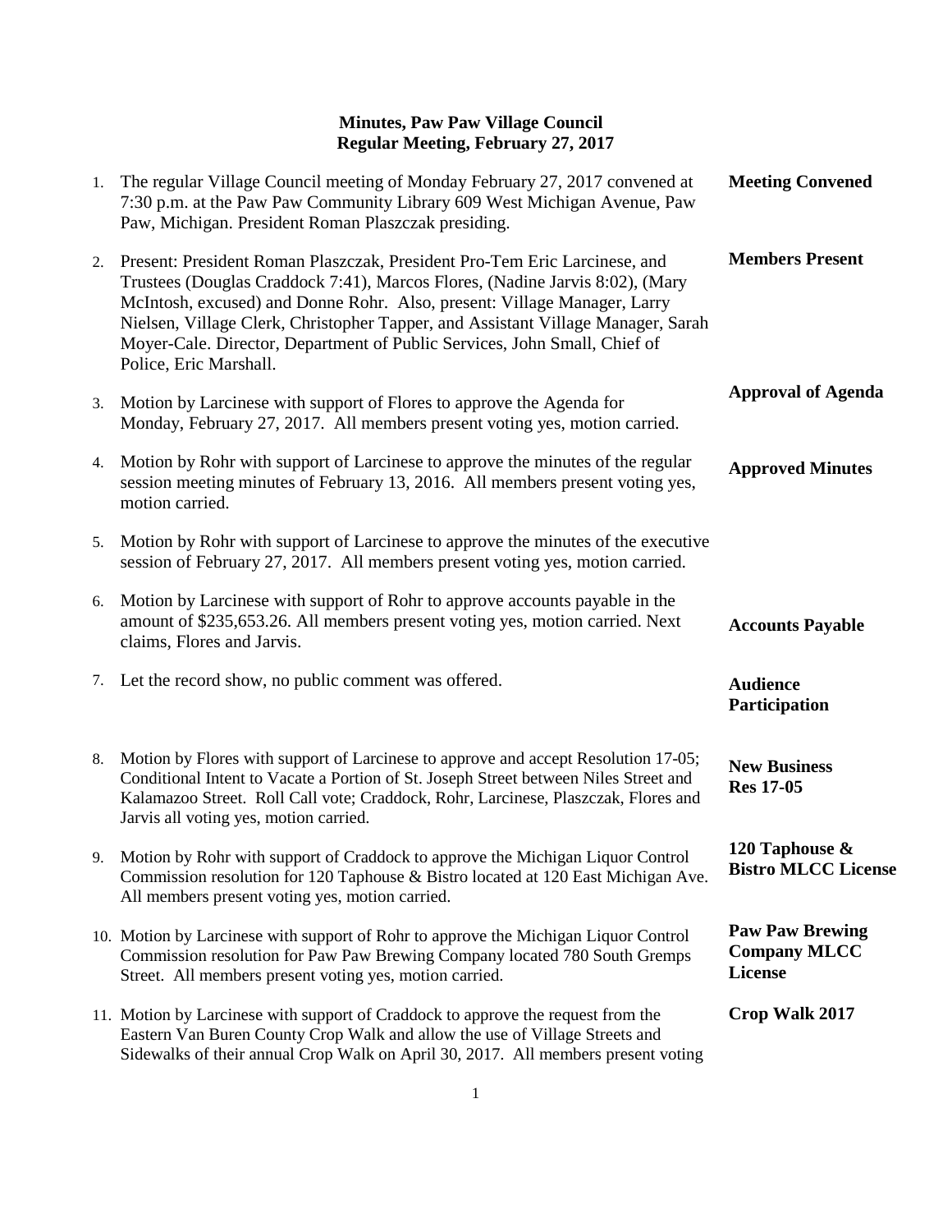**Minutes, Paw Paw Village Council**
**Regular Meeting, February 27, 2017**

1. The regular Village Council meeting of Monday February 27, 2017 convened at 7:30 p.m. at the Paw Paw Community Library 609 West Michigan Avenue, Paw Paw, Michigan. President Roman Plaszczak presiding. — **Meeting Convened**

2. Present: President Roman Plaszczak, President Pro-Tem Eric Larcinese, and Trustees (Douglas Craddock 7:41), Marcos Flores, (Nadine Jarvis 8:02), (Mary McIntosh, excused) and Donne Rohr. Also, present: Village Manager, Larry Nielsen, Village Clerk, Christopher Tapper, and Assistant Village Manager, Sarah Moyer-Cale. Director, Department of Public Services, John Small, Chief of Police, Eric Marshall. — **Members Present**

3. Motion by Larcinese with support of Flores to approve the Agenda for Monday, February 27, 2017. All members present voting yes, motion carried. — **Approval of Agenda**

4. Motion by Rohr with support of Larcinese to approve the minutes of the regular session meeting minutes of February 13, 2016. All members present voting yes, motion carried. — **Approved Minutes**

5. Motion by Rohr with support of Larcinese to approve the minutes of the executive session of February 27, 2017. All members present voting yes, motion carried.

6. Motion by Larcinese with support of Rohr to approve accounts payable in the amount of $235,653.26. All members present voting yes, motion carried. Next claims, Flores and Jarvis. — **Accounts Payable**

7. Let the record show, no public comment was offered. — **Audience Participation**

8. Motion by Flores with support of Larcinese to approve and accept Resolution 17-05; Conditional Intent to Vacate a Portion of St. Joseph Street between Niles Street and Kalamazoo Street. Roll Call vote; Craddock, Rohr, Larcinese, Plaszczak, Flores and Jarvis all voting yes, motion carried. — **New Business Res 17-05**

9. Motion by Rohr with support of Craddock to approve the Michigan Liquor Control Commission resolution for 120 Taphouse & Bistro located at 120 East Michigan Ave. All members present voting yes, motion carried. — **120 Taphouse & Bistro MLCC License**

10. Motion by Larcinese with support of Rohr to approve the Michigan Liquor Control Commission resolution for Paw Paw Brewing Company located 780 South Gremps Street. All members present voting yes, motion carried. — **Paw Paw Brewing Company MLCC License**

11. Motion by Larcinese with support of Craddock to approve the request from the Eastern Van Buren County Crop Walk and allow the use of Village Streets and Sidewalks of their annual Crop Walk on April 30, 2017. All members present voting — **Crop Walk 2017**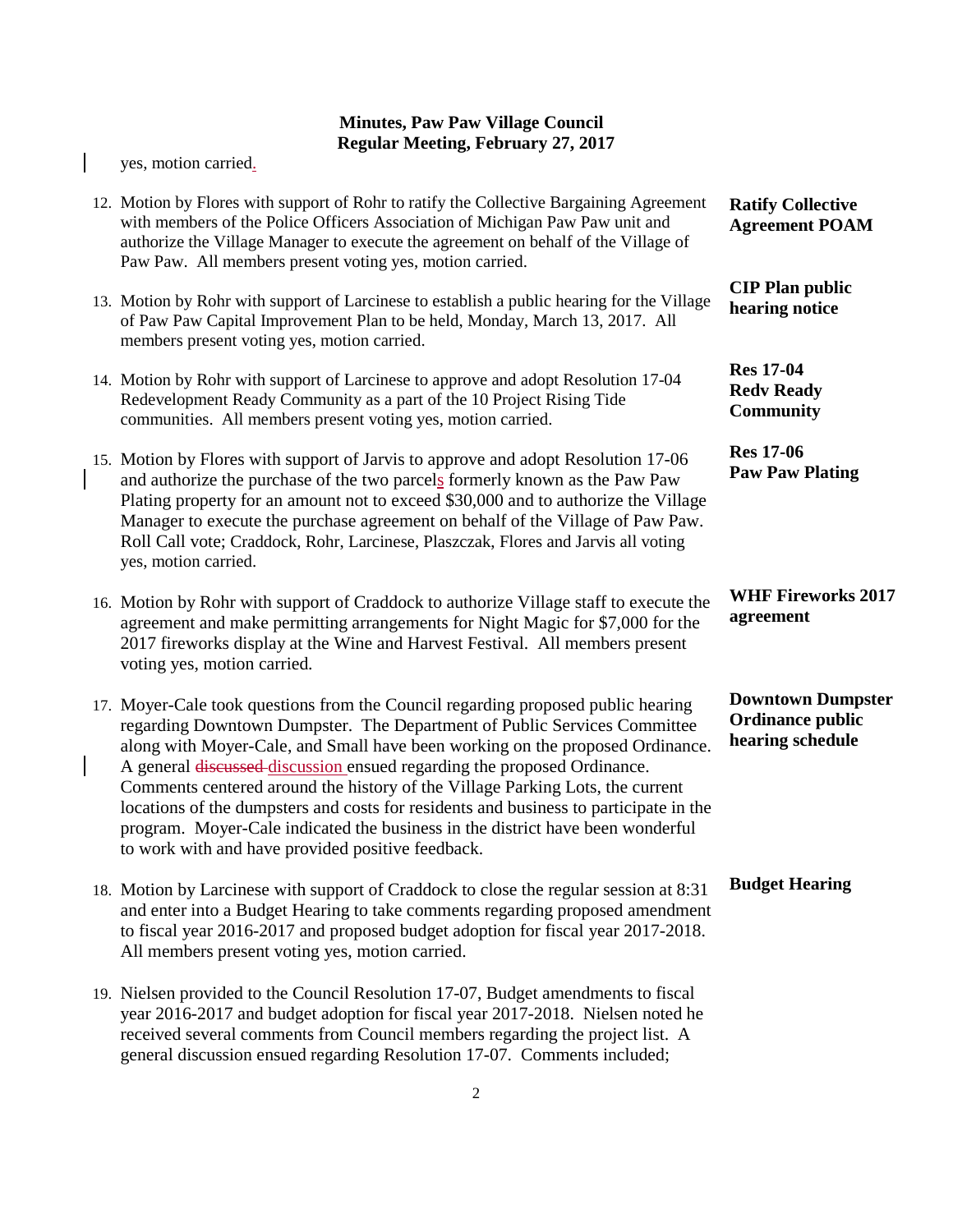yes, motion carried.

12. Motion by Flores with support of Rohr to ratify the Collective Bargaining Agreement with members of the Police Officers Association of Michigan Paw Paw unit and authorize the Village Manager to execute the agreement on behalf of the Village of Paw Paw. All members present voting yes, motion carried.

    **Ratify Collective Agreement POAM**

13. Motion by Rohr with support of Larcinese to establish a public hearing for the Village of Paw Paw Capital Improvement Plan to be held, Monday, March 13, 2017. All members present voting yes, motion carried.

    **CIP Plan public hearing notice**

14. Motion by Rohr with support of Larcinese to approve and adopt Resolution 17-04 Redevelopment Ready Community as a part of the 10 Project Rising Tide communities. All members present voting yes, motion carried.

    **Res 17-04 Redv Ready Community**

15. Motion by Flores with support of Jarvis to approve and adopt Resolution 17-06 and authorize the purchase of the two parcels formerly known as the Paw Paw Plating property for an amount not to exceed $30,000 and to authorize the Village Manager to execute the purchase agreement on behalf of the Village of Paw Paw. Roll Call vote; Craddock, Rohr, Larcinese, Plaszczak, Flores and Jarvis all voting yes, motion carried.

    **Res 17-06 Paw Paw Plating**

16. Motion by Rohr with support of Craddock to authorize Village staff to execute the agreement and make permitting arrangements for Night Magic for $7,000 for the 2017 fireworks display at the Wine and Harvest Festival. All members present voting yes, motion carried.

    **WHF Fireworks 2017 agreement**

17. Moyer-Cale took questions from the Council regarding proposed public hearing regarding Downtown Dumpster. The Department of Public Services Committee along with Moyer-Cale, and Small have been working on the proposed Ordinance. A general ~~discussed~~ discussion ensued regarding the proposed Ordinance. Comments centered around the history of the Village Parking Lots, the current locations of the dumpsters and costs for residents and business to participate in the program. Moyer-Cale indicated the business in the district have been wonderful to work with and have provided positive feedback.

    **Downtown Dumpster Ordinance public hearing schedule**

18. Motion by Larcinese with support of Craddock to close the regular session at 8:31 and enter into a Budget Hearing to take comments regarding proposed amendment to fiscal year 2016-2017 and proposed budget adoption for fiscal year 2017-2018. All members present voting yes, motion carried.

    **Budget Hearing**

19. Nielsen provided to the Council Resolution 17-07, Budget amendments to fiscal year 2016-2017 and budget adoption for fiscal year 2017-2018. Nielsen noted he received several comments from Council members regarding the project list. A general discussion ensued regarding Resolution 17-07. Comments included;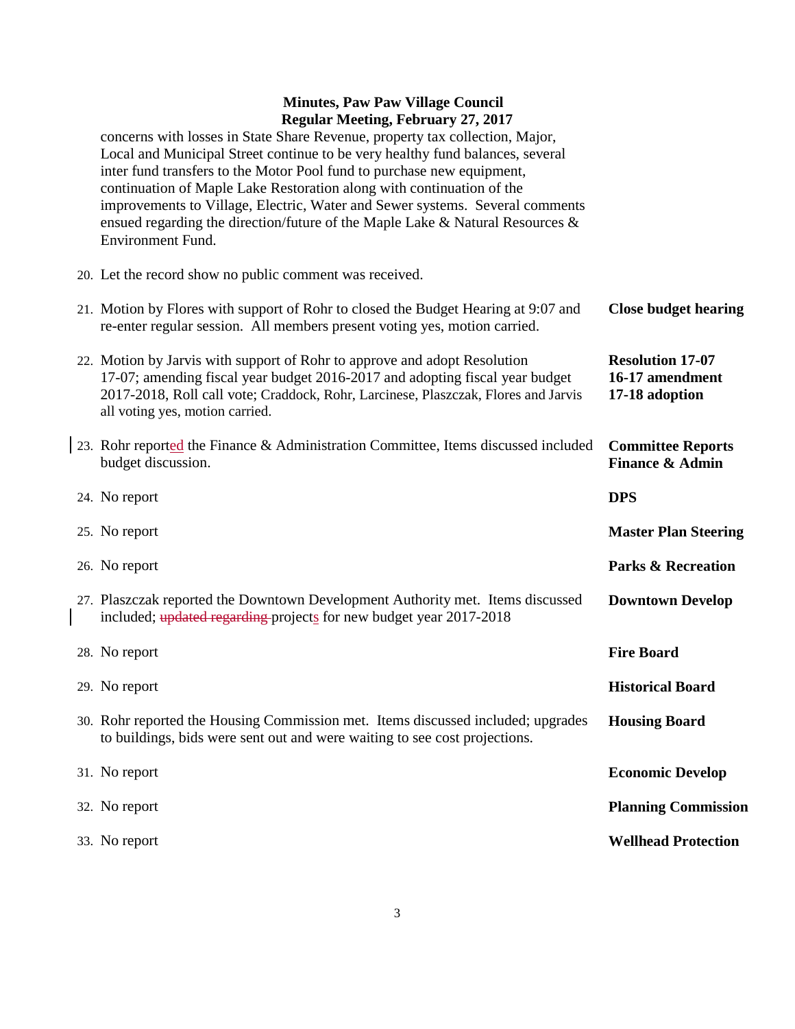concerns with losses in State Share Revenue, property tax collection, Major, Local and Municipal Street continue to be very healthy fund balances, several inter fund transfers to the Motor Pool fund to purchase new equipment, continuation of Maple Lake Restoration along with continuation of the improvements to Village, Electric, Water and Sewer systems. Several comments ensued regarding the direction/future of the Maple Lake & Natural Resources & Environment Fund.

20. Let the record show no public comment was received.

21. Motion by Flores with support of Rohr to closed the Budget Hearing at 9:07 and re-enter regular session. All members present voting yes, motion carried. — **Close budget hearing**

22. Motion by Jarvis with support of Rohr to approve and adopt Resolution 17-07; amending fiscal year budget 2016-2017 and adopting fiscal year budget 2017-2018, Roll call vote; Craddock, Rohr, Larcinese, Plaszczak, Flores and Jarvis all voting yes, motion carried. — **Resolution 17-07 16-17 amendment 17-18 adoption**

23. Rohr reported the Finance & Administration Committee, Items discussed included budget discussion. — **Committee Reports Finance & Admin**

24. No report — **DPS**

25. No report — **Master Plan Steering**

26. No report — **Parks & Recreation**

27. Plaszczak reported the Downtown Development Authority met. Items discussed included; ~~updated regarding~~ projects for new budget year 2017-2018 — **Downtown Develop**

28. No report — **Fire Board**

29. No report — **Historical Board**

30. Rohr reported the Housing Commission met. Items discussed included; upgrades to buildings, bids were sent out and were waiting to see cost projections. — **Housing Board**

31. No report — **Economic Develop**

32. No report — **Planning Commission**

33. No report — **Wellhead Protection**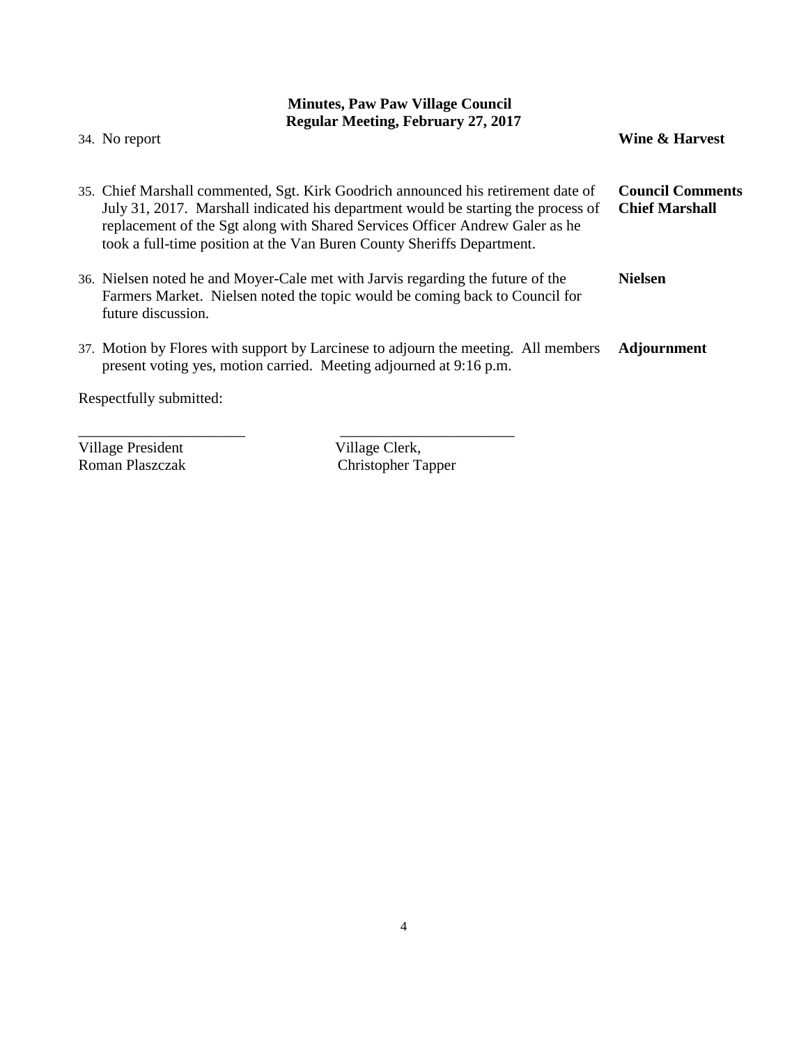**Minutes, Paw Paw Village Council**
**Regular Meeting, February 27, 2017**

34. No report **Wine & Harvest**

35. Chief Marshall commented, Sgt. Kirk Goodrich announced his retirement date of July 31, 2017. Marshall indicated his department would be starting the process of replacement of the Sgt along with Shared Services Officer Andrew Galer as he took a full-time position at the Van Buren County Sheriffs Department. **Council Comments Chief Marshall**

36. Nielsen noted he and Moyer-Cale met with Jarvis regarding the future of the Farmers Market. Nielsen noted the topic would be coming back to Council for future discussion. **Nielsen**

37. Motion by Flores with support by Larcinese to adjourn the meeting. All members present voting yes, motion carried. Meeting adjourned at 9:16 p.m. **Adjournment**

Respectfully submitted:

______________________ ______________________

Village President Village Clerk,
Roman Plaszczak Christopher Tapper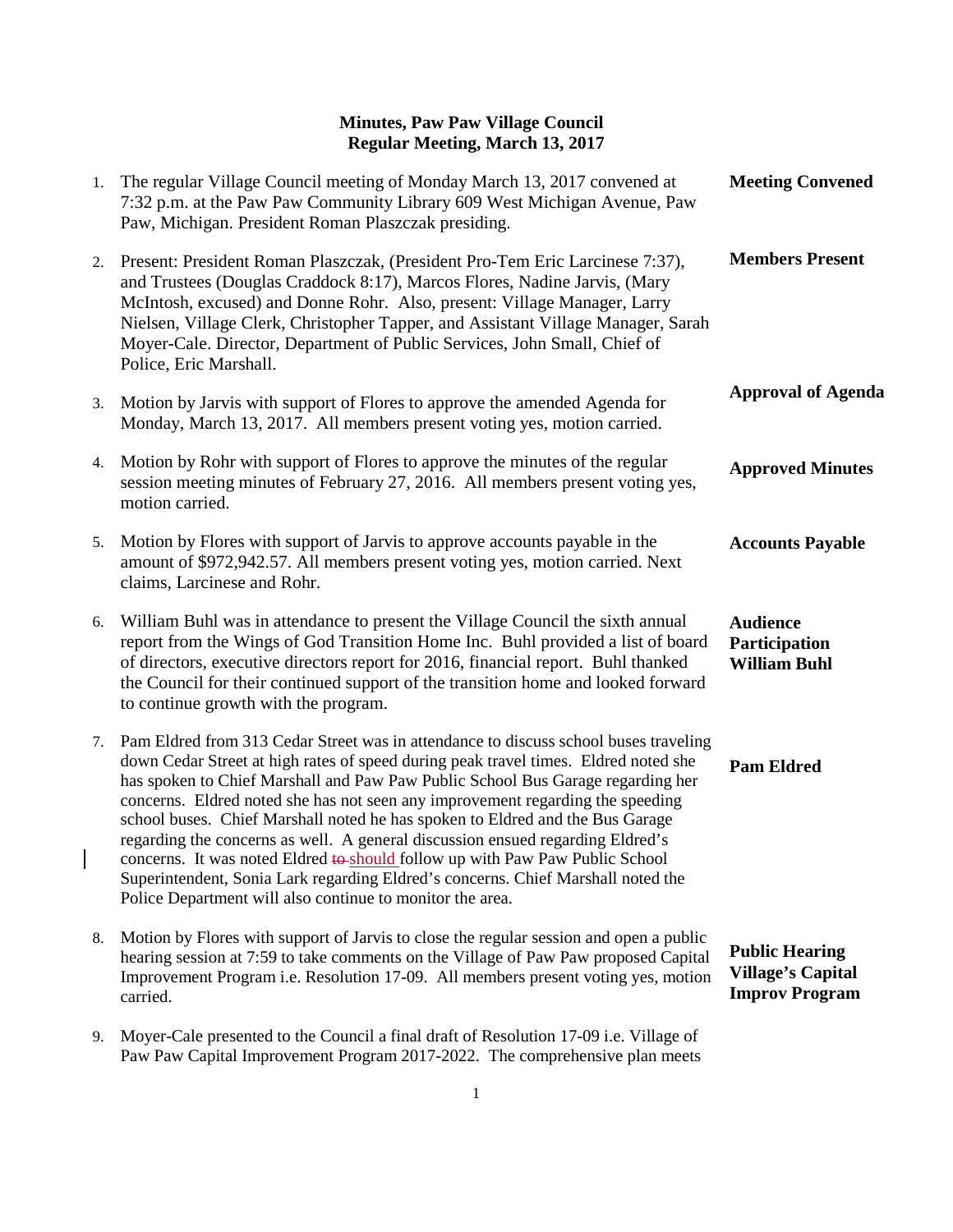# Minutes, Paw Paw Village Council
## Regular Meeting, March 13, 2017

1. The regular Village Council meeting of Monday March 13, 2017 convened at 7:32 p.m. at the Paw Paw Community Library 609 West Michigan Avenue, Paw Paw, Michigan. President Roman Plaszczak presiding. — **Meeting Convened**

2. Present: President Roman Plaszczak, (President Pro-Tem Eric Larcinese 7:37), and Trustees (Douglas Craddock 8:17), Marcos Flores, Nadine Jarvis, (Mary McIntosh, excused) and Donne Rohr. Also, present: Village Manager, Larry Nielsen, Village Clerk, Christopher Tapper, and Assistant Village Manager, Sarah Moyer-Cale. Director, Department of Public Services, John Small, Chief of Police, Eric Marshall. — **Members Present**

3. Motion by Jarvis with support of Flores to approve the amended Agenda for Monday, March 13, 2017. All members present voting yes, motion carried. — **Approval of Agenda**

4. Motion by Rohr with support of Flores to approve the minutes of the regular session meeting minutes of February 27, 2016. All members present voting yes, motion carried. — **Approved Minutes**

5. Motion by Flores with support of Jarvis to approve accounts payable in the amount of $972,942.57. All members present voting yes, motion carried. Next claims, Larcinese and Rohr. — **Accounts Payable**

6. William Buhl was in attendance to present the Village Council the sixth annual report from the Wings of God Transition Home Inc. Buhl provided a list of board of directors, executive directors report for 2016, financial report. Buhl thanked the Council for their continued support of the transition home and looked forward to continue growth with the program. — **Audience Participation William Buhl**

7. Pam Eldred from 313 Cedar Street was in attendance to discuss school buses traveling down Cedar Street at high rates of speed during peak travel times. Eldred noted she has spoken to Chief Marshall and Paw Paw Public School Bus Garage regarding her concerns. Eldred noted she has not seen any improvement regarding the speeding school buses. Chief Marshall noted he has spoken to Eldred and the Bus Garage regarding the concerns as well. A general discussion ensued regarding Eldred's concerns. It was noted Eldred ~~to~~ should follow up with Paw Paw Public School Superintendent, Sonia Lark regarding Eldred's concerns. Chief Marshall noted the Police Department will also continue to monitor the area. — **Pam Eldred**

8. Motion by Flores with support of Jarvis to close the regular session and open a public hearing session at 7:59 to take comments on the Village of Paw Paw proposed Capital Improvement Program i.e. Resolution 17-09. All members present voting yes, motion carried. — **Public Hearing Village's Capital Improv Program**

9. Moyer-Cale presented to the Council a final draft of Resolution 17-09 i.e. Village of Paw Paw Capital Improvement Program 2017-2022. The comprehensive plan meets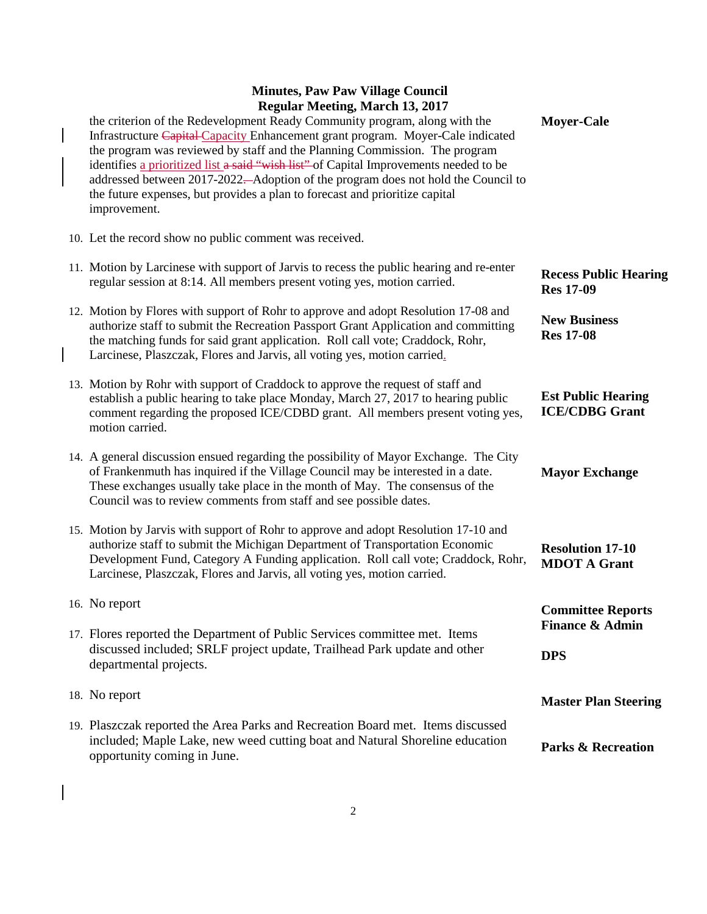# Minutes, Paw Paw Village Council
## Regular Meeting, March 13, 2017

| | |
|---|---|
| the criterion of the Redevelopment Ready Community program, along with the Infrastructure ~~Capital~~ Capacity Enhancement grant program. Moyer-Cale indicated the program was reviewed by staff and the Planning Commission. The program identifies a prioritized list ~~a said "wish list"~~ of Capital Improvements needed to be addressed between 2017-2022. Adoption of the program does not hold the Council to the future expenses, but provides a plan to forecast and prioritize capital improvement. | **Moyer-Cale** |
| 10. Let the record show no public comment was received. | |
| 11. Motion by Larcinese with support of Jarvis to recess the public hearing and re-enter regular session at 8:14. All members present voting yes, motion carried. | **Recess Public Hearing Res 17-09** |
| 12. Motion by Flores with support of Rohr to approve and adopt Resolution 17-08 and authorize staff to submit the Recreation Passport Grant Application and committing the matching funds for said grant application. Roll call vote; Craddock, Rohr, Larcinese, Plaszczak, Flores and Jarvis, all voting yes, motion carried. | **New Business Res 17-08** |
| 13. Motion by Rohr with support of Craddock to approve the request of staff and establish a public hearing to take place Monday, March 27, 2017 to hearing public comment regarding the proposed ICE/CDBD grant. All members present voting yes, motion carried. | **Est Public Hearing ICE/CDBG Grant** |
| 14. A general discussion ensued regarding the possibility of Mayor Exchange. The City of Frankenmuth has inquired if the Village Council may be interested in a date. These exchanges usually take place in the month of May. The consensus of the Council was to review comments from staff and see possible dates. | **Mayor Exchange** |
| 15. Motion by Jarvis with support of Rohr to approve and adopt Resolution 17-10 and authorize staff to submit the Michigan Department of Transportation Economic Development Fund, Category A Funding application. Roll call vote; Craddock, Rohr, Larcinese, Plaszczak, Flores and Jarvis, all voting yes, motion carried. | **Resolution 17-10 MDOT A Grant** |
| 16. No report | **Committee Reports Finance & Admin** |
| 17. Flores reported the Department of Public Services committee met. Items discussed included; SRLF project update, Trailhead Park update and other departmental projects. | **DPS** |
| 18. No report | **Master Plan Steering** |
| 19. Plaszczak reported the Area Parks and Recreation Board met. Items discussed included; Maple Lake, new weed cutting boat and Natural Shoreline education opportunity coming in June. | **Parks & Recreation** |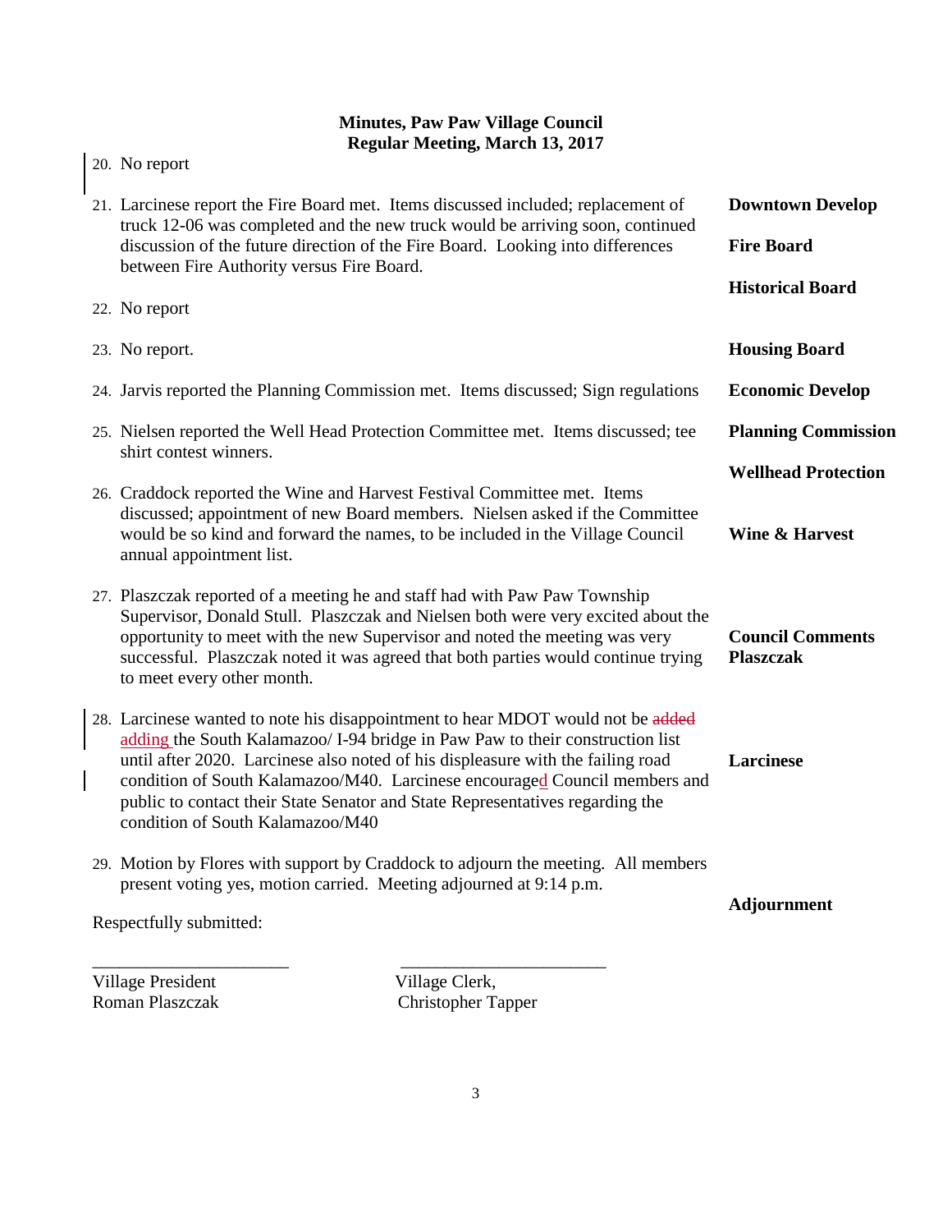**Minutes, Paw Paw Village Council**
**Regular Meeting, March 13, 2017**

20. No report

**Downtown Develop**

21. Larcinese report the Fire Board met. Items discussed included; replacement of truck 12-06 was completed and the new truck would be arriving soon, continued discussion of the future direction of the Fire Board. Looking into differences between Fire Authority versus Fire Board.

**Fire Board**

**Historical Board**

22. No report

**Housing Board**

23. No report.

**Economic Develop**

24. Jarvis reported the Planning Commission met. Items discussed; Sign regulations

**Planning Commission**

25. Nielsen reported the Well Head Protection Committee met. Items discussed; tee shirt contest winners.

**Wellhead Protection**

**Wine & Harvest**

26. Craddock reported the Wine and Harvest Festival Committee met. Items discussed; appointment of new Board members. Nielsen asked if the Committee would be so kind and forward the names, to be included in the Village Council annual appointment list.

**Council Comments Plaszczak**

27. Plaszczak reported of a meeting he and staff had with Paw Paw Township Supervisor, Donald Stull. Plaszczak and Nielsen both were very excited about the opportunity to meet with the new Supervisor and noted the meeting was very successful. Plaszczak noted it was agreed that both parties would continue trying to meet every other month.

**Larcinese**

28. Larcinese wanted to note his disappointment to hear MDOT would not be ~~added~~ adding the South Kalamazoo/ I-94 bridge in Paw Paw to their construction list until after 2020. Larcinese also noted of his displeasure with the failing road condition of South Kalamazoo/M40. Larcinese encouraged Council members and public to contact their State Senator and State Representatives regarding the condition of South Kalamazoo/M40

**Adjournment**

29. Motion by Flores with support by Craddock to adjourn the meeting. All members present voting yes, motion carried. Meeting adjourned at 9:14 p.m.

Respectfully submitted:

______________________ ______________________

Village President Village Clerk,
Roman Plaszczak Christopher Tapper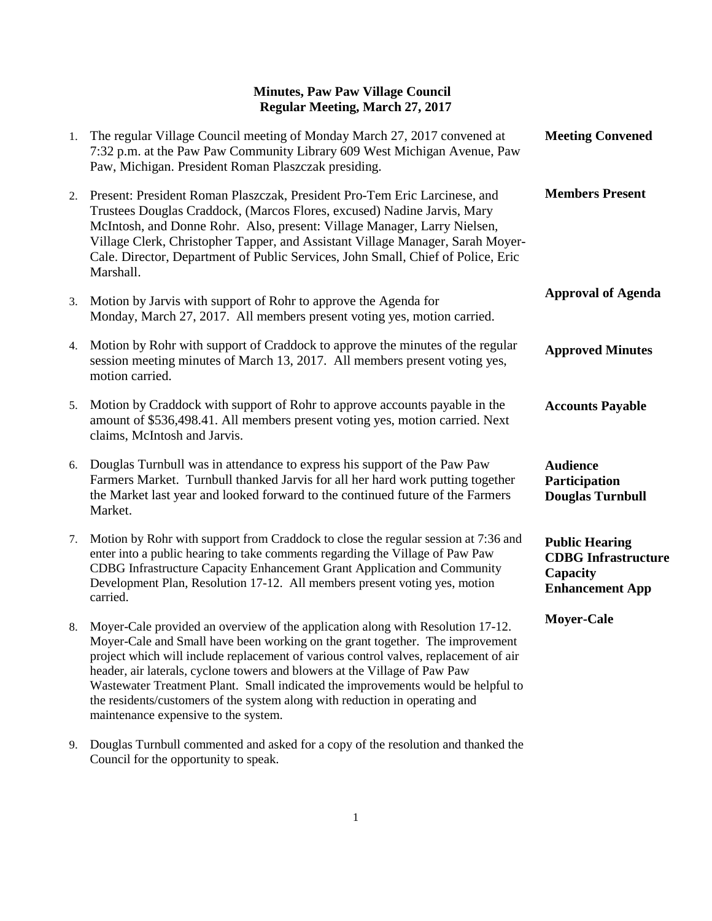**Minutes, Paw Paw Village Council**
**Regular Meeting, March 27, 2017**

1. The regular Village Council meeting of Monday March 27, 2017 convened at 7:32 p.m. at the Paw Paw Community Library 609 West Michigan Avenue, Paw Paw, Michigan. President Roman Plaszczak presiding. **Meeting Convened**

2. Present: President Roman Plaszczak, President Pro-Tem Eric Larcinese, and Trustees Douglas Craddock, (Marcos Flores, excused) Nadine Jarvis, Mary McIntosh, and Donne Rohr. Also, present: Village Manager, Larry Nielsen, Village Clerk, Christopher Tapper, and Assistant Village Manager, Sarah Moyer-Cale. Director, Department of Public Services, John Small, Chief of Police, Eric Marshall. **Members Present**

3. Motion by Jarvis with support of Rohr to approve the Agenda for Monday, March 27, 2017. All members present voting yes, motion carried. **Approval of Agenda**

4. Motion by Rohr with support of Craddock to approve the minutes of the regular session meeting minutes of March 13, 2017. All members present voting yes, motion carried. **Approved Minutes**

5. Motion by Craddock with support of Rohr to approve accounts payable in the amount of $536,498.41. All members present voting yes, motion carried. Next claims, McIntosh and Jarvis. **Accounts Payable**

6. Douglas Turnbull was in attendance to express his support of the Paw Paw Farmers Market. Turnbull thanked Jarvis for all her hard work putting together the Market last year and looked forward to the continued future of the Farmers Market. **Audience Participation Douglas Turnbull**

7. Motion by Rohr with support from Craddock to close the regular session at 7:36 and enter into a public hearing to take comments regarding the Village of Paw Paw CDBG Infrastructure Capacity Enhancement Grant Application and Community Development Plan, Resolution 17-12. All members present voting yes, motion carried. **Public Hearing CDBG Infrastructure Capacity Enhancement App**

8. Moyer-Cale provided an overview of the application along with Resolution 17-12. Moyer-Cale and Small have been working on the grant together. The improvement project which will include replacement of various control valves, replacement of air header, air laterals, cyclone towers and blowers at the Village of Paw Paw Wastewater Treatment Plant. Small indicated the improvements would be helpful to the residents/customers of the system along with reduction in operating and maintenance expensive to the system. **Moyer-Cale**

9. Douglas Turnbull commented and asked for a copy of the resolution and thanked the Council for the opportunity to speak.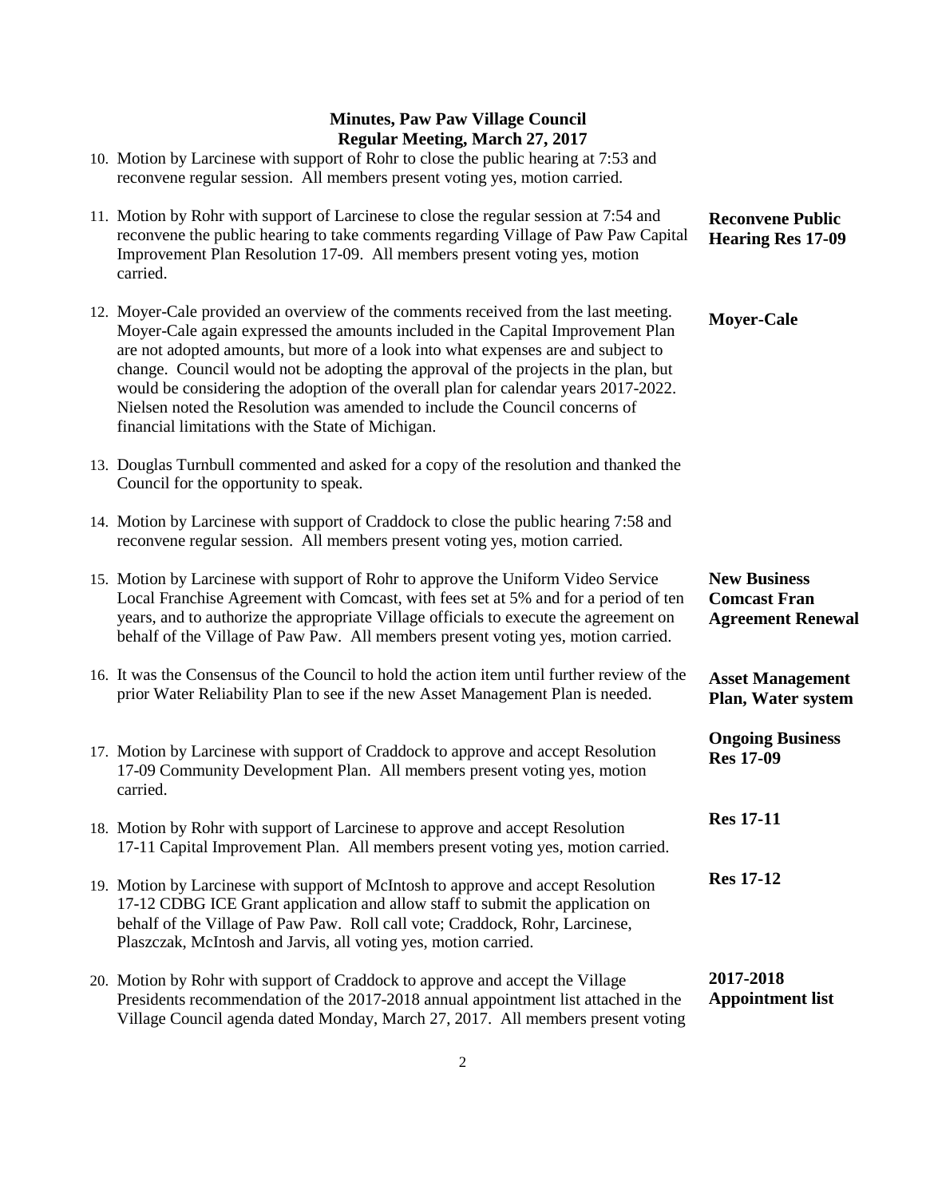## Minutes, Paw Paw Village Council
## Regular Meeting, March 27, 2017

10. Motion by Larcinese with support of Rohr to close the public hearing at 7:53 and reconvene regular session. All members present voting yes, motion carried.

**Reconvene Public Hearing Res 17-09**

11. Motion by Rohr with support of Larcinese to close the regular session at 7:54 and reconvene the public hearing to take comments regarding Village of Paw Paw Capital Improvement Plan Resolution 17-09. All members present voting yes, motion carried.

**Moyer-Cale**

12. Moyer-Cale provided an overview of the comments received from the last meeting. Moyer-Cale again expressed the amounts included in the Capital Improvement Plan are not adopted amounts, but more of a look into what expenses are and subject to change. Council would not be adopting the approval of the projects in the plan, but would be considering the adoption of the overall plan for calendar years 2017-2022. Nielsen noted the Resolution was amended to include the Council concerns of financial limitations with the State of Michigan.

13. Douglas Turnbull commented and asked for a copy of the resolution and thanked the Council for the opportunity to speak.

14. Motion by Larcinese with support of Craddock to close the public hearing 7:58 and reconvene regular session. All members present voting yes, motion carried.

**New Business Comcast Fran Agreement Renewal**

15. Motion by Larcinese with support of Rohr to approve the Uniform Video Service Local Franchise Agreement with Comcast, with fees set at 5% and for a period of ten years, and to authorize the appropriate Village officials to execute the agreement on behalf of the Village of Paw Paw. All members present voting yes, motion carried.

**Asset Management Plan, Water system**

16. It was the Consensus of the Council to hold the action item until further review of the prior Water Reliability Plan to see if the new Asset Management Plan is needed.

**Ongoing Business Res 17-09**

17. Motion by Larcinese with support of Craddock to approve and accept Resolution 17-09 Community Development Plan. All members present voting yes, motion carried.

**Res 17-11**

18. Motion by Rohr with support of Larcinese to approve and accept Resolution 17-11 Capital Improvement Plan. All members present voting yes, motion carried.

**Res 17-12**

19. Motion by Larcinese with support of McIntosh to approve and accept Resolution 17-12 CDBG ICE Grant application and allow staff to submit the application on behalf of the Village of Paw Paw. Roll call vote; Craddock, Rohr, Larcinese, Plaszczak, McIntosh and Jarvis, all voting yes, motion carried.

**2017-2018 Appointment list**

20. Motion by Rohr with support of Craddock to approve and accept the Village Presidents recommendation of the 2017-2018 annual appointment list attached in the Village Council agenda dated Monday, March 27, 2017. All members present voting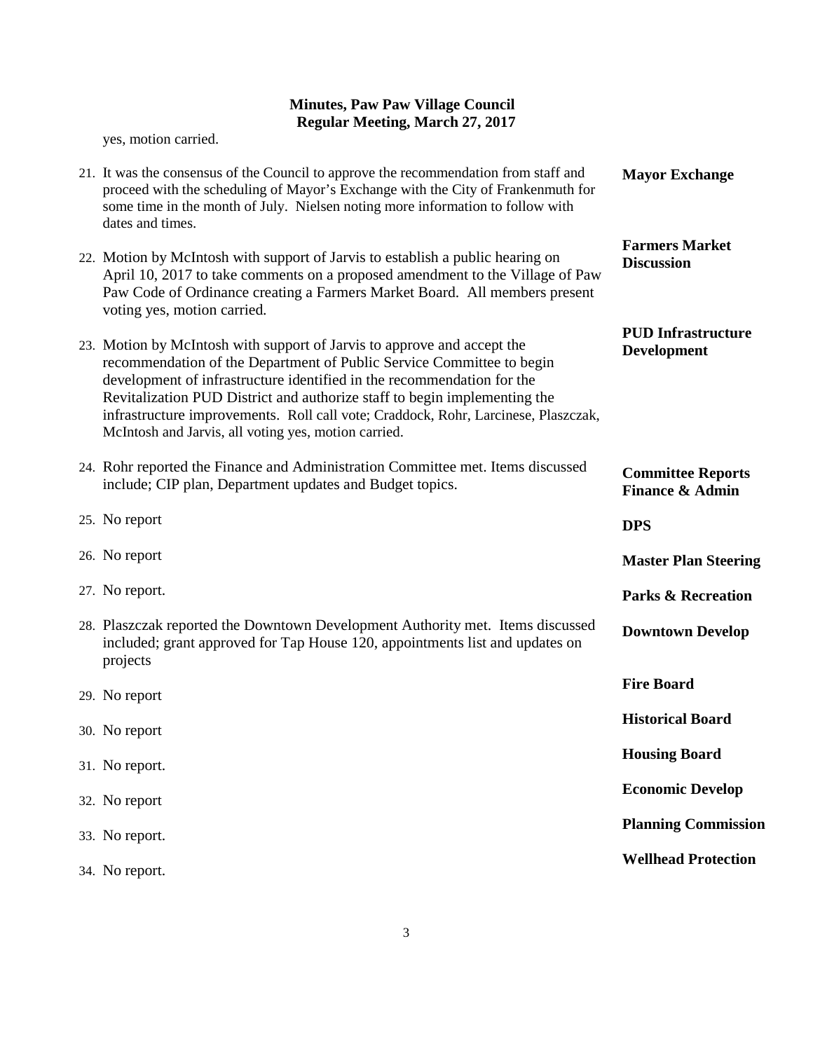yes, motion carried.

21. It was the consensus of the Council to approve the recommendation from staff and proceed with the scheduling of Mayor's Exchange with the City of Frankenmuth for some time in the month of July. Nielsen noting more information to follow with dates and times. — **Mayor Exchange**

22. Motion by McIntosh with support of Jarvis to establish a public hearing on April 10, 2017 to take comments on a proposed amendment to the Village of Paw Paw Code of Ordinance creating a Farmers Market Board. All members present voting yes, motion carried. — **Farmers Market Discussion**

23. Motion by McIntosh with support of Jarvis to approve and accept the recommendation of the Department of Public Service Committee to begin development of infrastructure identified in the recommendation for the Revitalization PUD District and authorize staff to begin implementing the infrastructure improvements. Roll call vote; Craddock, Rohr, Larcinese, Plaszczak, McIntosh and Jarvis, all voting yes, motion carried. — **PUD Infrastructure Development**

24. Rohr reported the Finance and Administration Committee met. Items discussed include; CIP plan, Department updates and Budget topics. — **Committee Reports Finance & Admin**

25. No report — **DPS**

26. No report — **Master Plan Steering**

27. No report. — **Parks & Recreation**

28. Plaszczak reported the Downtown Development Authority met. Items discussed included; grant approved for Tap House 120, appointments list and updates on projects — **Downtown Develop**

29. No report — **Fire Board**

30. No report — **Historical Board**

31. No report. — **Housing Board**

32. No report — **Economic Develop**

33. No report. — **Planning Commission**

34. No report. — **Wellhead Protection**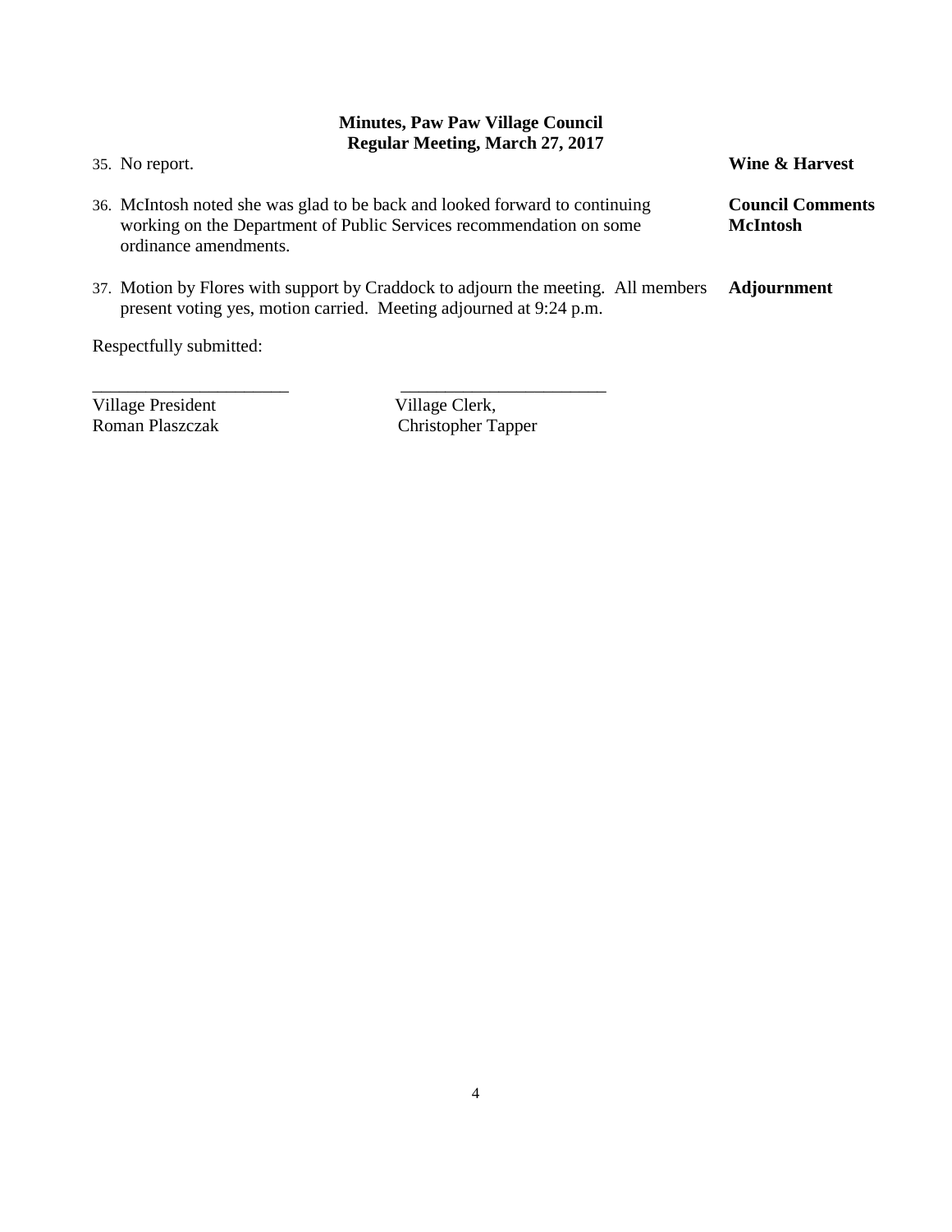**Minutes, Paw Paw Village Council**
**Regular Meeting, March 27, 2017**

35. No report. **Wine & Harvest**

36. McIntosh noted she was glad to be back and looked forward to continuing working on the Department of Public Services recommendation on some ordinance amendments. **Council Comments McIntosh**

37. Motion by Flores with support by Craddock to adjourn the meeting. All members present voting yes, motion carried. Meeting adjourned at 9:24 p.m. **Adjournment**

Respectfully submitted:

______________________ ______________________

Village President
Roman Plaszczak

Village Clerk,
Christopher Tapper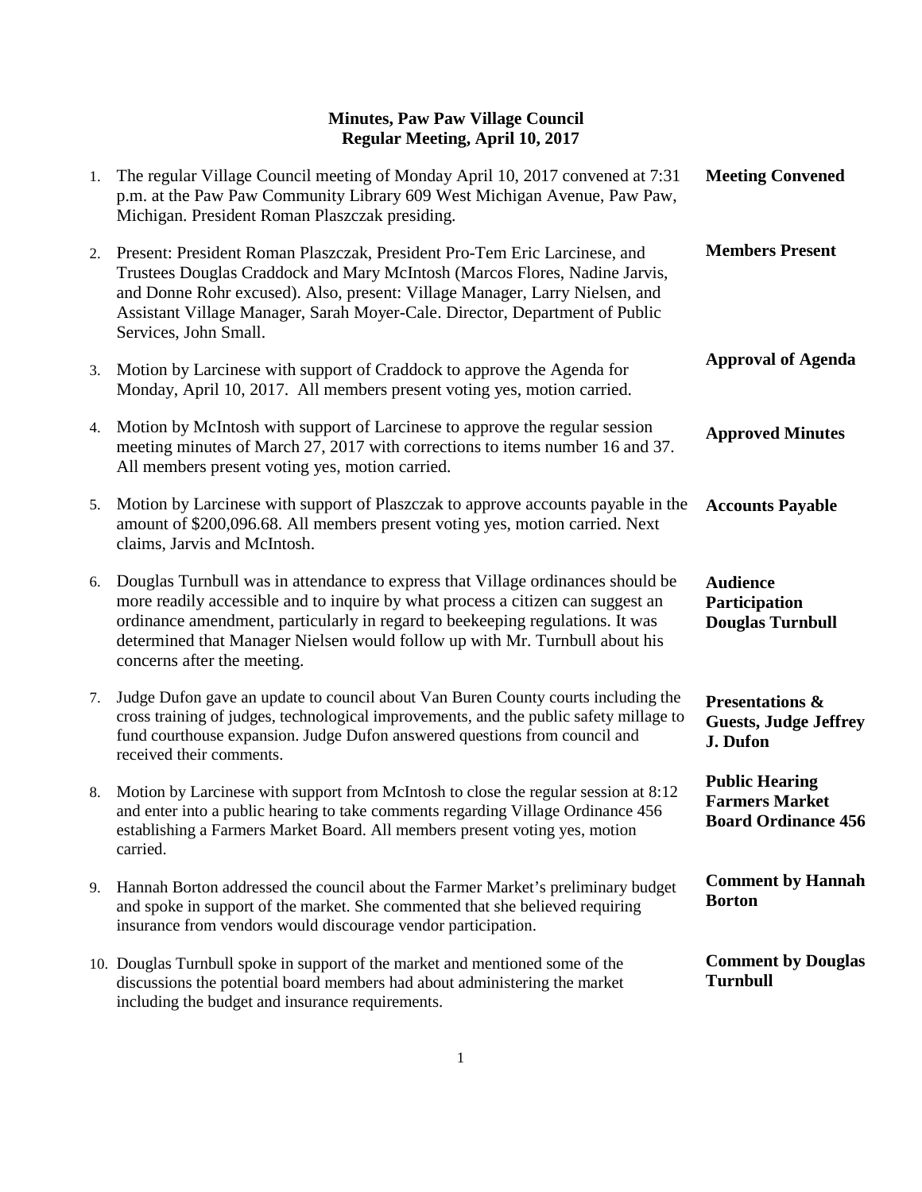**Minutes, Paw Paw Village Council**
**Regular Meeting, April 10, 2017**

| # | Minutes | Topic |
|---|---|---|
| 1. | The regular Village Council meeting of Monday April 10, 2017 convened at 7:31 p.m. at the Paw Paw Community Library 609 West Michigan Avenue, Paw Paw, Michigan. President Roman Plaszczak presiding. | **Meeting Convened** |
| 2. | Present: President Roman Plaszczak, President Pro-Tem Eric Larcinese, and Trustees Douglas Craddock and Mary McIntosh (Marcos Flores, Nadine Jarvis, and Donne Rohr excused). Also, present: Village Manager, Larry Nielsen, and Assistant Village Manager, Sarah Moyer-Cale. Director, Department of Public Services, John Small. | **Members Present** |
| 3. | Motion by Larcinese with support of Craddock to approve the Agenda for Monday, April 10, 2017. All members present voting yes, motion carried. | **Approval of Agenda** |
| 4. | Motion by McIntosh with support of Larcinese to approve the regular session meeting minutes of March 27, 2017 with corrections to items number 16 and 37. All members present voting yes, motion carried. | **Approved Minutes** |
| 5. | Motion by Larcinese with support of Plaszczak to approve accounts payable in the amount of $200,096.68. All members present voting yes, motion carried. Next claims, Jarvis and McIntosh. | **Accounts Payable** |
| 6. | Douglas Turnbull was in attendance to express that Village ordinances should be more readily accessible and to inquire by what process a citizen can suggest an ordinance amendment, particularly in regard to beekeeping regulations. It was determined that Manager Nielsen would follow up with Mr. Turnbull about his concerns after the meeting. | **Audience Participation Douglas Turnbull** |
| 7. | Judge Dufon gave an update to council about Van Buren County courts including the cross training of judges, technological improvements, and the public safety millage to fund courthouse expansion. Judge Dufon answered questions from council and received their comments. | **Presentations & Guests, Judge Jeffrey J. Dufon** |
| 8. | Motion by Larcinese with support from McIntosh to close the regular session at 8:12 and enter into a public hearing to take comments regarding Village Ordinance 456 establishing a Farmers Market Board. All members present voting yes, motion carried. | **Public Hearing Farmers Market Board Ordinance 456** |
| 9. | Hannah Borton addressed the council about the Farmer Market's preliminary budget and spoke in support of the market. She commented that she believed requiring insurance from vendors would discourage vendor participation. | **Comment by Hannah Borton** |
| 10. | Douglas Turnbull spoke in support of the market and mentioned some of the discussions the potential board members had about administering the market including the budget and insurance requirements. | **Comment by Douglas Turnbull** |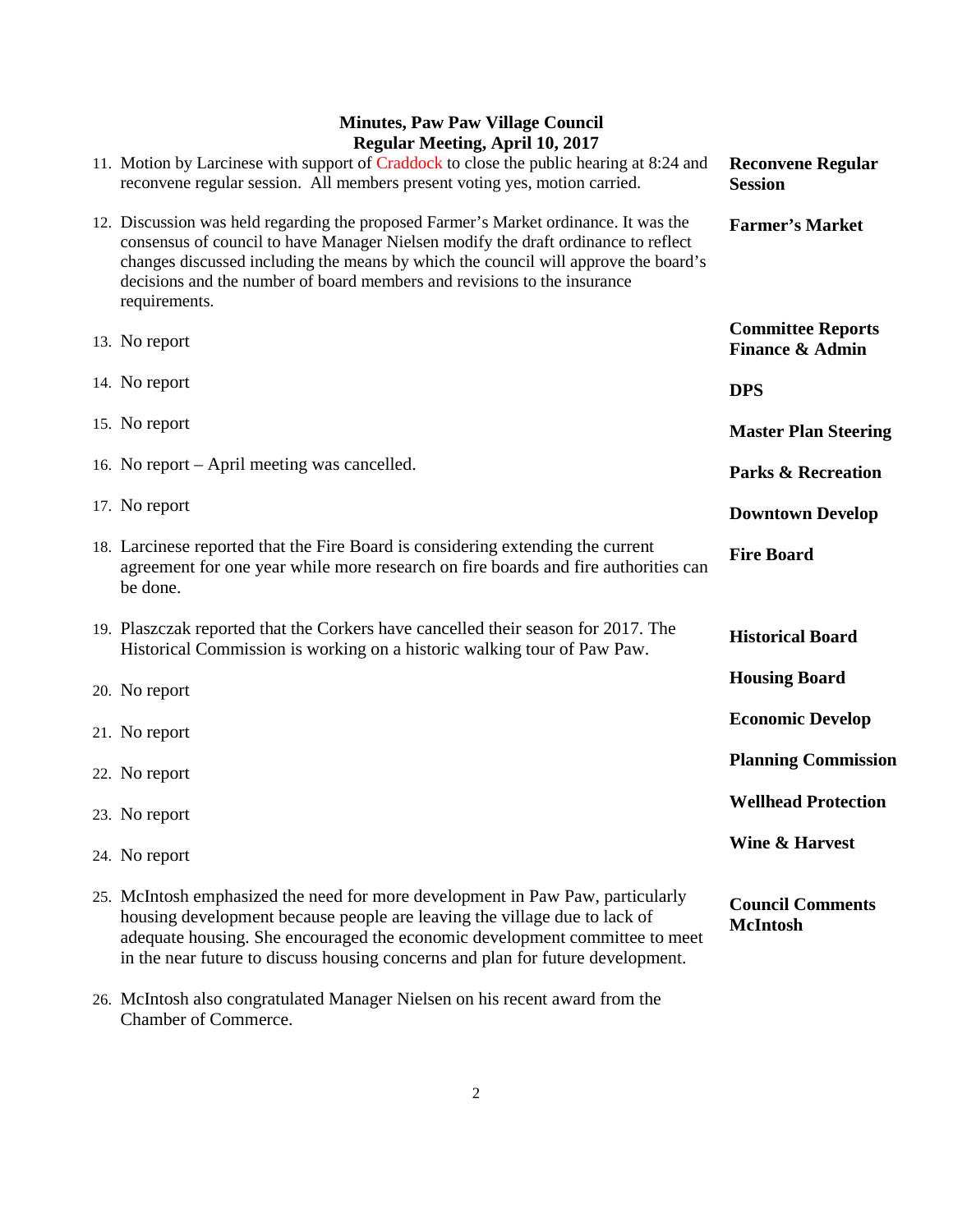**Minutes, Paw Paw Village Council**
**Regular Meeting, April 10, 2017**

11. Motion by Larcinese with support of Craddock to close the public hearing at 8:24 and reconvene regular session. All members present voting yes, motion carried. — **Reconvene Regular Session**

12. Discussion was held regarding the proposed Farmer's Market ordinance. It was the consensus of council to have Manager Nielsen modify the draft ordinance to reflect changes discussed including the means by which the council will approve the board's decisions and the number of board members and revisions to the insurance requirements. — **Farmer's Market**

**Committee Reports**

13. No report — **Finance & Admin**

14. No report — **DPS**

15. No report — **Master Plan Steering**

16. No report – April meeting was cancelled. — **Parks & Recreation**

17. No report — **Downtown Develop**

18. Larcinese reported that the Fire Board is considering extending the current agreement for one year while more research on fire boards and fire authorities can be done. — **Fire Board**

19. Plaszczak reported that the Corkers have cancelled their season for 2017. The Historical Commission is working on a historic walking tour of Paw Paw. — **Historical Board**

20. No report — **Housing Board**

21. No report — **Economic Develop**

22. No report — **Planning Commission**

23. No report — **Wellhead Protection**

24. No report — **Wine & Harvest**

**Council Comments**

25. McIntosh emphasized the need for more development in Paw Paw, particularly housing development because people are leaving the village due to lack of adequate housing. She encouraged the economic development committee to meet in the near future to discuss housing concerns and plan for future development. — **McIntosh**

26. McIntosh also congratulated Manager Nielsen on his recent award from the Chamber of Commerce.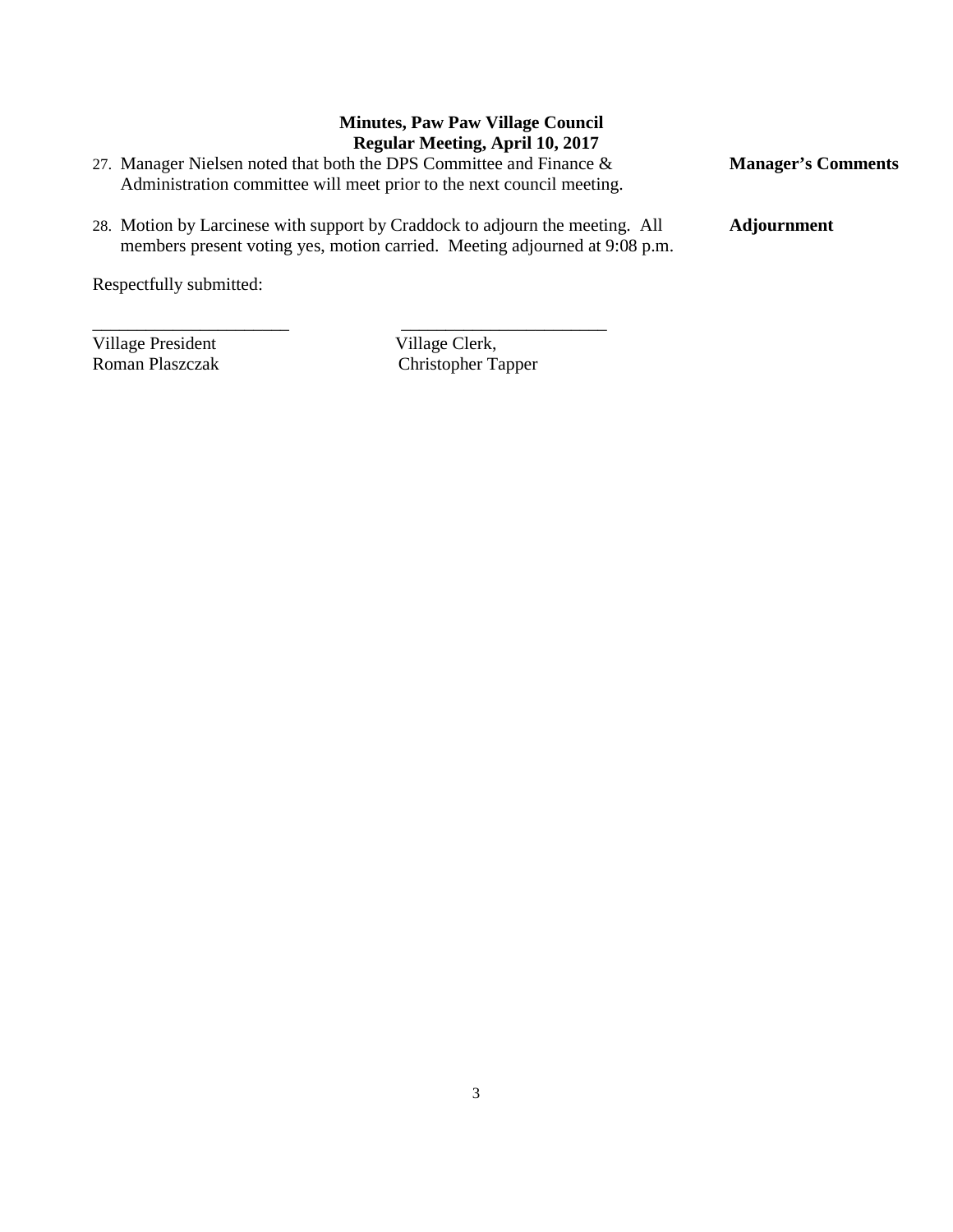**Minutes, Paw Paw Village Council**
**Regular Meeting, April 10, 2017**

27. Manager Nielsen noted that both the DPS Committee and Finance & Administration committee will meet prior to the next council meeting. **Manager's Comments**

28. Motion by Larcinese with support by Craddock to adjourn the meeting. All members present voting yes, motion carried. Meeting adjourned at 9:08 p.m. **Adjournment**

Respectfully submitted:

| ______________________ | ______________________ |
|---|---|
| Village President | Village Clerk, |
| Roman Plaszczak | Christopher Tapper |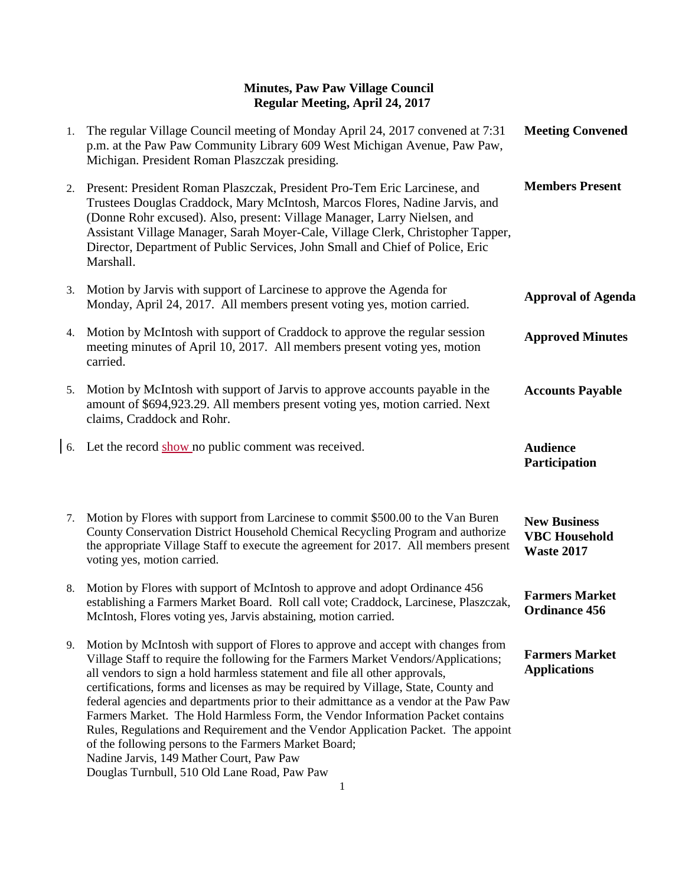**Minutes, Paw Paw Village Council**
**Regular Meeting, April 24, 2017**

1. The regular Village Council meeting of Monday April 24, 2017 convened at 7:31 p.m. at the Paw Paw Community Library 609 West Michigan Avenue, Paw Paw, Michigan. President Roman Plaszczak presiding. — **Meeting Convened**

2. Present: President Roman Plaszczak, President Pro-Tem Eric Larcinese, and Trustees Douglas Craddock, Mary McIntosh, Marcos Flores, Nadine Jarvis, and (Donne Rohr excused). Also, present: Village Manager, Larry Nielsen, and Assistant Village Manager, Sarah Moyer-Cale, Village Clerk, Christopher Tapper, Director, Department of Public Services, John Small and Chief of Police, Eric Marshall. — **Members Present**

3. Motion by Jarvis with support of Larcinese to approve the Agenda for Monday, April 24, 2017. All members present voting yes, motion carried. — **Approval of Agenda**

4. Motion by McIntosh with support of Craddock to approve the regular session meeting minutes of April 10, 2017. All members present voting yes, motion carried. — **Approved Minutes**

5. Motion by McIntosh with support of Jarvis to approve accounts payable in the amount of $694,923.29. All members present voting yes, motion carried. Next claims, Craddock and Rohr. — **Accounts Payable**

6. Let the record show no public comment was received. — **Audience Participation**

7. Motion by Flores with support from Larcinese to commit $500.00 to the Van Buren County Conservation District Household Chemical Recycling Program and authorize the appropriate Village Staff to execute the agreement for 2017. All members present voting yes, motion carried. — **New Business VBC Household Waste 2017**

8. Motion by Flores with support of McIntosh to approve and adopt Ordinance 456 establishing a Farmers Market Board. Roll call vote; Craddock, Larcinese, Plaszczak, McIntosh, Flores voting yes, Jarvis abstaining, motion carried. — **Farmers Market Ordinance 456**

9. Motion by McIntosh with support of Flores to approve and accept with changes from Village Staff to require the following for the Farmers Market Vendors/Applications; all vendors to sign a hold harmless statement and file all other approvals, certifications, forms and licenses as may be required by Village, State, County and federal agencies and departments prior to their admittance as a vendor at the Paw Paw Farmers Market. The Hold Harmless Form, the Vendor Information Packet contains Rules, Regulations and Requirement and the Vendor Application Packet. The appoint of the following persons to the Farmers Market Board;
   Nadine Jarvis, 149 Mather Court, Paw Paw
   Douglas Turnbull, 510 Old Lane Road, Paw Paw
   — **Farmers Market Applications**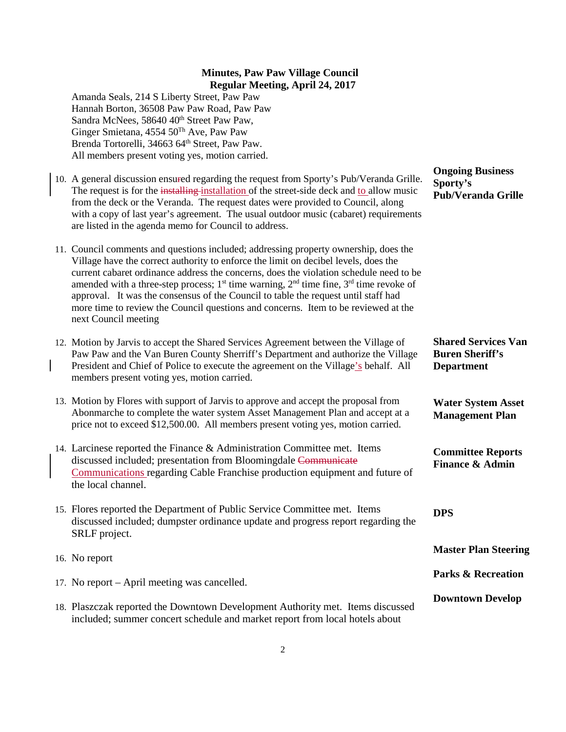## Minutes, Paw Paw Village Council
## Regular Meeting, April 24, 2017

Amanda Seals, 214 S Liberty Street, Paw Paw
Hannah Borton, 36508 Paw Paw Road, Paw Paw
Sandra McNees, 58640 40th Street Paw Paw,
Ginger Smietana, 4554 50Th Ave, Paw Paw
Brenda Tortorelli, 34663 64th Street, Paw Paw.
All members present voting yes, motion carried.

**Ongoing Business Sporty's Pub/Veranda Grille**

10. A general discussion ensu~~r~~ed regarding the request from Sporty's Pub/Veranda Grille. The request is for the ~~installing~~ installation of the street-side deck and to allow music from the deck or the Veranda. The request dates were provided to Council, along with a copy of last year's agreement. The usual outdoor music (cabaret) requirements are listed in the agenda memo for Council to address.

11. Council comments and questions included; addressing property ownership, does the Village have the correct authority to enforce the limit on decibel levels, does the current cabaret ordinance address the concerns, does the violation schedule need to be amended with a three-step process; 1st time warning, 2nd time fine, 3rd time revoke of approval. It was the consensus of the Council to table the request until staff had more time to review the Council questions and concerns. Item to be reviewed at the next Council meeting

**Shared Services Van Buren Sheriff's Department**

12. Motion by Jarvis to accept the Shared Services Agreement between the Village of Paw Paw and the Van Buren County Sherriff's Department and authorize the Village President and Chief of Police to execute the agreement on the Village's behalf. All members present voting yes, motion carried.

**Water System Asset Management Plan**

13. Motion by Flores with support of Jarvis to approve and accept the proposal from Abonmarche to complete the water system Asset Management Plan and accept at a price not to exceed $12,500.00. All members present voting yes, motion carried.

**Committee Reports Finance & Admin**

14. Larcinese reported the Finance & Administration Committee met. Items discussed included; presentation from Bloomingdale ~~Communicate~~ Communications regarding Cable Franchise production equipment and future of the local channel.

**DPS**

15. Flores reported the Department of Public Service Committee met. Items discussed included; dumpster ordinance update and progress report regarding the SRLF project.

**Master Plan Steering**

16. No report

**Parks & Recreation**

17. No report – April meeting was cancelled.

**Downtown Develop**

18. Plaszczak reported the Downtown Development Authority met. Items discussed included; summer concert schedule and market report from local hotels about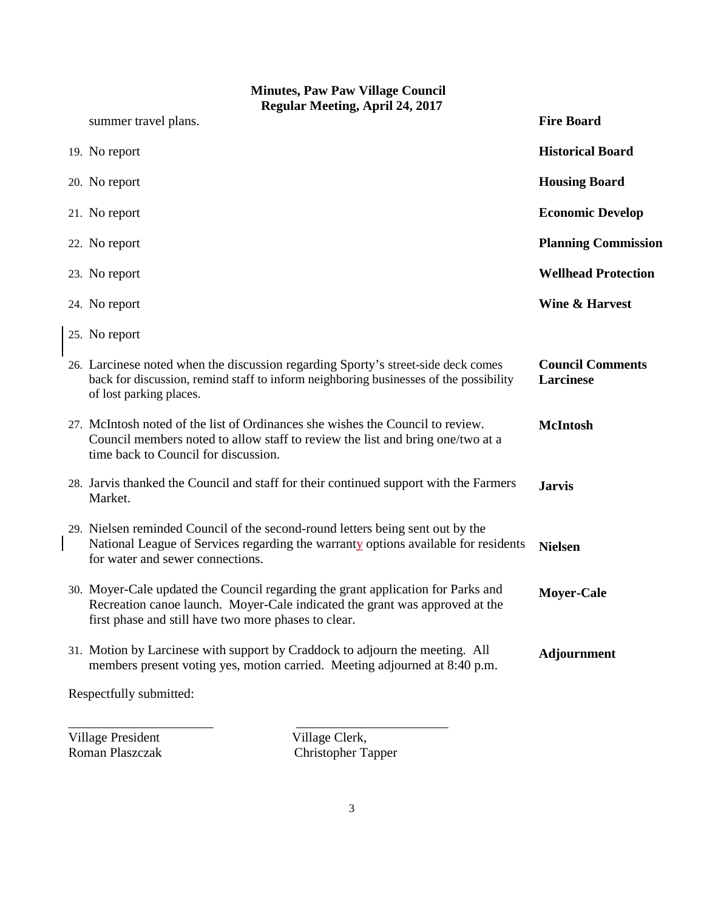# Minutes, Paw Paw Village Council
## Regular Meeting, April 24, 2017

summer travel plans. **Fire Board**

19. No report **Historical Board**

20. No report **Housing Board**

21. No report **Economic Develop**

22. No report **Planning Commission**

23. No report **Wellhead Protection**

24. No report **Wine & Harvest**

25. No report

26. Larcinese noted when the discussion regarding Sporty's street-side deck comes back for discussion, remind staff to inform neighboring businesses of the possibility of lost parking places. **Council Comments Larcinese**

27. McIntosh noted of the list of Ordinances she wishes the Council to review. Council members noted to allow staff to review the list and bring one/two at a time back to Council for discussion. **McIntosh**

28. Jarvis thanked the Council and staff for their continued support with the Farmers Market. **Jarvis**

29. Nielsen reminded Council of the second-round letters being sent out by the National League of Services regarding the warranty options available for residents for water and sewer connections. **Nielsen**

30. Moyer-Cale updated the Council regarding the grant application for Parks and Recreation canoe launch. Moyer-Cale indicated the grant was approved at the first phase and still have two more phases to clear. **Moyer-Cale**

31. Motion by Larcinese with support by Craddock to adjourn the meeting. All members present voting yes, motion carried. Meeting adjourned at 8:40 p.m. **Adjournment**

Respectfully submitted:

______________________ ______________________

Village President Village Clerk,
Roman Plaszczak Christopher Tapper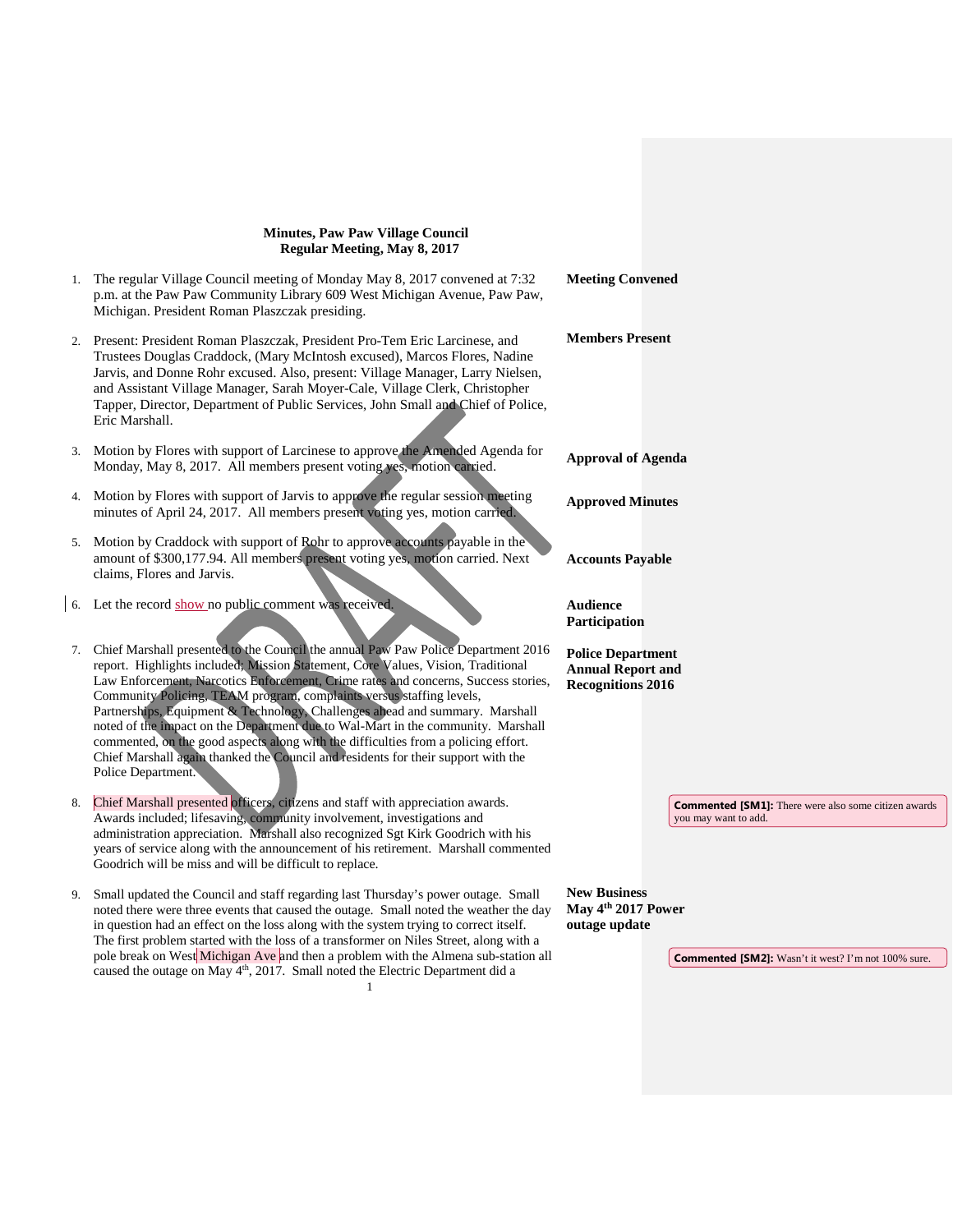**Minutes, Paw Paw Village Council**
**Regular Meeting, May 8, 2017**

1. The regular Village Council meeting of Monday May 8, 2017 convened at 7:32 p.m. at the Paw Paw Community Library 609 West Michigan Avenue, Paw Paw, Michigan. President Roman Plaszczak presiding. — **Meeting Convened**

2. Present: President Roman Plaszczak, President Pro-Tem Eric Larcinese, and Trustees Douglas Craddock, (Mary McIntosh excused), Marcos Flores, Nadine Jarvis, and Donne Rohr excused. Also, present: Village Manager, Larry Nielsen, and Assistant Village Manager, Sarah Moyer-Cale, Village Clerk, Christopher Tapper, Director, Department of Public Services, John Small and Chief of Police, Eric Marshall. — **Members Present**

3. Motion by Flores with support of Larcinese to approve the Amended Agenda for Monday, May 8, 2017. All members present voting yes, motion carried. — **Approval of Agenda**

4. Motion by Flores with support of Jarvis to approve the regular session meeting minutes of April 24, 2017. All members present voting yes, motion carried. — **Approved Minutes**

5. Motion by Craddock with support of Rohr to approve accounts payable in the amount of $300,177.94. All members present voting yes, motion carried. Next claims, Flores and Jarvis. — **Accounts Payable**

6. Let the record show no public comment was received. — **Audience Participation**

7. Chief Marshall presented to the Council the annual Paw Paw Police Department 2016 report. Highlights included; Mission Statement, Core Values, Vision, Traditional Law Enforcement, Narcotics Enforcement, Crime rates and concerns, Success stories, Community Policing, TEAM program, complaints versus staffing levels, Partnerships, Equipment & Technology, Challenges ahead and summary. Marshall noted of the impact on the Department due to Wal-Mart in the community. Marshall commented, on the good aspects along with the difficulties from a policing effort. Chief Marshall again thanked the Council and residents for their support with the Police Department. — **Police Department Annual Report and Recognitions 2016**

8. Chief Marshall presented officers, citizens and staff with appreciation awards. Awards included; lifesaving, community involvement, investigations and administration appreciation. Marshall also recognized Sgt Kirk Goodrich with his years of service along with the announcement of his retirement. Marshall commented Goodrich will be miss and will be difficult to replace.

   > **Commented [SM1]:** There were also some citizen awards you may want to add.

9. Small updated the Council and staff regarding last Thursday's power outage. Small noted there were three events that caused the outage. Small noted the weather the day in question had an effect on the loss along with the system trying to correct itself. The first problem started with the loss of a transformer on Niles Street, along with a pole break on West Michigan Ave and then a problem with the Almena sub-station all caused the outage on May 4th, 2017. Small noted the Electric Department did a — **New Business May 4th 2017 Power outage update**

   > **Commented [SM2]:** Wasn't it west? I'm not 100% sure.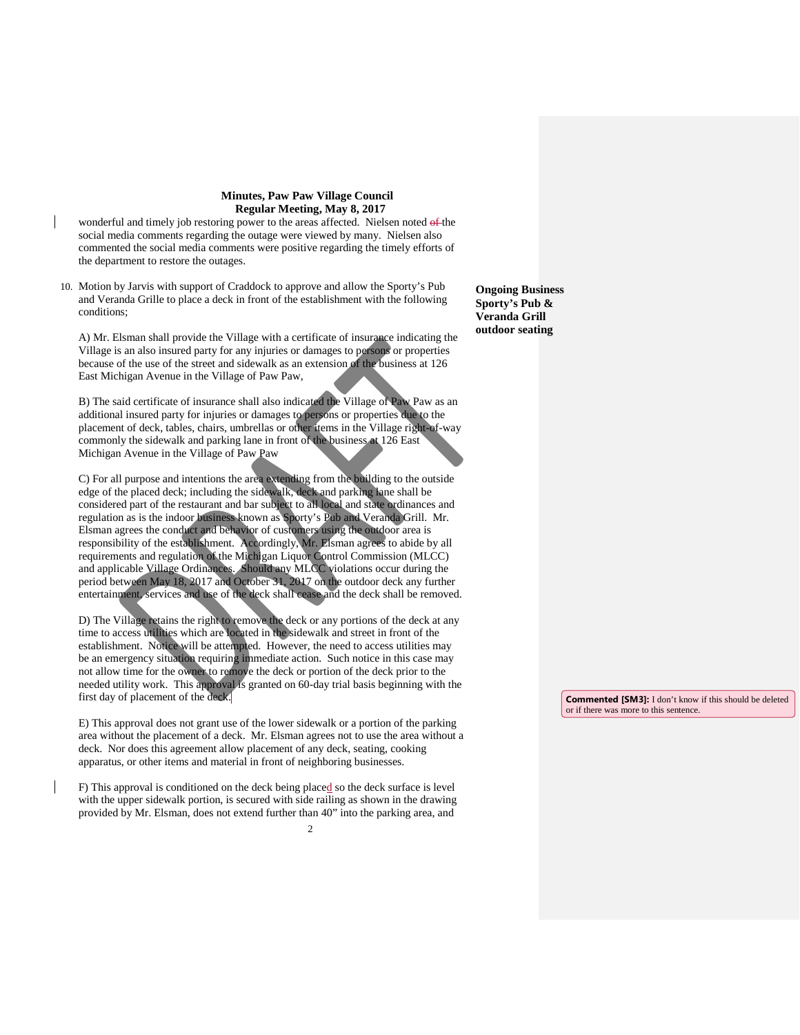wonderful and timely job restoring power to the areas affected. Nielsen noted the social media comments regarding the outage were viewed by many. Nielsen also commented the social media comments were positive regarding the timely efforts of the department to restore the outages.

**Ongoing Business Sporty's Pub & Veranda Grill outdoor seating**

10. Motion by Jarvis with support of Craddock to approve and allow the Sporty's Pub and Veranda Grille to place a deck in front of the establishment with the following conditions;

    A) Mr. Elsman shall provide the Village with a certificate of insurance indicating the Village is an also insured party for any injuries or damages to persons or properties because of the use of the street and sidewalk as an extension of the business at 126 East Michigan Avenue in the Village of Paw Paw,

    B) The said certificate of insurance shall also indicated the Village of Paw Paw as an additional insured party for injuries or damages to persons or properties due to the placement of deck, tables, chairs, umbrellas or other items in the Village right-of-way commonly the sidewalk and parking lane in front of the business at 126 East Michigan Avenue in the Village of Paw Paw

    C) For all purpose and intentions the area extending from the building to the outside edge of the placed deck; including the sidewalk, deck and parking lane shall be considered part of the restaurant and bar subject to all local and state ordinances and regulation as is the indoor business known as Sporty's Pub and Veranda Grill. Mr. Elsman agrees the conduct and behavior of customers using the outdoor area is responsibility of the establishment. Accordingly, Mr. Elsman agrees to abide by all requirements and regulation of the Michigan Liquor Control Commission (MLCC) and applicable Village Ordinances. Should any MLCC violations occur during the period between May 18, 2017 and October 31, 2017 on the outdoor deck any further entertainment, services and use of the deck shall cease and the deck shall be removed.

    D) The Village retains the right to remove the deck or any portions of the deck at any time to access utilities which are located in the sidewalk and street in front of the establishment. Notice will be attempted. However, the need to access utilities may be an emergency situation requiring immediate action. Such notice in this case may not allow time for the owner to remove the deck or portion of the deck prior to the needed utility work. This approval is granted on 60-day trial basis beginning with the first day of placement of the deck.

    **Commented [SM3]:** I don't know if this should be deleted or if there was more to this sentence.

    E) This approval does not grant use of the lower sidewalk or a portion of the parking area without the placement of a deck. Mr. Elsman agrees not to use the area without a deck. Nor does this agreement allow placement of any deck, seating, cooking apparatus, or other items and material in front of neighboring businesses.

    F) This approval is conditioned on the deck being placed so the deck surface is level with the upper sidewalk portion, is secured with side railing as shown in the drawing provided by Mr. Elsman, does not extend further than 40" into the parking area, and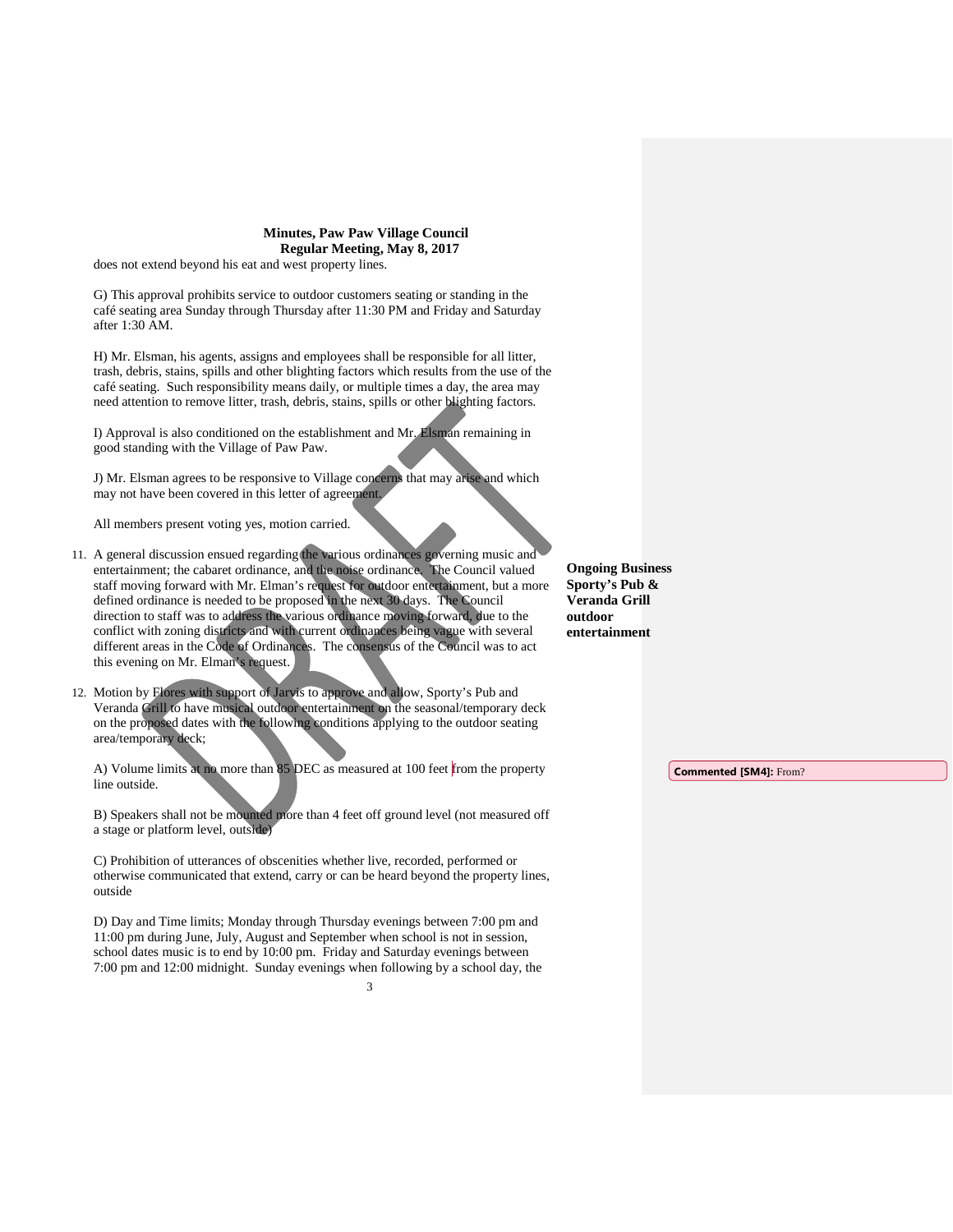does not extend beyond his eat and west property lines.

G) This approval prohibits service to outdoor customers seating or standing in the café seating area Sunday through Thursday after 11:30 PM and Friday and Saturday after 1:30 AM.

H) Mr. Elsman, his agents, assigns and employees shall be responsible for all litter, trash, debris, stains, spills and other blighting factors which results from the use of the café seating. Such responsibility means daily, or multiple times a day, the area may need attention to remove litter, trash, debris, stains, spills or other blighting factors.

I) Approval is also conditioned on the establishment and Mr. Elsman remaining in good standing with the Village of Paw Paw.

J) Mr. Elsman agrees to be responsive to Village concerns that may arise and which may not have been covered in this letter of agreement.

All members present voting yes, motion carried.

**Ongoing Business Sporty's Pub & Veranda Grill outdoor entertainment**

11. A general discussion ensued regarding the various ordinances governing music and entertainment; the cabaret ordinance, and the noise ordinance. The Council valued staff moving forward with Mr. Elman's request for outdoor entertainment, but a more defined ordinance is needed to be proposed in the next 30 days. The Council direction to staff was to address the various ordinance moving forward, due to the conflict with zoning districts and with current ordinances being vague with several different areas in the Code of Ordinances. The consensus of the Council was to act this evening on Mr. Elman's request.

12. Motion by Flores with support of Jarvis to approve and allow, Sporty's Pub and Veranda Grill to have musical outdoor entertainment on the seasonal/temporary deck on the proposed dates with the following conditions applying to the outdoor seating area/temporary deck;

A) Volume limits at no more than 85 DEC as measured at 100 feet from the property line outside.

**Commented [SM4]:** From?

B) Speakers shall not be mounted more than 4 feet off ground level (not measured off a stage or platform level, outside)

C) Prohibition of utterances of obscenities whether live, recorded, performed or otherwise communicated that extend, carry or can be heard beyond the property lines, outside

D) Day and Time limits; Monday through Thursday evenings between 7:00 pm and 11:00 pm during June, July, August and September when school is not in session, school dates music is to end by 10:00 pm. Friday and Saturday evenings between 7:00 pm and 12:00 midnight. Sunday evenings when following by a school day, the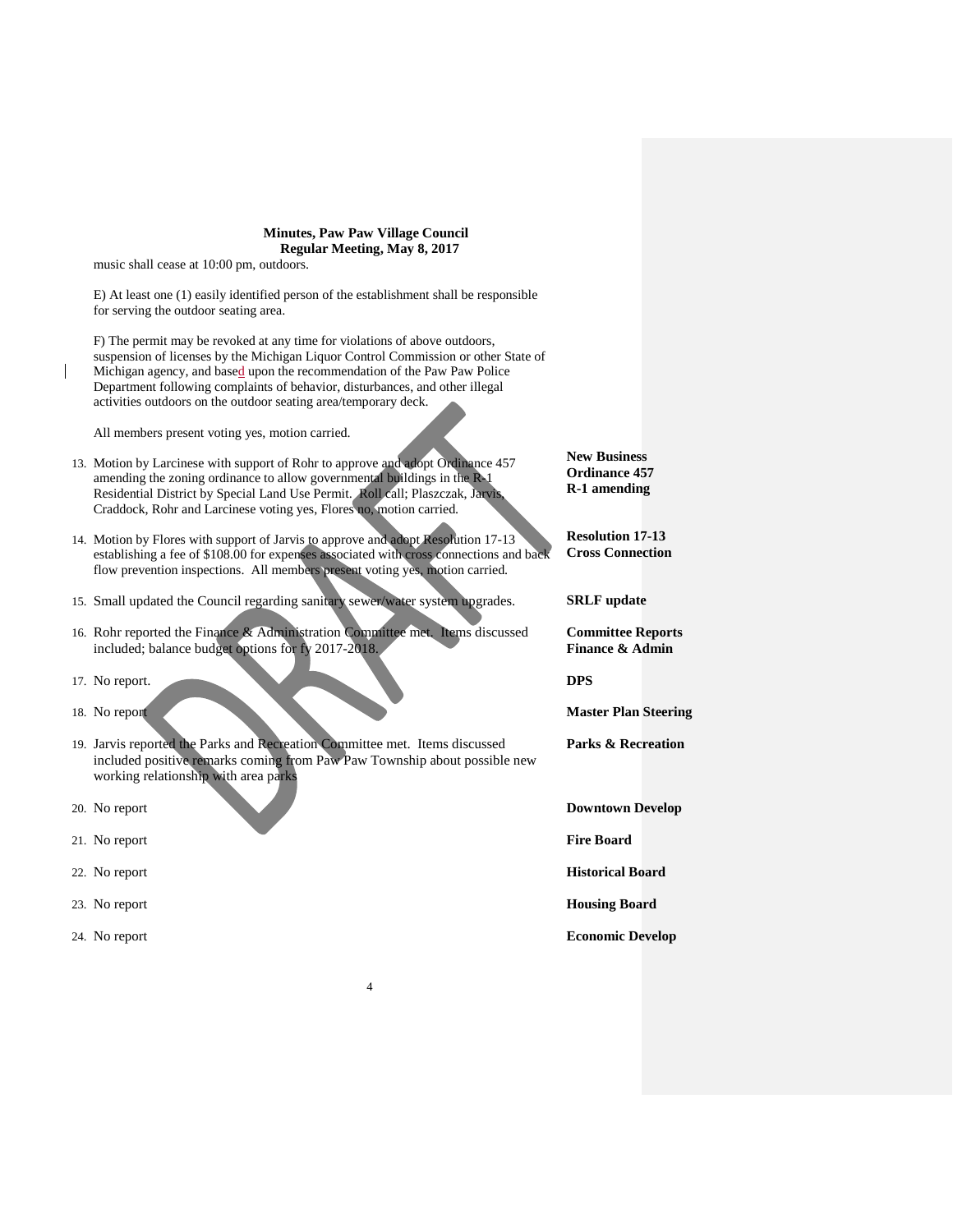music shall cease at 10:00 pm, outdoors.

E) At least one (1) easily identified person of the establishment shall be responsible for serving the outdoor seating area.

F) The permit may be revoked at any time for violations of above outdoors, suspension of licenses by the Michigan Liquor Control Commission or other State of Michigan agency, and based upon the recommendation of the Paw Paw Police Department following complaints of behavior, disturbances, and other illegal activities outdoors on the outdoor seating area/temporary deck.

All members present voting yes, motion carried.

13. Motion by Larcinese with support of Rohr to approve and adopt Ordinance 457 amending the zoning ordinance to allow governmental buildings in the R-1 Residential District by Special Land Use Permit. Roll call; Plaszczak, Jarvis, Craddock, Rohr and Larcinese voting yes, Flores no, motion carried. — **New Business Ordinance 457 R-1 amending**

14. Motion by Flores with support of Jarvis to approve and adopt Resolution 17-13 establishing a fee of $108.00 for expenses associated with cross connections and back flow prevention inspections. All members present voting yes, motion carried. — **Resolution 17-13 Cross Connection**

15. Small updated the Council regarding sanitary sewer/water system upgrades. — **SRLF update**

16. Rohr reported the Finance & Administration Committee met. Items discussed included; balance budget options for fy 2017-2018. — **Committee Reports Finance & Admin**

17. No report. — **DPS**

18. No report — **Master Plan Steering**

19. Jarvis reported the Parks and Recreation Committee met. Items discussed included positive remarks coming from Paw Paw Township about possible new working relationship with area parks — **Parks & Recreation**

20. No report — **Downtown Develop**

21. No report — **Fire Board**

22. No report — **Historical Board**

23. No report — **Housing Board**

24. No report — **Economic Develop**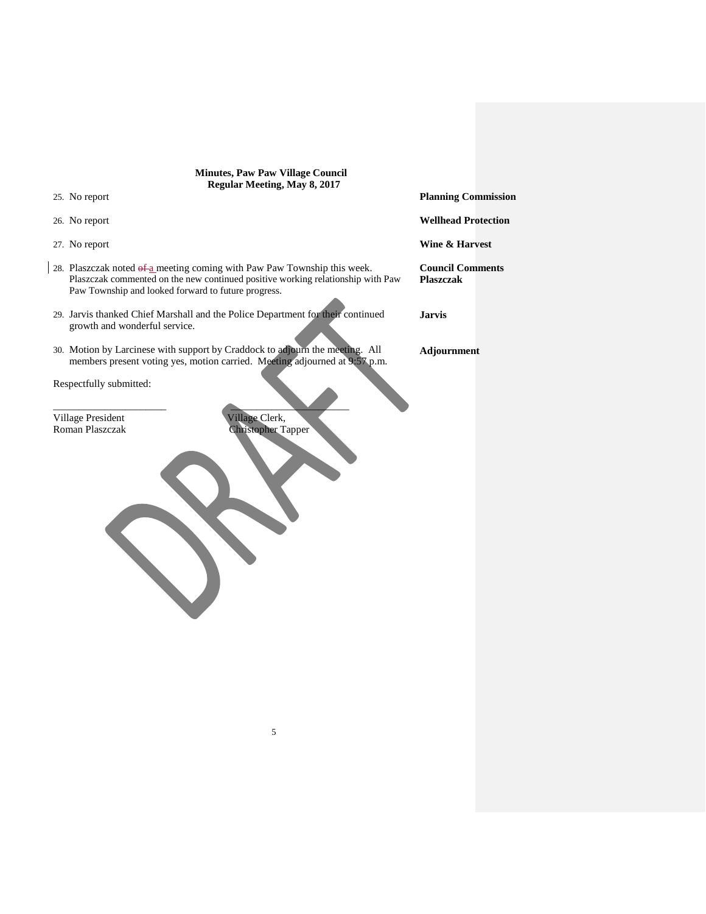**Minutes, Paw Paw Village Council**
**Regular Meeting, May 8, 2017**

| | |
|---|---|
| 25. No report | **Planning Commission** |
| 26. No report | **Wellhead Protection** |
| 27. No report | **Wine & Harvest** |
| 28. Plaszczak noted ~~of~~ a meeting coming with Paw Paw Township this week. Plaszczak commented on the new continued positive working relationship with Paw Paw Township and looked forward to future progress. | **Council Comments Plaszczak** |
| 29. Jarvis thanked Chief Marshall and the Police Department for their continued growth and wonderful service. | **Jarvis** |
| 30. Motion by Larcinese with support by Craddock to adjourn the meeting. All members present voting yes, motion carried. Meeting adjourned at 9:57 p.m. | **Adjournment** |

Respectfully submitted:

\_\_\_\_\_\_\_\_\_\_\_\_\_\_\_\_\_\_\_\_\_\_ \_\_\_\_\_\_\_\_\_\_\_\_\_\_\_\_\_\_\_\_\_\_\_\_

Village President
Roman Plaszczak

Village Clerk,
Christopher Tapper

DRAFT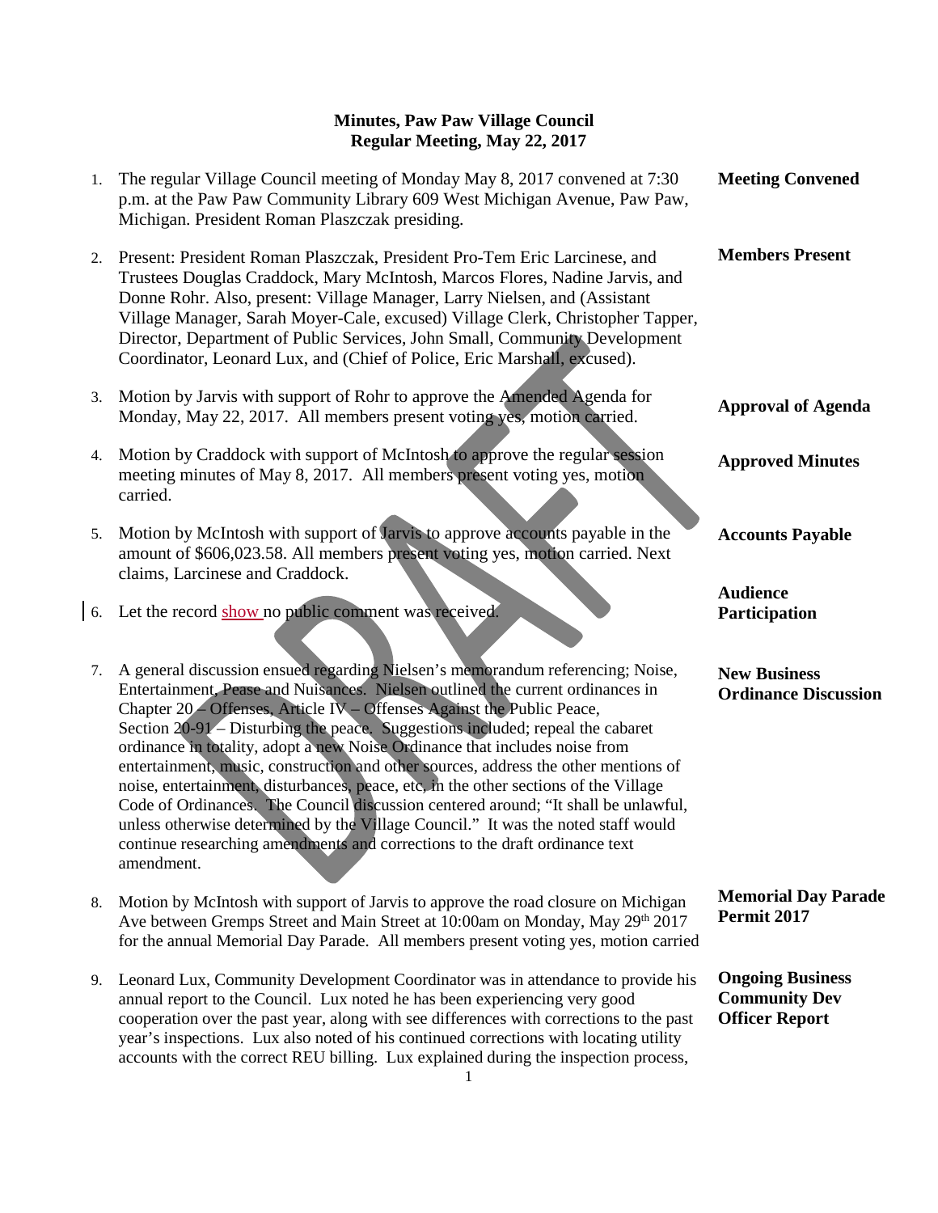# Minutes, Paw Paw Village Council
## Regular Meeting, May 22, 2017

1. The regular Village Council meeting of Monday May 8, 2017 convened at 7:30 p.m. at the Paw Paw Community Library 609 West Michigan Avenue, Paw Paw, Michigan. President Roman Plaszczak presiding. — **Meeting Convened**

2. Present: President Roman Plaszczak, President Pro-Tem Eric Larcinese, and Trustees Douglas Craddock, Mary McIntosh, Marcos Flores, Nadine Jarvis, and Donne Rohr. Also, present: Village Manager, Larry Nielsen, and (Assistant Village Manager, Sarah Moyer-Cale, excused) Village Clerk, Christopher Tapper, Director, Department of Public Services, John Small, Community Development Coordinator, Leonard Lux, and (Chief of Police, Eric Marshall, excused). — **Members Present**

3. Motion by Jarvis with support of Rohr to approve the Amended Agenda for Monday, May 22, 2017. All members present voting yes, motion carried. — **Approval of Agenda**

4. Motion by Craddock with support of McIntosh to approve the regular session meeting minutes of May 8, 2017. All members present voting yes, motion carried. — **Approved Minutes**

5. Motion by McIntosh with support of Jarvis to approve accounts payable in the amount of $606,023.58. All members present voting yes, motion carried. Next claims, Larcinese and Craddock. — **Accounts Payable**

6. Let the record show no public comment was received. — **Audience Participation**

7. A general discussion ensued regarding Nielsen's memorandum referencing; Noise, Entertainment, Pease and Nuisances. Nielsen outlined the current ordinances in Chapter 20 – Offenses, Article IV – Offenses Against the Public Peace, Section 20-91 – Disturbing the peace. Suggestions included; repeal the cabaret ordinance in totality, adopt a new Noise Ordinance that includes noise from entertainment, music, construction and other sources, address the other mentions of noise, entertainment, disturbances, peace, etc, in the other sections of the Village Code of Ordinances. The Council discussion centered around; "It shall be unlawful, unless otherwise determined by the Village Council." It was the noted staff would continue researching amendments and corrections to the draft ordinance text amendment. — **New Business Ordinance Discussion**

8. Motion by McIntosh with support of Jarvis to approve the road closure on Michigan Ave between Gremps Street and Main Street at 10:00am on Monday, May 29th 2017 for the annual Memorial Day Parade. All members present voting yes, motion carried — **Memorial Day Parade Permit 2017**

9. Leonard Lux, Community Development Coordinator was in attendance to provide his annual report to the Council. Lux noted he has been experiencing very good cooperation over the past year, along with see differences with corrections to the past year's inspections. Lux also noted of his continued corrections with locating utility accounts with the correct REU billing. Lux explained during the inspection process, — **Ongoing Business Community Dev Officer Report**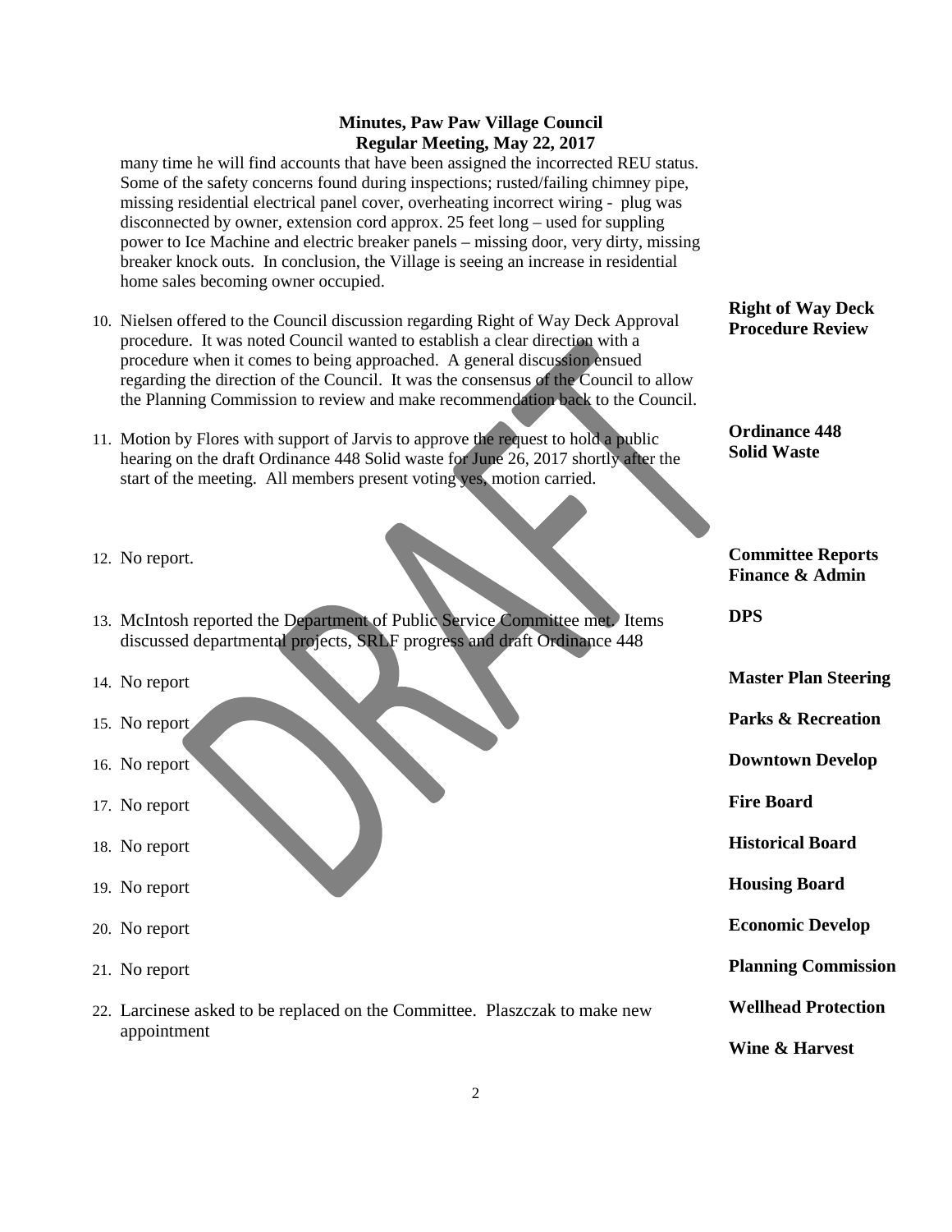**Minutes, Paw Paw Village Council**
**Regular Meeting, May 22, 2017**

many time he will find accounts that have been assigned the incorrected REU status. Some of the safety concerns found during inspections; rusted/failing chimney pipe, missing residential electrical panel cover, overheating incorrect wiring - plug was disconnected by owner, extension cord approx. 25 feet long – used for suppling power to Ice Machine and electric breaker panels – missing door, very dirty, missing breaker knock outs. In conclusion, the Village is seeing an increase in residential home sales becoming owner occupied.

**Right of Way Deck Procedure Review**

10. Nielsen offered to the Council discussion regarding Right of Way Deck Approval procedure. It was noted Council wanted to establish a clear direction with a procedure when it comes to being approached. A general discussion ensued regarding the direction of the Council. It was the consensus of the Council to allow the Planning Commission to review and make recommendation back to the Council.

**Ordinance 448 Solid Waste**

11. Motion by Flores with support of Jarvis to approve the request to hold a public hearing on the draft Ordinance 448 Solid waste for June 26, 2017 shortly after the start of the meeting. All members present voting yes, motion carried.

**Committee Reports Finance & Admin**

12. No report.

**DPS**

13. McIntosh reported the Department of Public Service Committee met. Items discussed departmental projects, SRLF progress and draft Ordinance 448

**Master Plan Steering**

14. No report

**Parks & Recreation**

15. No report

**Downtown Develop**

16. No report

**Fire Board**

17. No report

**Historical Board**

18. No report

**Housing Board**

19. No report

**Economic Develop**

20. No report

**Planning Commission**

21. No report

**Wellhead Protection**

22. Larcinese asked to be replaced on the Committee. Plaszczak to make new appointment

**Wine & Harvest**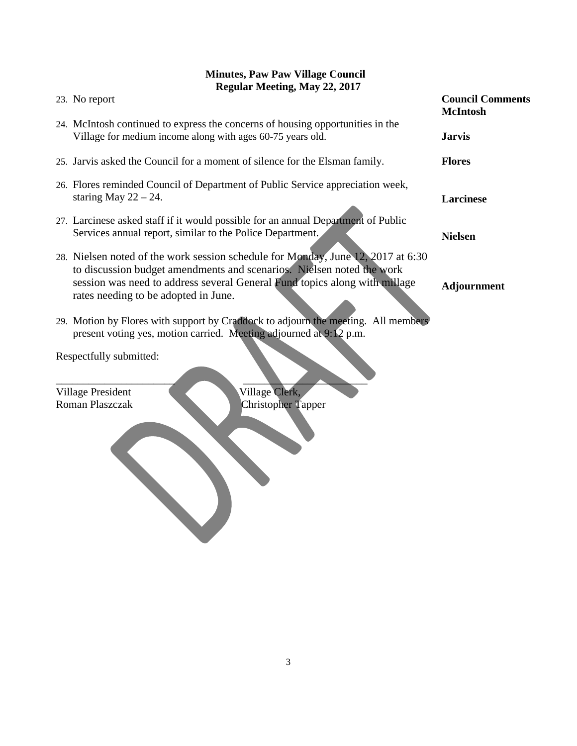**Minutes, Paw Paw Village Council**
**Regular Meeting, May 22, 2017**

**Council Comments**

**McIntosh**

23. No report

**Jarvis**

24. McIntosh continued to express the concerns of housing opportunities in the Village for medium income along with ages 60-75 years old.

**Flores**

25. Jarvis asked the Council for a moment of silence for the Elsman family.

**Larcinese**

26. Flores reminded Council of Department of Public Service appreciation week, staring May 22 – 24.

**Nielsen**

27. Larcinese asked staff if it would possible for an annual Department of Public Services annual report, similar to the Police Department.

28. Nielsen noted of the work session schedule for Monday, June 12, 2017 at 6:30 to discussion budget amendments and scenarios. Nielsen noted the work session was need to address several General Fund topics along with millage rates needing to be adopted in June.

**Adjournment**

29. Motion by Flores with support by Craddock to adjourn the meeting. All members present voting yes, motion carried. Meeting adjourned at 9:12 p.m.

Respectfully submitted:

______________________ ______________________
Village President Village Clerk,
Roman Plaszczak Christopher Tapper

DRAFT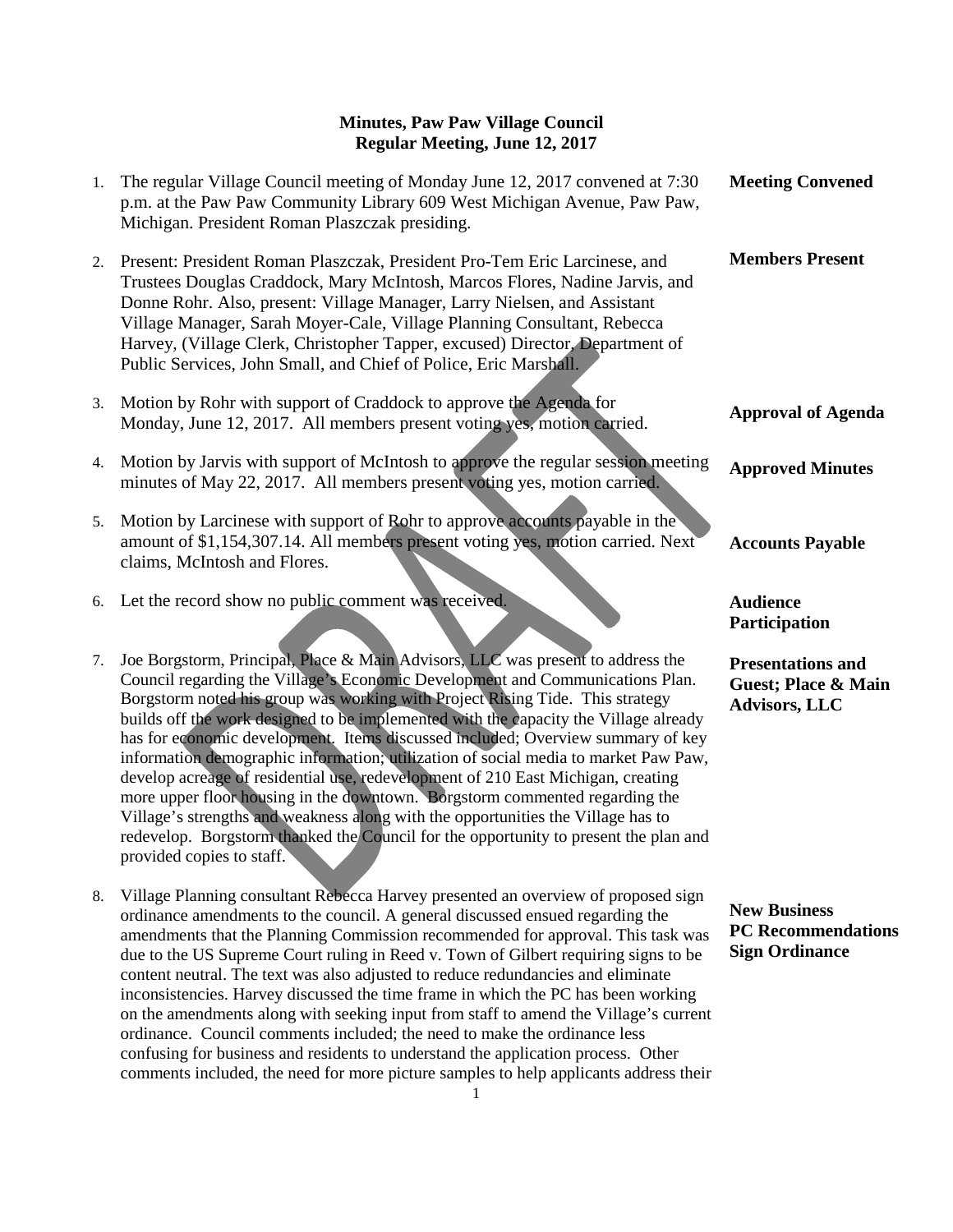**Minutes, Paw Paw Village Council**
**Regular Meeting, June 12, 2017**

1. The regular Village Council meeting of Monday June 12, 2017 convened at 7:30 p.m. at the Paw Paw Community Library 609 West Michigan Avenue, Paw Paw, Michigan. President Roman Plaszczak presiding. — **Meeting Convened**

2. Present: President Roman Plaszczak, President Pro-Tem Eric Larcinese, and Trustees Douglas Craddock, Mary McIntosh, Marcos Flores, Nadine Jarvis, and Donne Rohr. Also, present: Village Manager, Larry Nielsen, and Assistant Village Manager, Sarah Moyer-Cale, Village Planning Consultant, Rebecca Harvey, (Village Clerk, Christopher Tapper, excused) Director, Department of Public Services, John Small, and Chief of Police, Eric Marshall. — **Members Present**

3. Motion by Rohr with support of Craddock to approve the Agenda for Monday, June 12, 2017. All members present voting yes, motion carried. — **Approval of Agenda**

4. Motion by Jarvis with support of McIntosh to approve the regular session meeting minutes of May 22, 2017. All members present voting yes, motion carried. — **Approved Minutes**

5. Motion by Larcinese with support of Rohr to approve accounts payable in the amount of $1,154,307.14. All members present voting yes, motion carried. Next claims, McIntosh and Flores. — **Accounts Payable**

6. Let the record show no public comment was received. — **Audience Participation**

7. Joe Borgstorm, Principal, Place & Main Advisors, LLC was present to address the Council regarding the Village's Economic Development and Communications Plan. Borgstorm noted his group was working with Project Rising Tide. This strategy builds off the work designed to be implemented with the capacity the Village already has for economic development. Items discussed included; Overview summary of key information demographic information; utilization of social media to market Paw Paw, develop acreage of residential use, redevelopment of 210 East Michigan, creating more upper floor housing in the downtown. Borgstorm commented regarding the Village's strengths and weakness along with the opportunities the Village has to redevelop. Borgstorm thanked the Council for the opportunity to present the plan and provided copies to staff. — **Presentations and Guest; Place & Main Advisors, LLC**

8. Village Planning consultant Rebecca Harvey presented an overview of proposed sign ordinance amendments to the council. A general discussed ensued regarding the amendments that the Planning Commission recommended for approval. This task was due to the US Supreme Court ruling in Reed v. Town of Gilbert requiring signs to be content neutral. The text was also adjusted to reduce redundancies and eliminate inconsistencies. Harvey discussed the time frame in which the PC has been working on the amendments along with seeking input from staff to amend the Village's current ordinance. Council comments included; the need to make the ordinance less confusing for business and residents to understand the application process. Other comments included, the need for more picture samples to help applicants address their — **New Business PC Recommendations Sign Ordinance**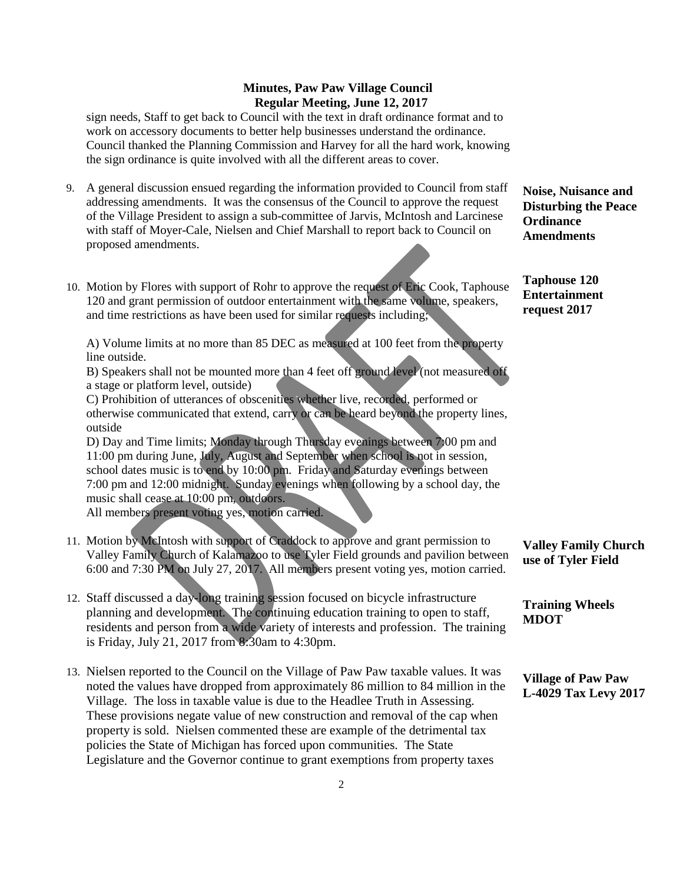sign needs, Staff to get back to Council with the text in draft ordinance format and to work on accessory documents to better help businesses understand the ordinance. Council thanked the Planning Commission and Harvey for all the hard work, knowing the sign ordinance is quite involved with all the different areas to cover.

9. **Noise, Nuisance and Disturbing the Peace Ordinance Amendments**

   A general discussion ensued regarding the information provided to Council from staff addressing amendments. It was the consensus of the Council to approve the request of the Village President to assign a sub-committee of Jarvis, McIntosh and Larcinese with staff of Moyer-Cale, Nielsen and Chief Marshall to report back to Council on proposed amendments.

10. **Taphouse 120 Entertainment request 2017**

    Motion by Flores with support of Rohr to approve the request of Eric Cook, Taphouse 120 and grant permission of outdoor entertainment with the same volume, speakers, and time restrictions as have been used for similar requests including;

    A) Volume limits at no more than 85 DEC as measured at 100 feet from the property line outside.
    B) Speakers shall not be mounted more than 4 feet off ground level (not measured off a stage or platform level, outside)
    C) Prohibition of utterances of obscenities whether live, recorded, performed or otherwise communicated that extend, carry or can be heard beyond the property lines, outside
    D) Day and Time limits; Monday through Thursday evenings between 7:00 pm and 11:00 pm during June, July, August and September when school is not in session, school dates music is to end by 10:00 pm. Friday and Saturday evenings between 7:00 pm and 12:00 midnight. Sunday evenings when following by a school day, the music shall cease at 10:00 pm, outdoors.
    All members present voting yes, motion carried.

11. **Valley Family Church use of Tyler Field**

    Motion by McIntosh with support of Craddock to approve and grant permission to Valley Family Church of Kalamazoo to use Tyler Field grounds and pavilion between 6:00 and 7:30 PM on July 27, 2017. All members present voting yes, motion carried.

12. **Training Wheels MDOT**

    Staff discussed a day-long training session focused on bicycle infrastructure planning and development. The continuing education training to open to staff, residents and person from a wide variety of interests and profession. The training is Friday, July 21, 2017 from 8:30am to 4:30pm.

13. **Village of Paw Paw L-4029 Tax Levy 2017**

    Nielsen reported to the Council on the Village of Paw Paw taxable values. It was noted the values have dropped from approximately 86 million to 84 million in the Village. The loss in taxable value is due to the Headlee Truth in Assessing. These provisions negate value of new construction and removal of the cap when property is sold. Nielsen commented these are example of the detrimental tax policies the State of Michigan has forced upon communities. The State Legislature and the Governor continue to grant exemptions from property taxes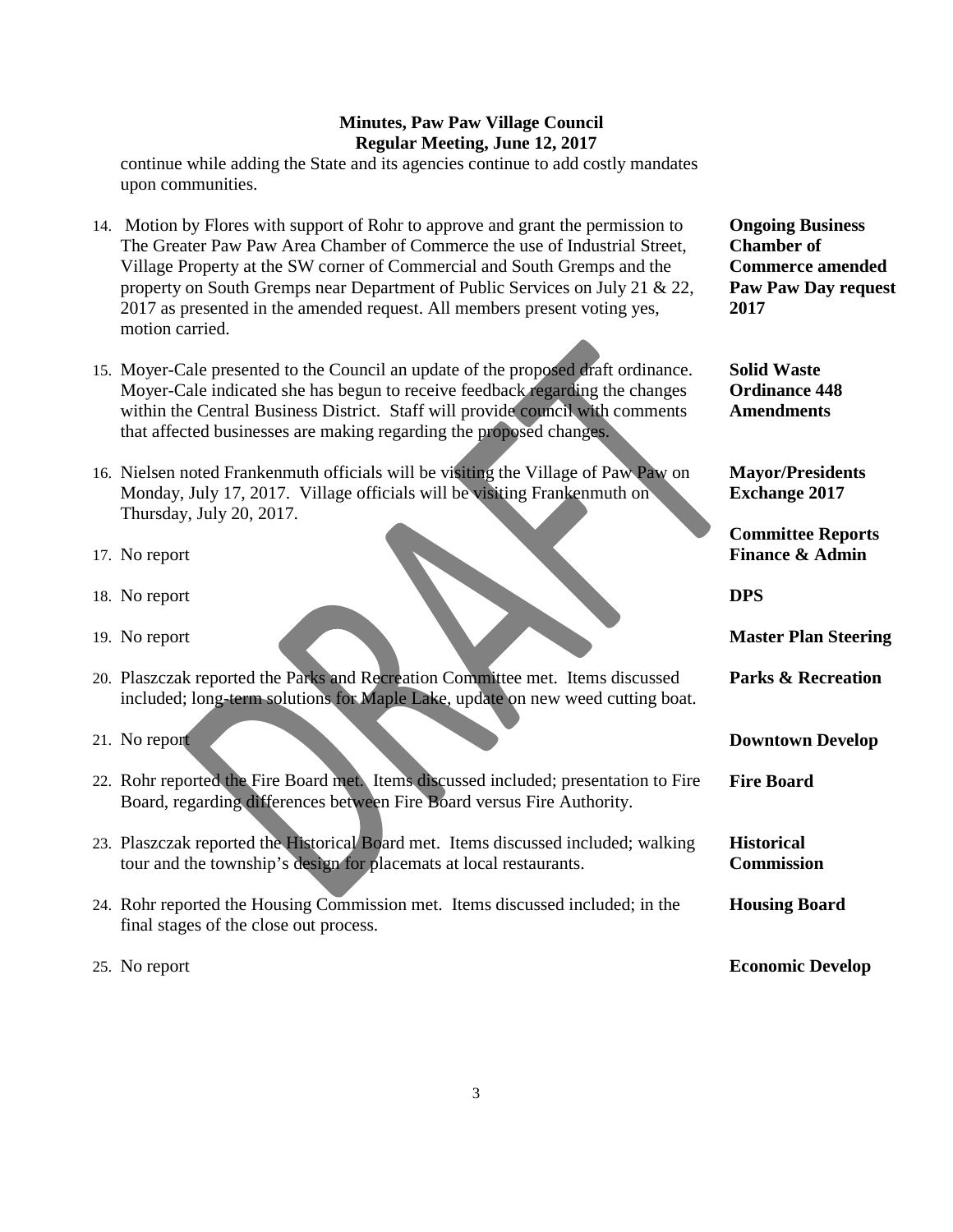continue while adding the State and its agencies continue to add costly mandates upon communities.

14. Motion by Flores with support of Rohr to approve and grant the permission to The Greater Paw Paw Area Chamber of Commerce the use of Industrial Street, Village Property at the SW corner of Commercial and South Gremps and the property on South Gremps near Department of Public Services on July 21 & 22, 2017 as presented in the amended request. All members present voting yes, motion carried. — **Ongoing Business Chamber of Commerce amended Paw Paw Day request 2017**

15. Moyer-Cale presented to the Council an update of the proposed draft ordinance. Moyer-Cale indicated she has begun to receive feedback regarding the changes within the Central Business District. Staff will provide council with comments that affected businesses are making regarding the proposed changes. — **Solid Waste Ordinance 448 Amendments**

16. Nielsen noted Frankenmuth officials will be visiting the Village of Paw Paw on Monday, July 17, 2017. Village officials will be visiting Frankenmuth on Thursday, July 20, 2017. — **Mayor/Presidents Exchange 2017**

**Committee Reports**

17. No report — **Finance & Admin**

18. No report — **DPS**

19. No report — **Master Plan Steering**

20. Plaszczak reported the Parks and Recreation Committee met. Items discussed included; long-term solutions for Maple Lake, update on new weed cutting boat. — **Parks & Recreation**

21. No report — **Downtown Develop**

22. Rohr reported the Fire Board met. Items discussed included; presentation to Fire Board, regarding differences between Fire Board versus Fire Authority. — **Fire Board**

23. Plaszczak reported the Historical Board met. Items discussed included; walking tour and the township's design for placemats at local restaurants. — **Historical Commission**

24. Rohr reported the Housing Commission met. Items discussed included; in the final stages of the close out process. — **Housing Board**

25. No report — **Economic Develop**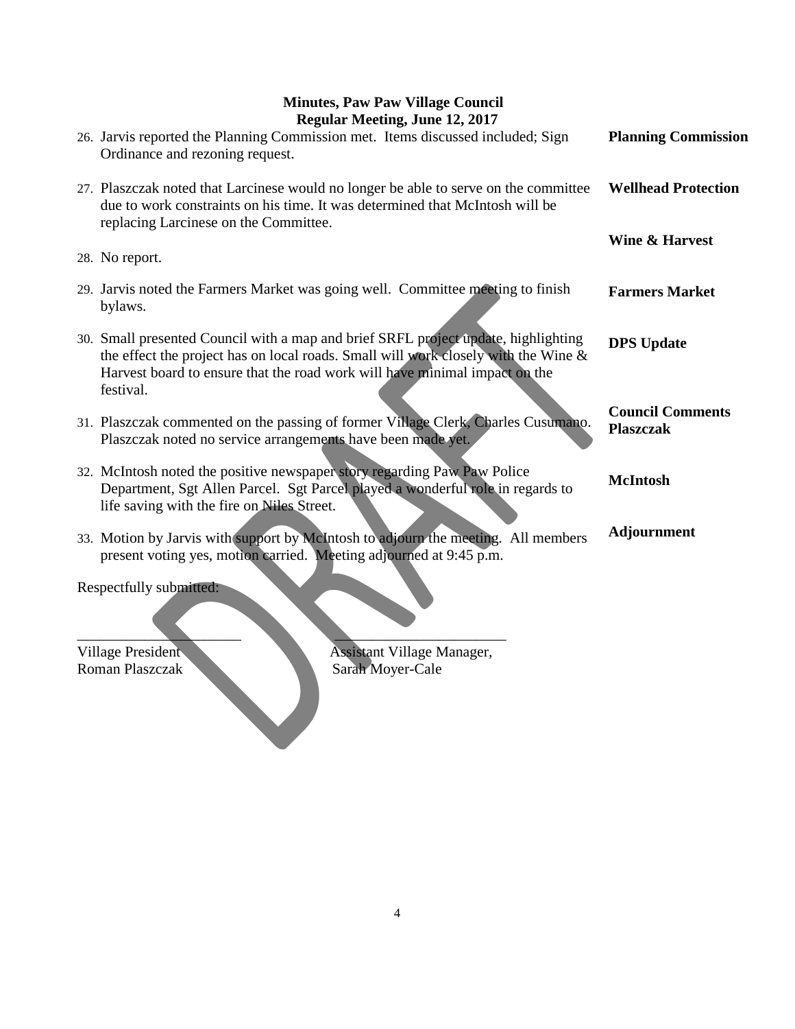**Minutes, Paw Paw Village Council**
**Regular Meeting, June 12, 2017**

26. Jarvis reported the Planning Commission met. Items discussed included; Sign Ordinance and rezoning request. — **Planning Commission**

27. Plaszczak noted that Larcinese would no longer be able to serve on the committee due to work constraints on his time. It was determined that McIntosh will be replacing Larcinese on the Committee. — **Wellhead Protection**

28. No report. — **Wine & Harvest**

29. Jarvis noted the Farmers Market was going well. Committee meeting to finish bylaws. — **Farmers Market**

30. Small presented Council with a map and brief SRFL project update, highlighting the effect the project has on local roads. Small will work closely with the Wine & Harvest board to ensure that the road work will have minimal impact on the festival. — **DPS Update**

31. Plaszczak commented on the passing of former Village Clerk, Charles Cusumano. Plaszczak noted no service arrangements have been made yet. — **Council Comments Plaszczak**

32. McIntosh noted the positive newspaper story regarding Paw Paw Police Department, Sgt Allen Parcel. Sgt Parcel played a wonderful role in regards to life saving with the fire on Niles Street. — **McIntosh**

33. Motion by Jarvis with support by McIntosh to adjourn the meeting. All members present voting yes, motion carried. Meeting adjourned at 9:45 p.m. — **Adjournment**

Respectfully submitted:

______________________ ______________________

Village President — Assistant Village Manager,
Roman Plaszczak — Sarah Moyer-Cale

DRAFT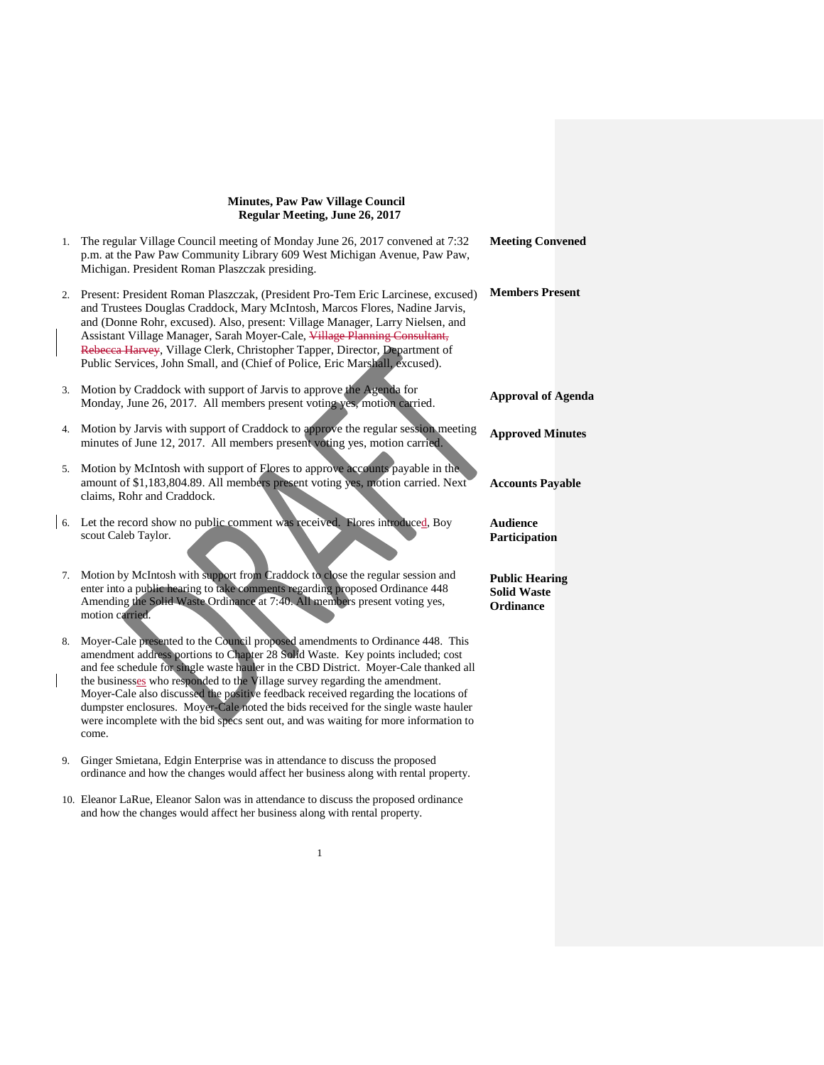**Minutes, Paw Paw Village Council**
**Regular Meeting, June 26, 2017**

1. The regular Village Council meeting of Monday June 26, 2017 convened at 7:32 p.m. at the Paw Paw Community Library 609 West Michigan Avenue, Paw Paw, Michigan. President Roman Plaszczak presiding. — **Meeting Convened**

2. Present: President Roman Plaszczak, (President Pro-Tem Eric Larcinese, excused) and Trustees Douglas Craddock, Mary McIntosh, Marcos Flores, Nadine Jarvis, and (Donne Rohr, excused). Also, present: Village Manager, Larry Nielsen, and Assistant Village Manager, Sarah Moyer-Cale, ~~Village Planning Consultant, Rebecca Harvey~~, Village Clerk, Christopher Tapper, Director, Department of Public Services, John Small, and (Chief of Police, Eric Marshall, excused). — **Members Present**

3. Motion by Craddock with support of Jarvis to approve the Agenda for Monday, June 26, 2017. All members present voting yes, motion carried. — **Approval of Agenda**

4. Motion by Jarvis with support of Craddock to approve the regular session meeting minutes of June 12, 2017. All members present voting yes, motion carried. — **Approved Minutes**

5. Motion by McIntosh with support of Flores to approve accounts payable in the amount of $1,183,804.89. All members present voting yes, motion carried. Next claims, Rohr and Craddock. — **Accounts Payable**

6. Let the record show no public comment was received. Flores introduced, Boy scout Caleb Taylor. — **Audience Participation**

7. Motion by McIntosh with support from Craddock to close the regular session and enter into a public hearing to take comments regarding proposed Ordinance 448 Amending the Solid Waste Ordinance at 7:40. All members present voting yes, motion carried. — **Public Hearing Solid Waste Ordinance**

8. Moyer-Cale presented to the Council proposed amendments to Ordinance 448. This amendment address portions to Chapter 28 Solid Waste. Key points included; cost and fee schedule for single waste hauler in the CBD District. Moyer-Cale thanked all the businesses who responded to the Village survey regarding the amendment. Moyer-Cale also discussed the positive feedback received regarding the locations of dumpster enclosures. Moyer-Cale noted the bids received for the single waste hauler were incomplete with the bid specs sent out, and was waiting for more information to come.

9. Ginger Smietana, Edgin Enterprise was in attendance to discuss the proposed ordinance and how the changes would affect her business along with rental property.

10. Eleanor LaRue, Eleanor Salon was in attendance to discuss the proposed ordinance and how the changes would affect her business along with rental property.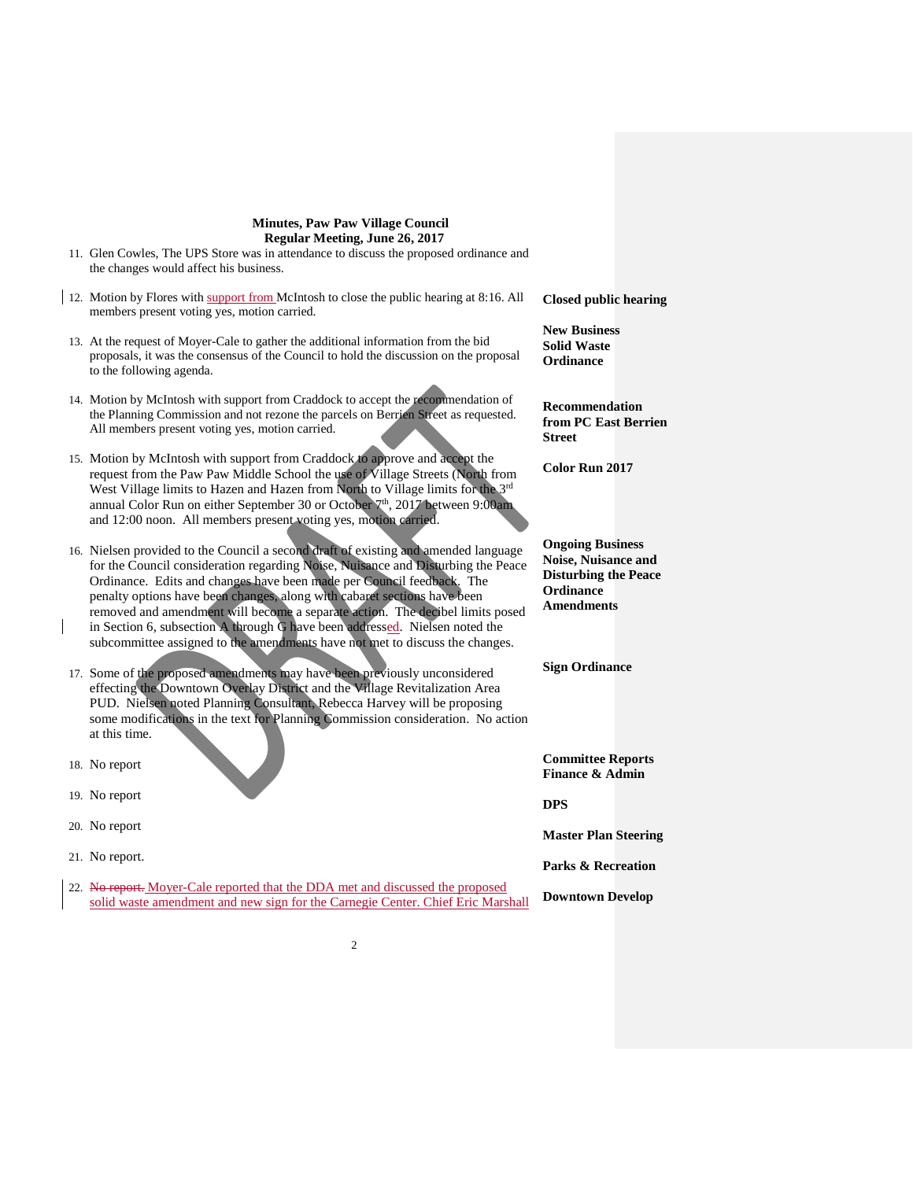**Minutes, Paw Paw Village Council**
**Regular Meeting, June 26, 2017**

11. Glen Cowles, The UPS Store was in attendance to discuss the proposed ordinance and the changes would affect his business.

**Closed public hearing**

12. Motion by Flores with support from McIntosh to close the public hearing at 8:16. All members present voting yes, motion carried.

**New Business**
**Solid Waste Ordinance**

13. At the request of Moyer-Cale to gather the additional information from the bid proposals, it was the consensus of the Council to hold the discussion on the proposal to the following agenda.

**Recommendation from PC East Berrien Street**

14. Motion by McIntosh with support from Craddock to accept the recommendation of the Planning Commission and not rezone the parcels on Berrien Street as requested. All members present voting yes, motion carried.

**Color Run 2017**

15. Motion by McIntosh with support from Craddock to approve and accept the request from the Paw Paw Middle School the use of Village Streets (North from West Village limits to Hazen and Hazen from North to Village limits for the 3rd annual Color Run on either September 30 or October 7th, 2017 between 9:00am and 12:00 noon. All members present voting yes, motion carried.

**Ongoing Business**
**Noise, Nuisance and Disturbing the Peace Ordinance Amendments**

16. Nielsen provided to the Council a second draft of existing and amended language for the Council consideration regarding Noise, Nuisance and Disturbing the Peace Ordinance. Edits and changes have been made per Council feedback. The penalty options have been changes, along with cabaret sections have been removed and amendment will become a separate action. The decibel limits posed in Section 6, subsection A through G have been addressed. Nielsen noted the subcommittee assigned to the amendments have not met to discuss the changes.

**Sign Ordinance**

17. Some of the proposed amendments may have been previously unconsidered effecting the Downtown Overlay District and the Village Revitalization Area PUD. Nielsen noted Planning Consultant, Rebecca Harvey will be proposing some modifications in the text for Planning Commission consideration. No action at this time.

**Committee Reports**
**Finance & Admin**

18. No report

**DPS**

19. No report

**Master Plan Steering**

20. No report

**Parks & Recreation**

21. No report.

**Downtown Develop**

22. ~~No report.~~ Moyer-Cale reported that the DDA met and discussed the proposed solid waste amendment and new sign for the Carnegie Center. Chief Eric Marshall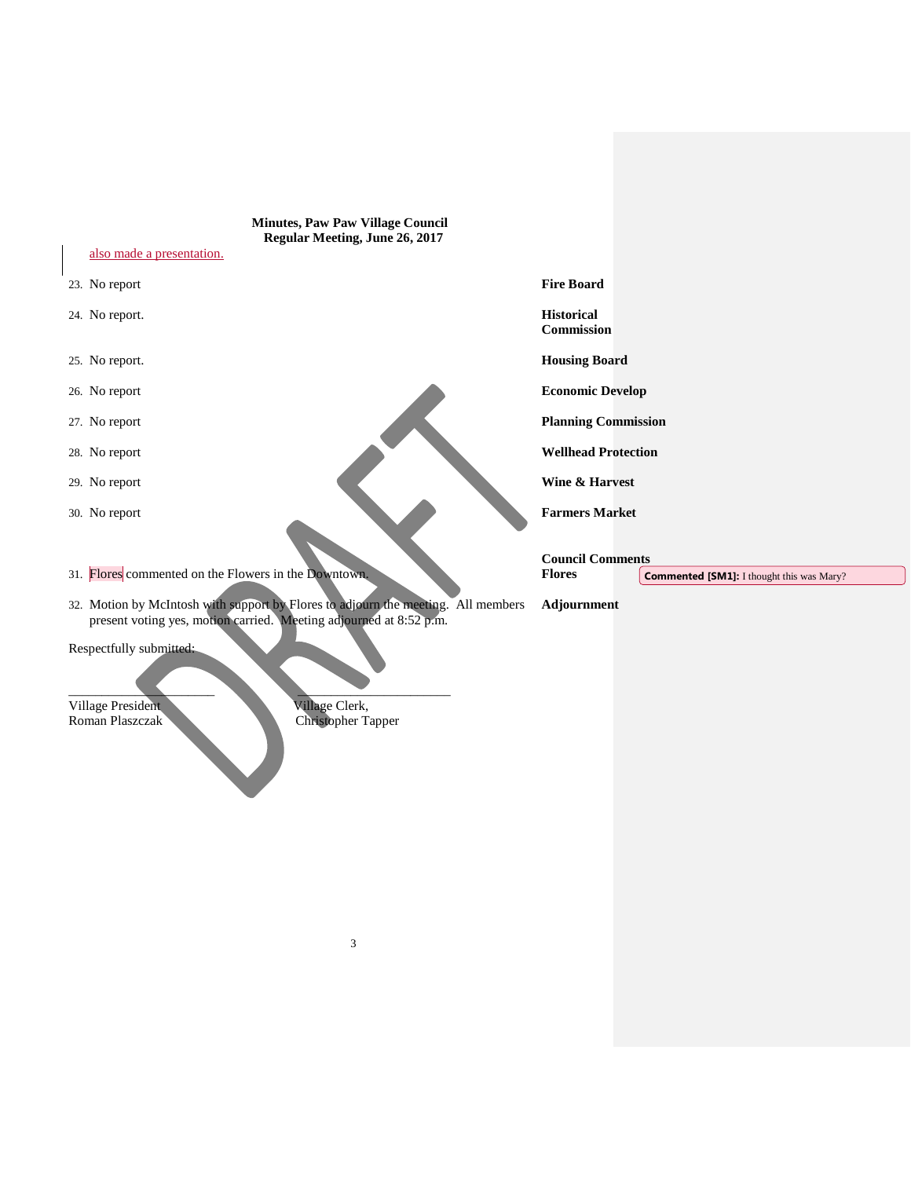**Minutes, Paw Paw Village Council**
**Regular Meeting, June 26, 2017**

also made a presentation.

| | | |
|---|---|---|
| 23. | No report | **Fire Board** |
| 24. | No report. | **Historical Commission** |
| 25. | No report. | **Housing Board** |
| 26. | No report | **Economic Develop** |
| 27. | No report | **Planning Commission** |
| 28. | No report | **Wellhead Protection** |
| 29. | No report | **Wine & Harvest** |
| 30. | No report | **Farmers Market** |

**Council Comments**

| | | |
|---|---|---|
| 31. | Flores commented on the Flowers in the Downtown. | **Flores** |
| 32. | Motion by McIntosh with support by Flores to adjourn the meeting. All members present voting yes, motion carried. Meeting adjourned at 8:52 p.m. | **Adjournment** |

Commented [SM1]: I thought this was Mary?

Respectfully submitted:

_____________________ _______________________

Village President, Roman Plaszczak

Village Clerk, Christopher Tapper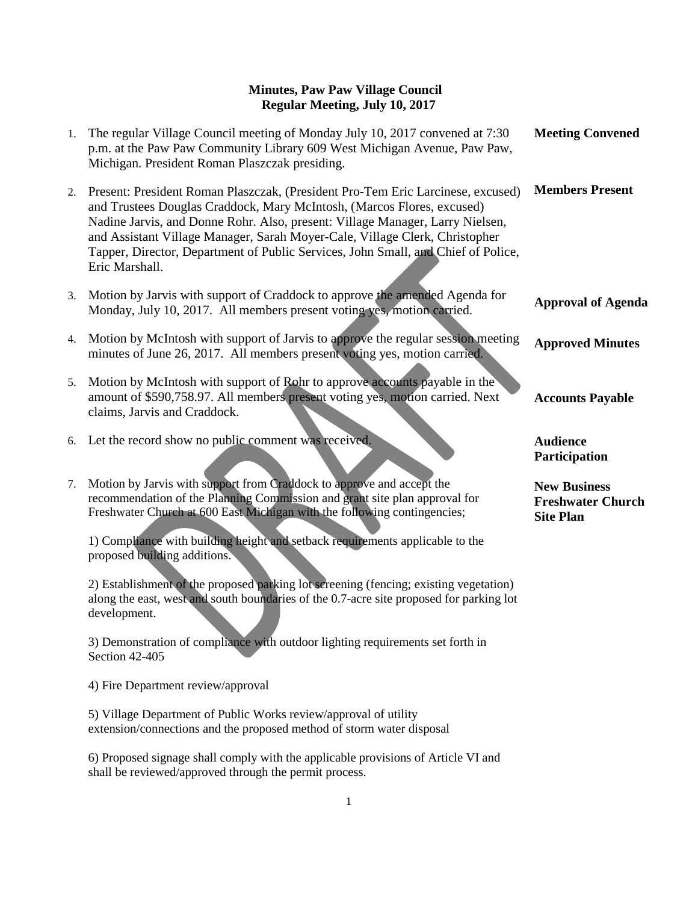# Minutes, Paw Paw Village Council
## Regular Meeting, July 10, 2017

1. The regular Village Council meeting of Monday July 10, 2017 convened at 7:30 p.m. at the Paw Paw Community Library 609 West Michigan Avenue, Paw Paw, Michigan. President Roman Plaszczak presiding. — **Meeting Convened**

2. Present: President Roman Plaszczak, (President Pro-Tem Eric Larcinese, excused) and Trustees Douglas Craddock, Mary McIntosh, (Marcos Flores, excused) Nadine Jarvis, and Donne Rohr. Also, present: Village Manager, Larry Nielsen, and Assistant Village Manager, Sarah Moyer-Cale, Village Clerk, Christopher Tapper, Director, Department of Public Services, John Small, and Chief of Police, Eric Marshall. — **Members Present**

3. Motion by Jarvis with support of Craddock to approve the amended Agenda for Monday, July 10, 2017. All members present voting yes, motion carried. — **Approval of Agenda**

4. Motion by McIntosh with support of Jarvis to approve the regular session meeting minutes of June 26, 2017. All members present voting yes, motion carried. — **Approved Minutes**

5. Motion by McIntosh with support of Rohr to approve accounts payable in the amount of $590,758.97. All members present voting yes, motion carried. Next claims, Jarvis and Craddock. — **Accounts Payable**

6. Let the record show no public comment was received. — **Audience Participation**

7. Motion by Jarvis with support from Craddock to approve and accept the recommendation of the Planning Commission and grant site plan approval for Freshwater Church at 600 East Michigan with the following contingencies; — **New Business Freshwater Church Site Plan**

   1) Compliance with building height and setback requirements applicable to the proposed building additions.

   2) Establishment of the proposed parking lot screening (fencing; existing vegetation) along the east, west and south boundaries of the 0.7-acre site proposed for parking lot development.

   3) Demonstration of compliance with outdoor lighting requirements set forth in Section 42-405

   4) Fire Department review/approval

   5) Village Department of Public Works review/approval of utility extension/connections and the proposed method of storm water disposal

   6) Proposed signage shall comply with the applicable provisions of Article VI and shall be reviewed/approved through the permit process.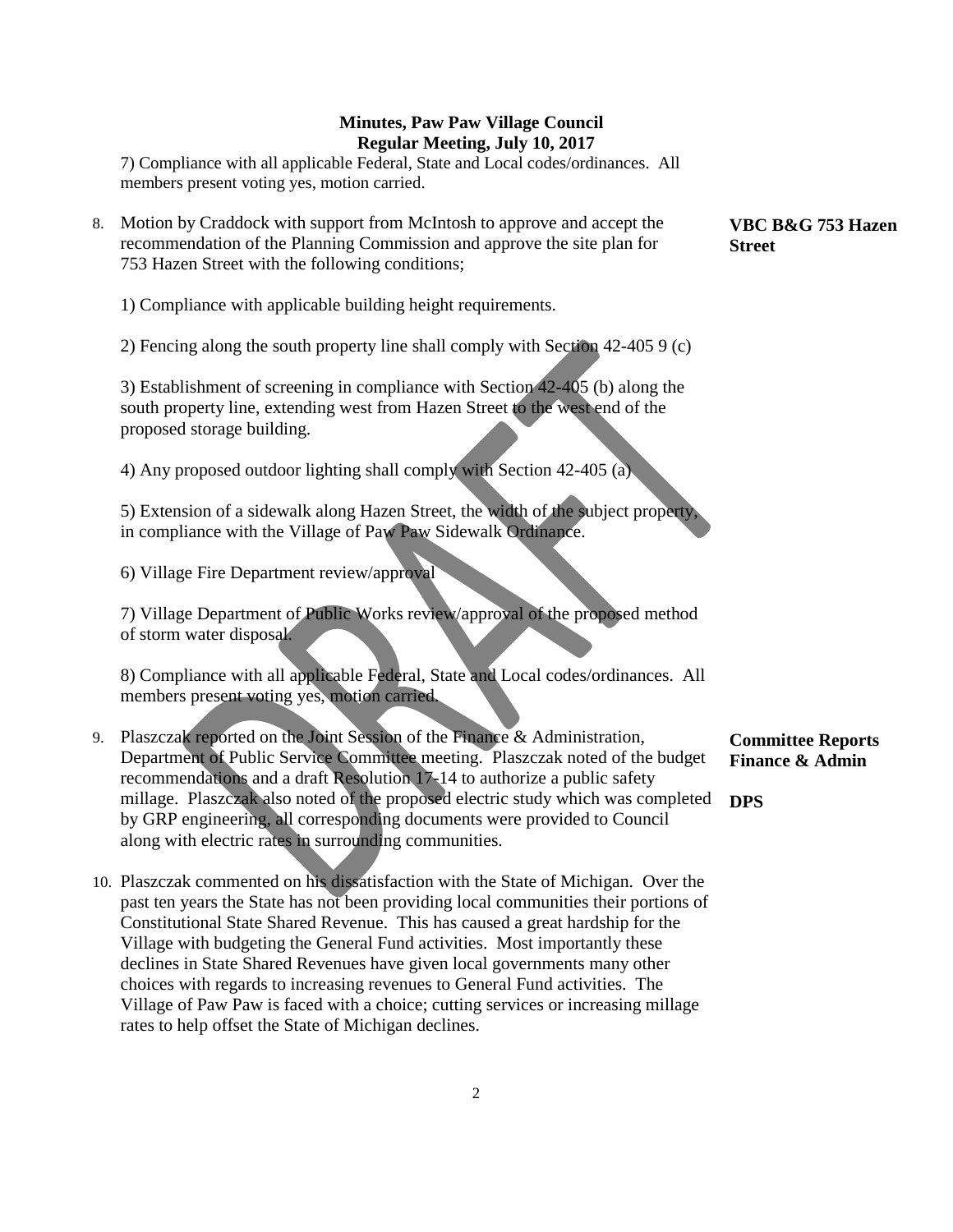**Minutes, Paw Paw Village Council**
**Regular Meeting, July 10, 2017**

7) Compliance with all applicable Federal, State and Local codes/ordinances. All members present voting yes, motion carried.

8. Motion by Craddock with support from McIntosh to approve and accept the recommendation of the Planning Commission and approve the site plan for 753 Hazen Street with the following conditions;

   **VBC B&G 753 Hazen Street**

   1) Compliance with applicable building height requirements.

   2) Fencing along the south property line shall comply with Section 42-405 9 (c)

   3) Establishment of screening in compliance with Section 42-405 (b) along the south property line, extending west from Hazen Street to the west end of the proposed storage building.

   4) Any proposed outdoor lighting shall comply with Section 42-405 (a)

   5) Extension of a sidewalk along Hazen Street, the width of the subject property, in compliance with the Village of Paw Paw Sidewalk Ordinance.

   6) Village Fire Department review/approval

   7) Village Department of Public Works review/approval of the proposed method of storm water disposal.

   8) Compliance with all applicable Federal, State and Local codes/ordinances. All members present voting yes, motion carried.

9. Plaszczak reported on the Joint Session of the Finance & Administration, Department of Public Service Committee meeting. Plaszczak noted of the budget recommendations and a draft Resolution 17-14 to authorize a public safety millage. Plaszczak also noted of the proposed electric study which was completed by GRP engineering, all corresponding documents were provided to Council along with electric rates in surrounding communities.

   **Committee Reports Finance & Admin**

   **DPS**

10. Plaszczak commented on his dissatisfaction with the State of Michigan. Over the past ten years the State has not been providing local communities their portions of Constitutional State Shared Revenue. This has caused a great hardship for the Village with budgeting the General Fund activities. Most importantly these declines in State Shared Revenues have given local governments many other choices with regards to increasing revenues to General Fund activities. The Village of Paw Paw is faced with a choice; cutting services or increasing millage rates to help offset the State of Michigan declines.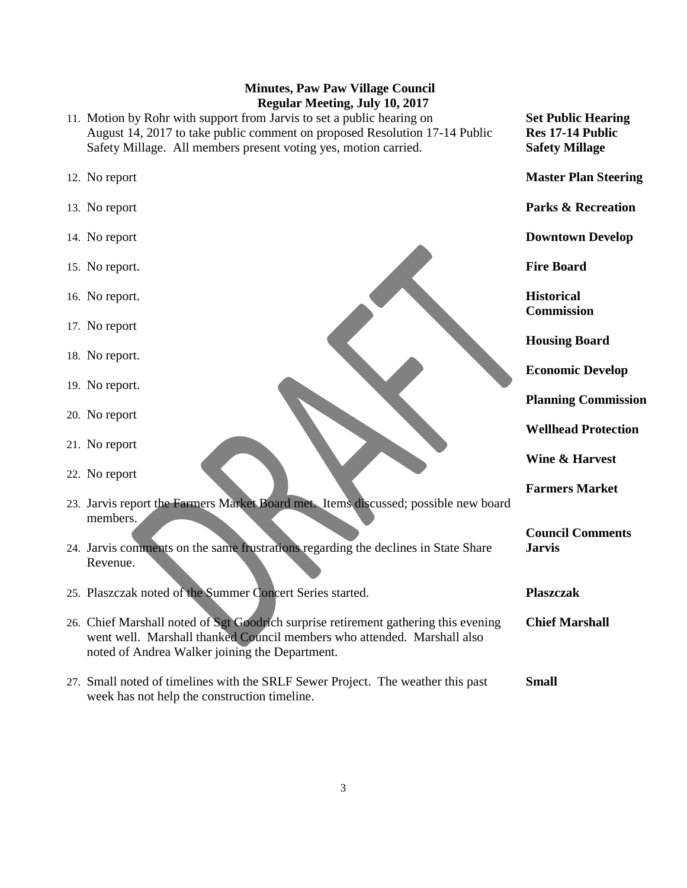**Minutes, Paw Paw Village Council**
**Regular Meeting, July 10, 2017**

11. Motion by Rohr with support from Jarvis to set a public hearing on August 14, 2017 to take public comment on proposed Resolution 17-14 Public Safety Millage. All members present voting yes, motion carried. — **Set Public Hearing Res 17-14 Public Safety Millage**

12. No report — **Master Plan Steering**

13. No report — **Parks & Recreation**

14. No report — **Downtown Develop**

15. No report. — **Fire Board**

16. No report. — **Historical Commission**

17. No report — **Housing Board**

18. No report. — **Economic Develop**

19. No report. — **Planning Commission**

20. No report — **Wellhead Protection**

21. No report — **Wine & Harvest**

22. No report — **Farmers Market**

23. Jarvis report the Farmers Market Board met. Items discussed; possible new board members.

**Council Comments**

24. Jarvis comments on the same frustrations regarding the declines in State Share Revenue. — **Jarvis**

25. Plaszczak noted of the Summer Concert Series started. — **Plaszczak**

26. Chief Marshall noted of Sgt Goodrich surprise retirement gathering this evening went well. Marshall thanked Council members who attended. Marshall also noted of Andrea Walker joining the Department. — **Chief Marshall**

27. Small noted of timelines with the SRLF Sewer Project. The weather this past week has not help the construction timeline. — **Small**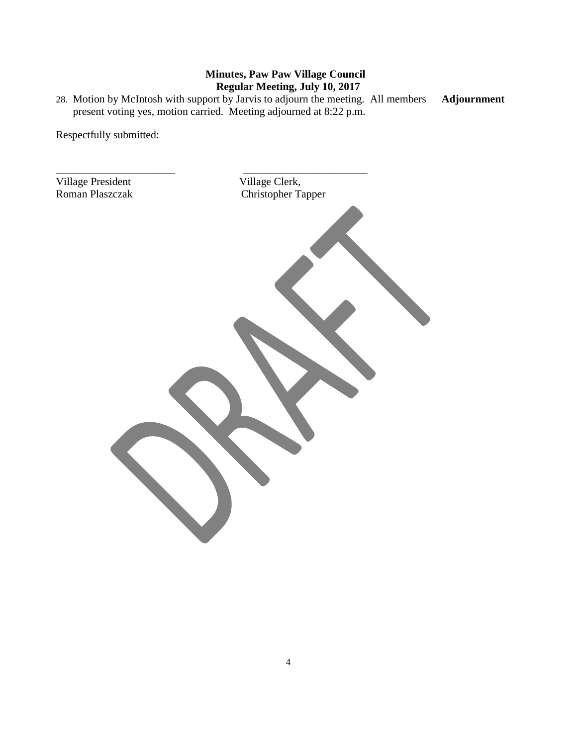**Minutes, Paw Paw Village Council**
**Regular Meeting, July 10, 2017**

28. Motion by McIntosh with support by Jarvis to adjourn the meeting. All members present voting yes, motion carried. Meeting adjourned at 8:22 p.m. **Adjournment**

Respectfully submitted:

\_\_\_\_\_\_\_\_\_\_\_\_\_\_\_\_\_\_\_\_\_\_\_ \_\_\_\_\_\_\_\_\_\_\_\_\_\_\_\_\_\_\_\_\_\_\_\_

Village President
Roman Plaszczak

Village Clerk,
Christopher Tapper

DRAFT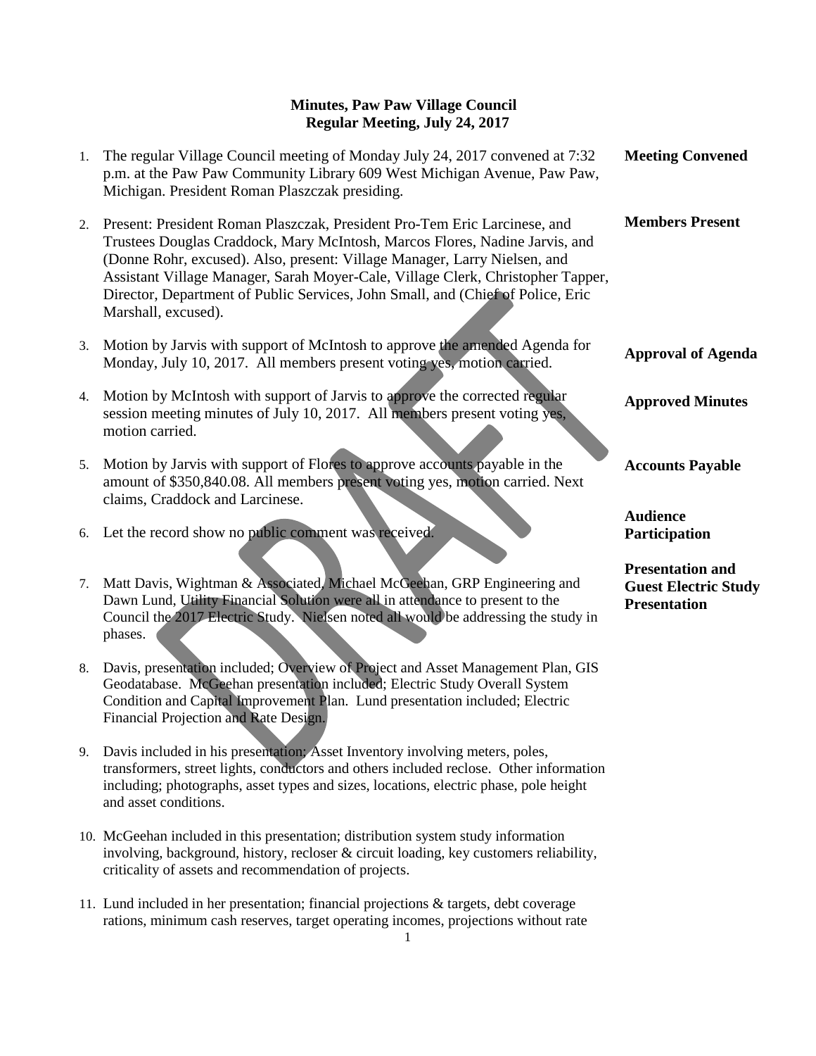## Minutes, Paw Paw Village Council
## Regular Meeting, July 24, 2017

1. The regular Village Council meeting of Monday July 24, 2017 convened at 7:32 p.m. at the Paw Paw Community Library 609 West Michigan Avenue, Paw Paw, Michigan. President Roman Plaszczak presiding. — **Meeting Convened**

2. Present: President Roman Plaszczak, President Pro-Tem Eric Larcinese, and Trustees Douglas Craddock, Mary McIntosh, Marcos Flores, Nadine Jarvis, and (Donne Rohr, excused). Also, present: Village Manager, Larry Nielsen, and Assistant Village Manager, Sarah Moyer-Cale, Village Clerk, Christopher Tapper, Director, Department of Public Services, John Small, and (Chief of Police, Eric Marshall, excused). — **Members Present**

3. Motion by Jarvis with support of McIntosh to approve the amended Agenda for Monday, July 10, 2017. All members present voting yes, motion carried. — **Approval of Agenda**

4. Motion by McIntosh with support of Jarvis to approve the corrected regular session meeting minutes of July 10, 2017. All members present voting yes, motion carried. — **Approved Minutes**

5. Motion by Jarvis with support of Flores to approve accounts payable in the amount of $350,840.08. All members present voting yes, motion carried. Next claims, Craddock and Larcinese. — **Accounts Payable**

6. Let the record show no public comment was received. — **Audience Participation**

7. Matt Davis, Wightman & Associated, Michael McGeehan, GRP Engineering and Dawn Lund, Utility Financial Solution were all in attendance to present to the Council the 2017 Electric Study. Nielsen noted all would be addressing the study in phases. — **Presentation and Guest Electric Study Presentation**

8. Davis, presentation included; Overview of Project and Asset Management Plan, GIS Geodatabase. McGeehan presentation included; Electric Study Overall System Condition and Capital Improvement Plan. Lund presentation included; Electric Financial Projection and Rate Design.

9. Davis included in his presentation; Asset Inventory involving meters, poles, transformers, street lights, conductors and others included reclose. Other information including; photographs, asset types and sizes, locations, electric phase, pole height and asset conditions.

10. McGeehan included in this presentation; distribution system study information involving, background, history, recloser & circuit loading, key customers reliability, criticality of assets and recommendation of projects.

11. Lund included in her presentation; financial projections & targets, debt coverage rations, minimum cash reserves, target operating incomes, projections without rate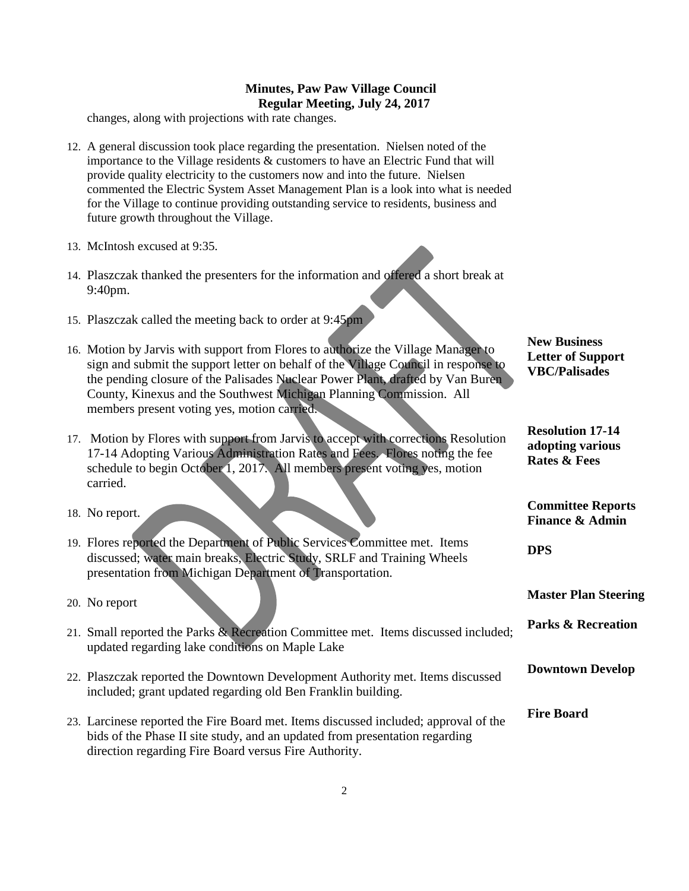**Minutes, Paw Paw Village Council**
**Regular Meeting, July 24, 2017**

changes, along with projections with rate changes.

12. A general discussion took place regarding the presentation. Nielsen noted of the importance to the Village residents & customers to have an Electric Fund that will provide quality electricity to the customers now and into the future. Nielsen commented the Electric System Asset Management Plan is a look into what is needed for the Village to continue providing outstanding service to residents, business and future growth throughout the Village.

13. McIntosh excused at 9:35.

14. Plaszczak thanked the presenters for the information and offered a short break at 9:40pm.

15. Plaszczak called the meeting back to order at 9:45pm

**New Business**
**Letter of Support VBC/Palisades**

16. Motion by Jarvis with support from Flores to authorize the Village Manager to sign and submit the support letter on behalf of the Village Council in response to the pending closure of the Palisades Nuclear Power Plant, drafted by Van Buren County, Kinexus and the Southwest Michigan Planning Commission. All members present voting yes, motion carried.

**Resolution 17-14 adopting various Rates & Fees**

17. Motion by Flores with support from Jarvis to accept with corrections Resolution 17-14 Adopting Various Administration Rates and Fees. Flores noting the fee schedule to begin October 1, 2017. All members present voting yes, motion carried.

**Committee Reports**
**Finance & Admin**

18. No report.

**DPS**

19. Flores reported the Department of Public Services Committee met. Items discussed; water main breaks, Electric Study, SRLF and Training Wheels presentation from Michigan Department of Transportation.

**Master Plan Steering**

20. No report

**Parks & Recreation**

21. Small reported the Parks & Recreation Committee met. Items discussed included; updated regarding lake conditions on Maple Lake

**Downtown Develop**

22. Plaszczak reported the Downtown Development Authority met. Items discussed included; grant updated regarding old Ben Franklin building.

**Fire Board**

23. Larcinese reported the Fire Board met. Items discussed included; approval of the bids of the Phase II site study, and an updated from presentation regarding direction regarding Fire Board versus Fire Authority.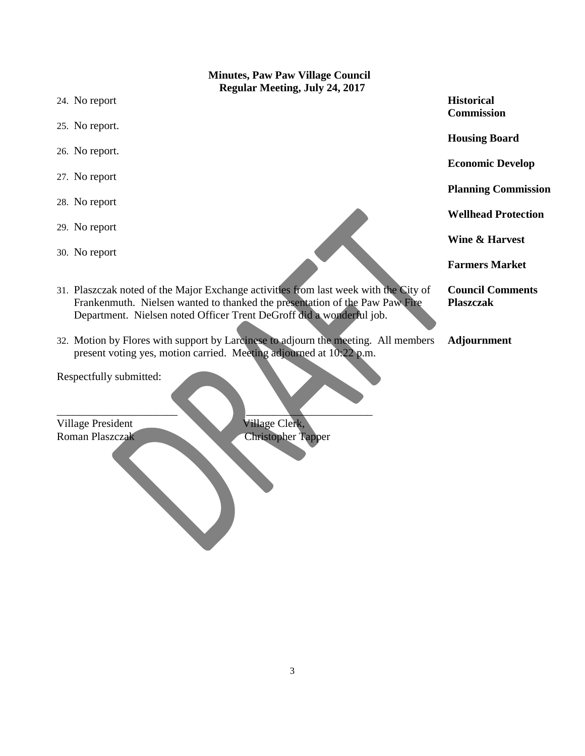**Minutes, Paw Paw Village Council**
**Regular Meeting, July 24, 2017**

| | |
|---|---|
| 24. No report | **Historical Commission** |
| 25. No report. | **Housing Board** |
| 26. No report. | **Economic Develop** |
| 27. No report | **Planning Commission** |
| 28. No report | **Wellhead Protection** |
| 29. No report | **Wine & Harvest** |
| 30. No report | **Farmers Market** |
| 31. Plaszczak noted of the Major Exchange activities from last week with the City of Frankenmuth. Nielsen wanted to thanked the presentation of the Paw Paw Fire Department. Nielsen noted Officer Trent DeGroff did a wonderful job. | **Council Comments Plaszczak** |
| 32. Motion by Flores with support by Larcinese to adjourn the meeting. All members present voting yes, motion carried. Meeting adjourned at 10:22 p.m. | **Adjournment** |

Respectfully submitted:

_____________________ _____________________

Village President Village Clerk,

Roman Plaszczak Christopher Tapper

DRAFT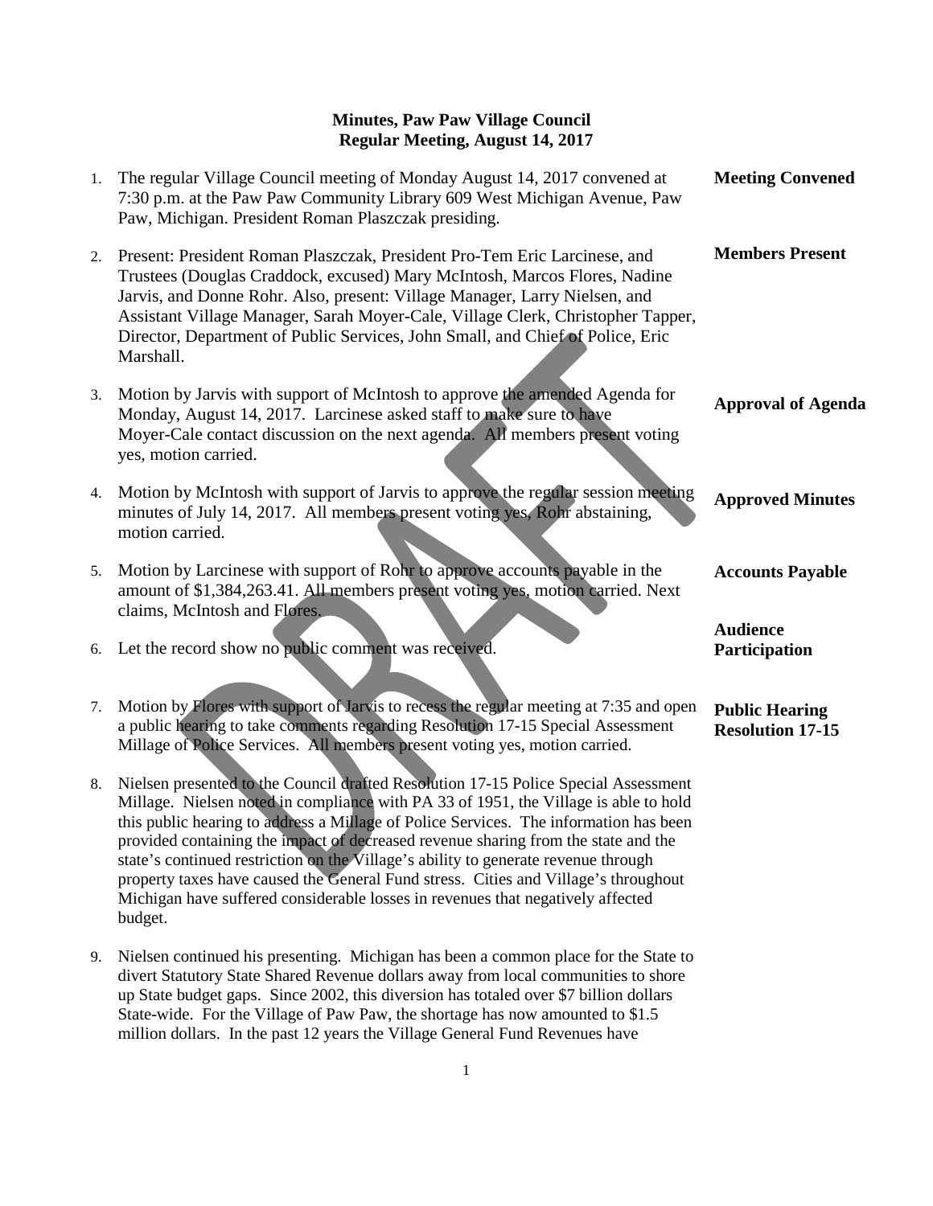**Minutes, Paw Paw Village Council**
**Regular Meeting, August 14, 2017**

1. The regular Village Council meeting of Monday August 14, 2017 convened at 7:30 p.m. at the Paw Paw Community Library 609 West Michigan Avenue, Paw Paw, Michigan. President Roman Plaszczak presiding. — **Meeting Convened**

2. Present: President Roman Plaszczak, President Pro-Tem Eric Larcinese, and Trustees (Douglas Craddock, excused) Mary McIntosh, Marcos Flores, Nadine Jarvis, and Donne Rohr. Also, present: Village Manager, Larry Nielsen, and Assistant Village Manager, Sarah Moyer-Cale, Village Clerk, Christopher Tapper, Director, Department of Public Services, John Small, and Chief of Police, Eric Marshall. — **Members Present**

3. Motion by Jarvis with support of McIntosh to approve the amended Agenda for Monday, August 14, 2017. Larcinese asked staff to make sure to have Moyer-Cale contact discussion on the next agenda. All members present voting yes, motion carried. — **Approval of Agenda**

4. Motion by McIntosh with support of Jarvis to approve the regular session meeting minutes of July 14, 2017. All members present voting yes, Rohr abstaining, motion carried. — **Approved Minutes**

5. Motion by Larcinese with support of Rohr to approve accounts payable in the amount of $1,384,263.41. All members present voting yes, motion carried. Next claims, McIntosh and Flores. — **Accounts Payable**

6. Let the record show no public comment was received. — **Audience Participation**

7. Motion by Flores with support of Jarvis to recess the regular meeting at 7:35 and open a public hearing to take comments regarding Resolution 17-15 Special Assessment Millage of Police Services. All members present voting yes, motion carried. — **Public Hearing Resolution 17-15**

8. Nielsen presented to the Council drafted Resolution 17-15 Police Special Assessment Millage. Nielsen noted in compliance with PA 33 of 1951, the Village is able to hold this public hearing to address a Millage of Police Services. The information has been provided containing the impact of decreased revenue sharing from the state and the state's continued restriction on the Village's ability to generate revenue through property taxes have caused the General Fund stress. Cities and Village's throughout Michigan have suffered considerable losses in revenues that negatively affected budget.

9. Nielsen continued his presenting. Michigan has been a common place for the State to divert Statutory State Shared Revenue dollars away from local communities to shore up State budget gaps. Since 2002, this diversion has totaled over $7 billion dollars State-wide. For the Village of Paw Paw, the shortage has now amounted to $1.5 million dollars. In the past 12 years the Village General Fund Revenues have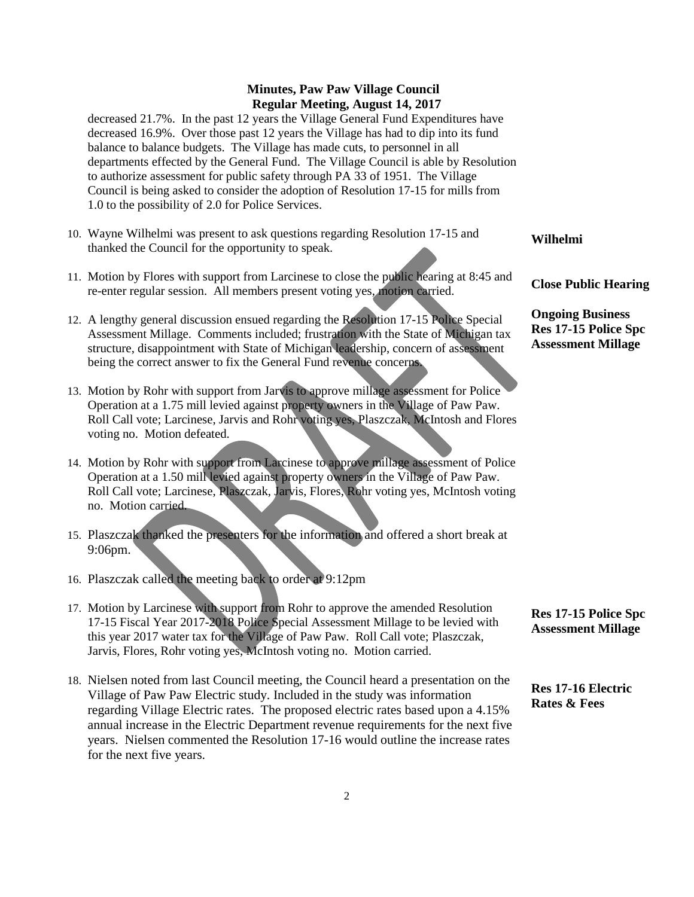decreased 21.7%. In the past 12 years the Village General Fund Expenditures have decreased 16.9%. Over those past 12 years the Village has had to dip into its fund balance to balance budgets. The Village has made cuts, to personnel in all departments effected by the General Fund. The Village Council is able by Resolution to authorize assessment for public safety through PA 33 of 1951. The Village Council is being asked to consider the adoption of Resolution 17-15 for mills from 1.0 to the possibility of 2.0 for Police Services.

10. Wayne Wilhelmi was present to ask questions regarding Resolution 17-15 and thanked the Council for the opportunity to speak. — **Wilhelmi**

11. Motion by Flores with support from Larcinese to close the public hearing at 8:45 and re-enter regular session. All members present voting yes, motion carried. — **Close Public Hearing**

12. A lengthy general discussion ensued regarding the Resolution 17-15 Police Special Assessment Millage. Comments included; frustration with the State of Michigan tax structure, disappointment with State of Michigan leadership, concern of assessment being the correct answer to fix the General Fund revenue concerns. — **Ongoing Business Res 17-15 Police Spc Assessment Millage**

13. Motion by Rohr with support from Jarvis to approve millage assessment for Police Operation at a 1.75 mill levied against property owners in the Village of Paw Paw. Roll Call vote; Larcinese, Jarvis and Rohr voting yes, Plaszczak, McIntosh and Flores voting no. Motion defeated.

14. Motion by Rohr with support from Larcinese to approve millage assessment of Police Operation at a 1.50 mill levied against property owners in the Village of Paw Paw. Roll Call vote; Larcinese, Plaszczak, Jarvis, Flores, Rohr voting yes, McIntosh voting no. Motion carried.

15. Plaszczak thanked the presenters for the information and offered a short break at 9:06pm.

16. Plaszczak called the meeting back to order at 9:12pm

17. Motion by Larcinese with support from Rohr to approve the amended Resolution 17-15 Fiscal Year 2017-2018 Police Special Assessment Millage to be levied with this year 2017 water tax for the Village of Paw Paw. Roll Call vote; Plaszczak, Jarvis, Flores, Rohr voting yes, McIntosh voting no. Motion carried. — **Res 17-15 Police Spc Assessment Millage**

18. Nielsen noted from last Council meeting, the Council heard a presentation on the Village of Paw Paw Electric study. Included in the study was information regarding Village Electric rates. The proposed electric rates based upon a 4.15% annual increase in the Electric Department revenue requirements for the next five years. Nielsen commented the Resolution 17-16 would outline the increase rates for the next five years. — **Res 17-16 Electric Rates & Fees**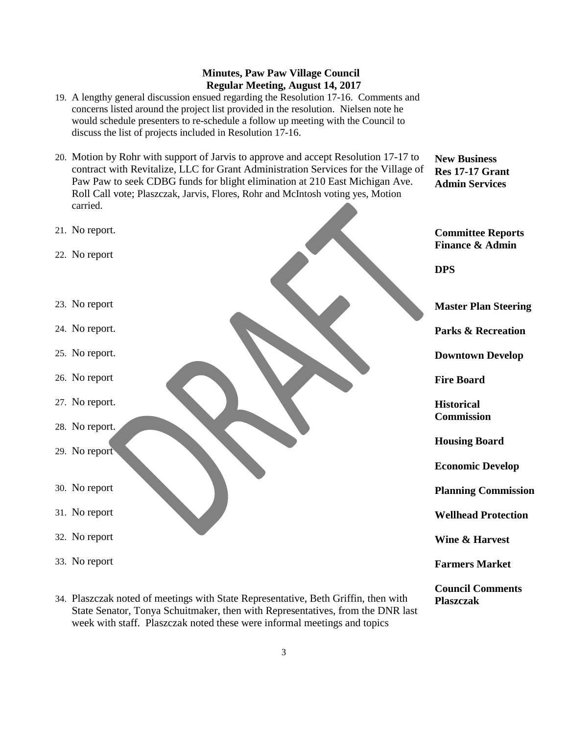**Minutes, Paw Paw Village Council**
**Regular Meeting, August 14, 2017**

19. A lengthy general discussion ensued regarding the Resolution 17-16. Comments and concerns listed around the project list provided in the resolution. Nielsen note he would schedule presenters to re-schedule a follow up meeting with the Council to discuss the list of projects included in Resolution 17-16.

**New Business**
**Res 17-17 Grant Admin Services**

20. Motion by Rohr with support of Jarvis to approve and accept Resolution 17-17 to contract with Revitalize, LLC for Grant Administration Services for the Village of Paw Paw to seek CDBG funds for blight elimination at 210 East Michigan Ave. Roll Call vote; Plaszczak, Jarvis, Flores, Rohr and McIntosh voting yes, Motion carried.

**Committee Reports**

**Finance & Admin**

21. No report.

**DPS**

22. No report

**Master Plan Steering**

23. No report

**Parks & Recreation**

24. No report.

**Downtown Develop**

25. No report.

**Fire Board**

26. No report

**Historical Commission**

27. No report.

**Housing Board**

28. No report.

**Economic Develop**

29. No report

**Planning Commission**

30. No report

**Wellhead Protection**

31. No report

**Wine & Harvest**

32. No report

**Farmers Market**

33. No report

**Council Comments**
**Plaszczak**

34. Plaszczak noted of meetings with State Representative, Beth Griffin, then with State Senator, Tonya Schuitmaker, then with Representatives, from the DNR last week with staff. Plaszczak noted these were informal meetings and topics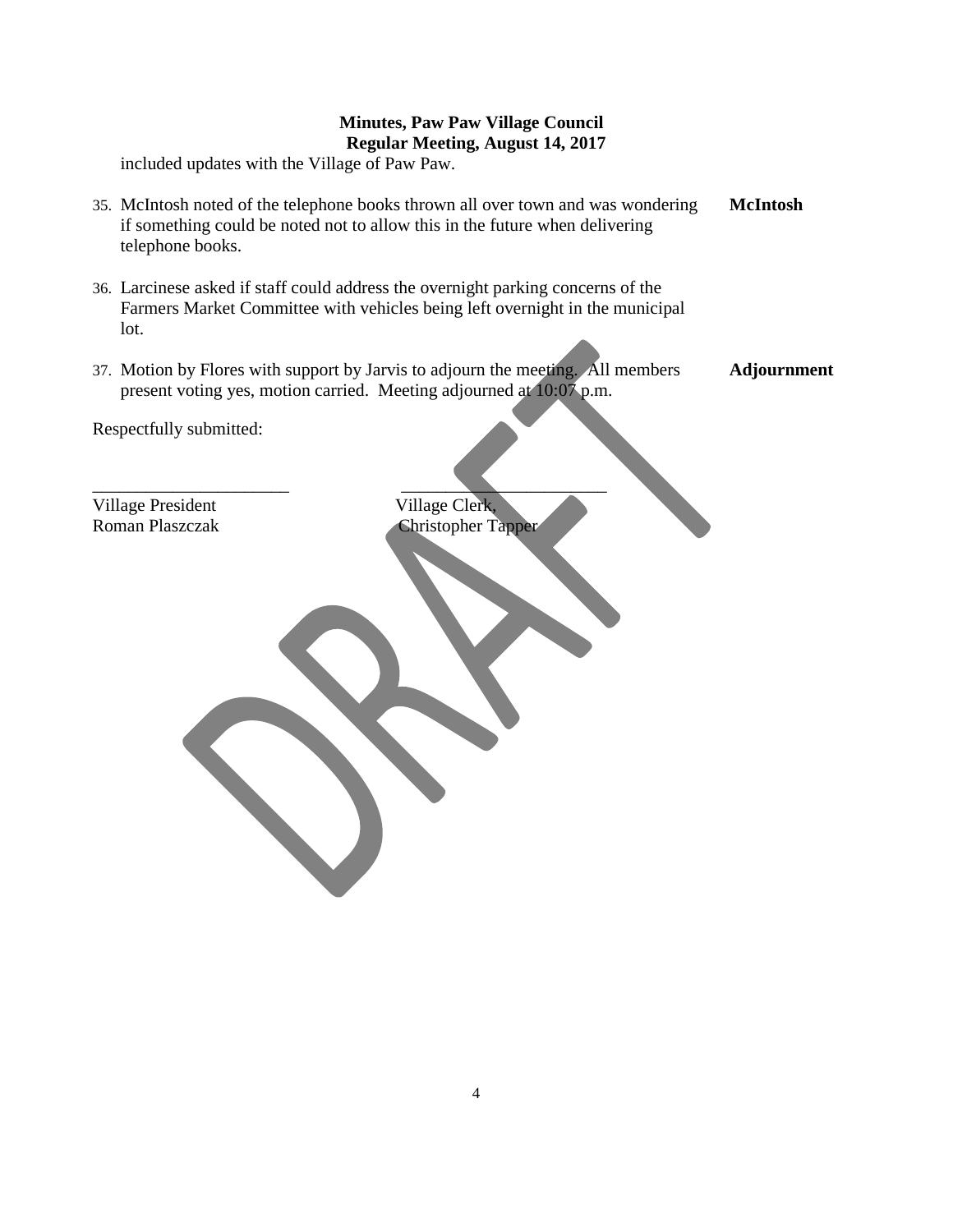included updates with the Village of Paw Paw.

35. McIntosh noted of the telephone books thrown all over town and was wondering if something could be noted not to allow this in the future when delivering telephone books. **McIntosh**

36. Larcinese asked if staff could address the overnight parking concerns of the Farmers Market Committee with vehicles being left overnight in the municipal lot.

37. Motion by Flores with support by Jarvis to adjourn the meeting. All members present voting yes, motion carried. Meeting adjourned at 10:07 p.m. **Adjournment**

Respectfully submitted:

______________________ ______________________

Village President Village Clerk,
Roman Plaszczak Christopher Tapper

DRAFT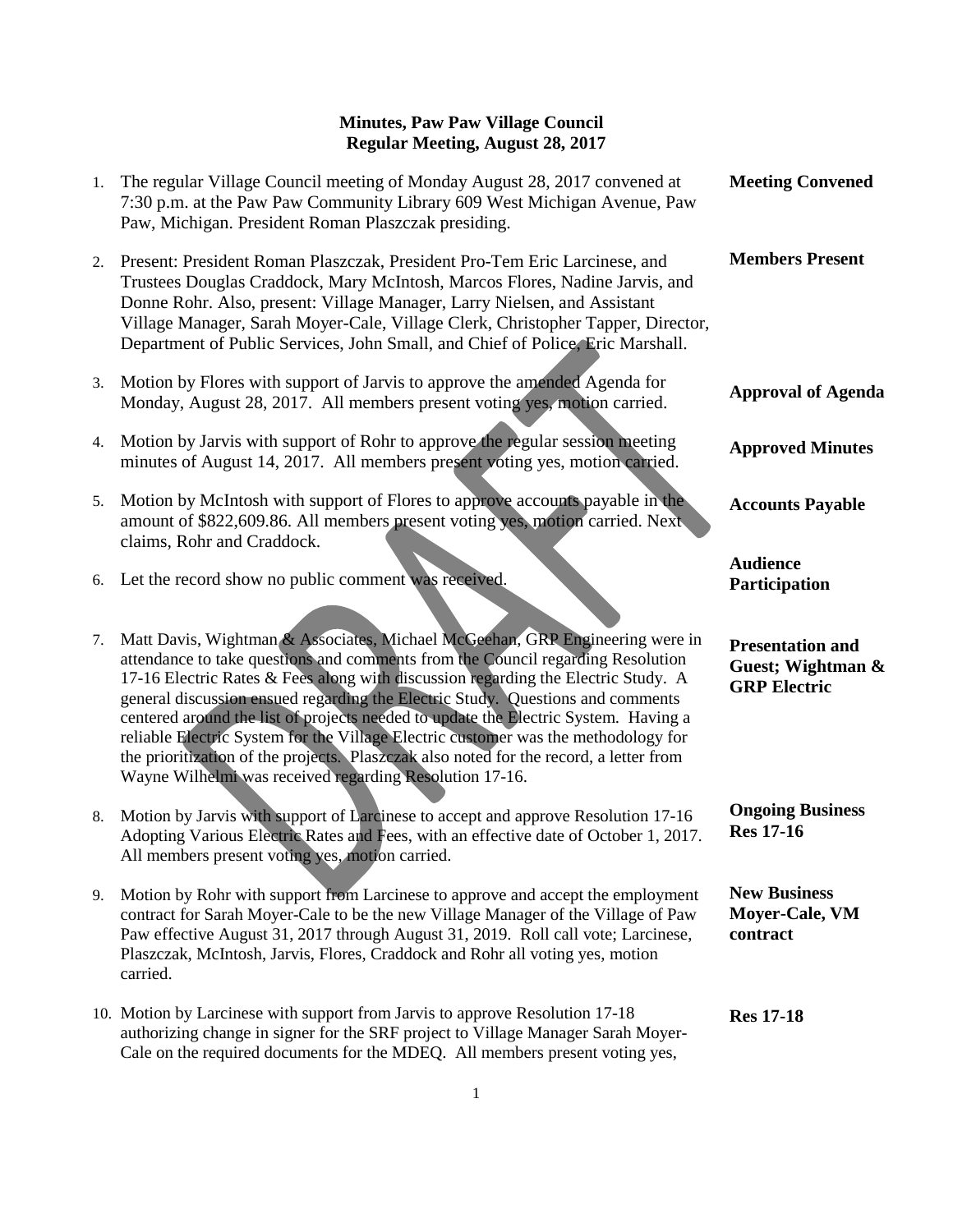# Minutes, Paw Paw Village Council
## Regular Meeting, August 28, 2017

1. The regular Village Council meeting of Monday August 28, 2017 convened at 7:30 p.m. at the Paw Paw Community Library 609 West Michigan Avenue, Paw Paw, Michigan. President Roman Plaszczak presiding. **Meeting Convened**

2. Present: President Roman Plaszczak, President Pro-Tem Eric Larcinese, and Trustees Douglas Craddock, Mary McIntosh, Marcos Flores, Nadine Jarvis, and Donne Rohr. Also, present: Village Manager, Larry Nielsen, and Assistant Village Manager, Sarah Moyer-Cale, Village Clerk, Christopher Tapper, Director, Department of Public Services, John Small, and Chief of Police, Eric Marshall. **Members Present**

3. Motion by Flores with support of Jarvis to approve the amended Agenda for Monday, August 28, 2017. All members present voting yes, motion carried. **Approval of Agenda**

4. Motion by Jarvis with support of Rohr to approve the regular session meeting minutes of August 14, 2017. All members present voting yes, motion carried. **Approved Minutes**

5. Motion by McIntosh with support of Flores to approve accounts payable in the amount of $822,609.86. All members present voting yes, motion carried. Next claims, Rohr and Craddock. **Accounts Payable**

6. Let the record show no public comment was received. **Audience Participation**

7. Matt Davis, Wightman & Associates, Michael McGeehan, GRP Engineering were in attendance to take questions and comments from the Council regarding Resolution 17-16 Electric Rates & Fees along with discussion regarding the Electric Study. A general discussion ensued regarding the Electric Study. Questions and comments centered around the list of projects needed to update the Electric System. Having a reliable Electric System for the Village Electric customer was the methodology for the prioritization of the projects. Plaszczak also noted for the record, a letter from Wayne Wilhelmi was received regarding Resolution 17-16. **Presentation and Guest; Wightman & GRP Electric**

8. Motion by Jarvis with support of Larcinese to accept and approve Resolution 17-16 Adopting Various Electric Rates and Fees, with an effective date of October 1, 2017. All members present voting yes, motion carried. **Ongoing Business Res 17-16**

9. Motion by Rohr with support from Larcinese to approve and accept the employment contract for Sarah Moyer-Cale to be the new Village Manager of the Village of Paw Paw effective August 31, 2017 through August 31, 2019. Roll call vote; Larcinese, Plaszczak, McIntosh, Jarvis, Flores, Craddock and Rohr all voting yes, motion carried. **New Business Moyer-Cale, VM contract**

10. Motion by Larcinese with support from Jarvis to approve Resolution 17-18 authorizing change in signer for the SRF project to Village Manager Sarah Moyer-Cale on the required documents for the MDEQ. All members present voting yes, **Res 17-18**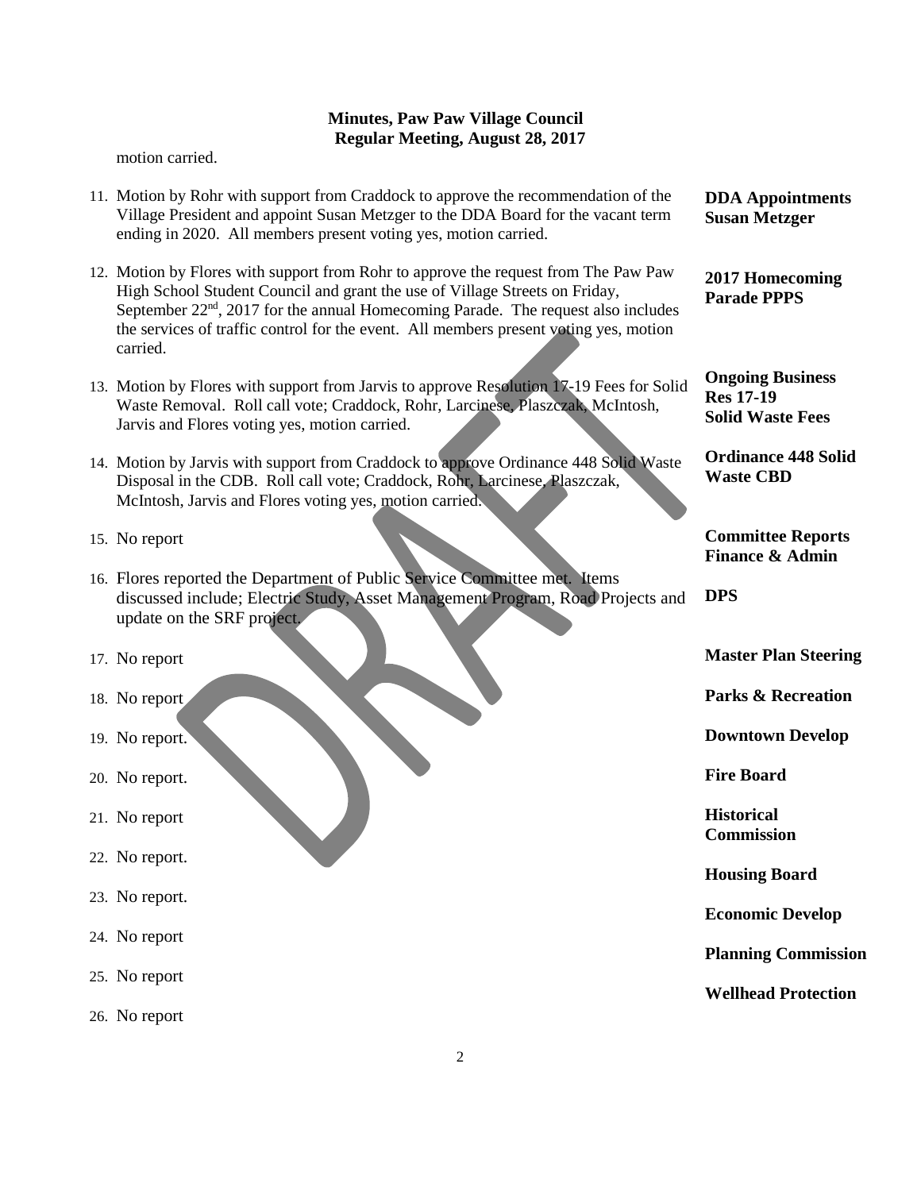**Minutes, Paw Paw Village Council**
**Regular Meeting, August 28, 2017**

motion carried.

11. Motion by Rohr with support from Craddock to approve the recommendation of the Village President and appoint Susan Metzger to the DDA Board for the vacant term ending in 2020. All members present voting yes, motion carried. — **DDA Appointments Susan Metzger**

12. Motion by Flores with support from Rohr to approve the request from The Paw Paw High School Student Council and grant the use of Village Streets on Friday, September 22nd, 2017 for the annual Homecoming Parade. The request also includes the services of traffic control for the event. All members present voting yes, motion carried. — **2017 Homecoming Parade PPPS**

13. Motion by Flores with support from Jarvis to approve Resolution 17-19 Fees for Solid Waste Removal. Roll call vote; Craddock, Rohr, Larcinese, Plaszczak, McIntosh, Jarvis and Flores voting yes, motion carried. — **Ongoing Business Res 17-19 Solid Waste Fees**

14. Motion by Jarvis with support from Craddock to approve Ordinance 448 Solid Waste Disposal in the CDB. Roll call vote; Craddock, Rohr, Larcinese, Plaszczak, McIntosh, Jarvis and Flores voting yes, motion carried. — **Ordinance 448 Solid Waste CBD**

15. No report — **Committee Reports Finance & Admin**

16. Flores reported the Department of Public Service Committee met. Items discussed include; Electric Study, Asset Management Program, Road Projects and update on the SRF project. — **DPS**

17. No report — **Master Plan Steering**

18. No report — **Parks & Recreation**

19. No report. — **Downtown Develop**

20. No report. — **Fire Board**

21. No report — **Historical Commission**

22. No report. — **Housing Board**

23. No report. — **Economic Develop**

24. No report — **Planning Commission**

25. No report — **Wellhead Protection**

26. No report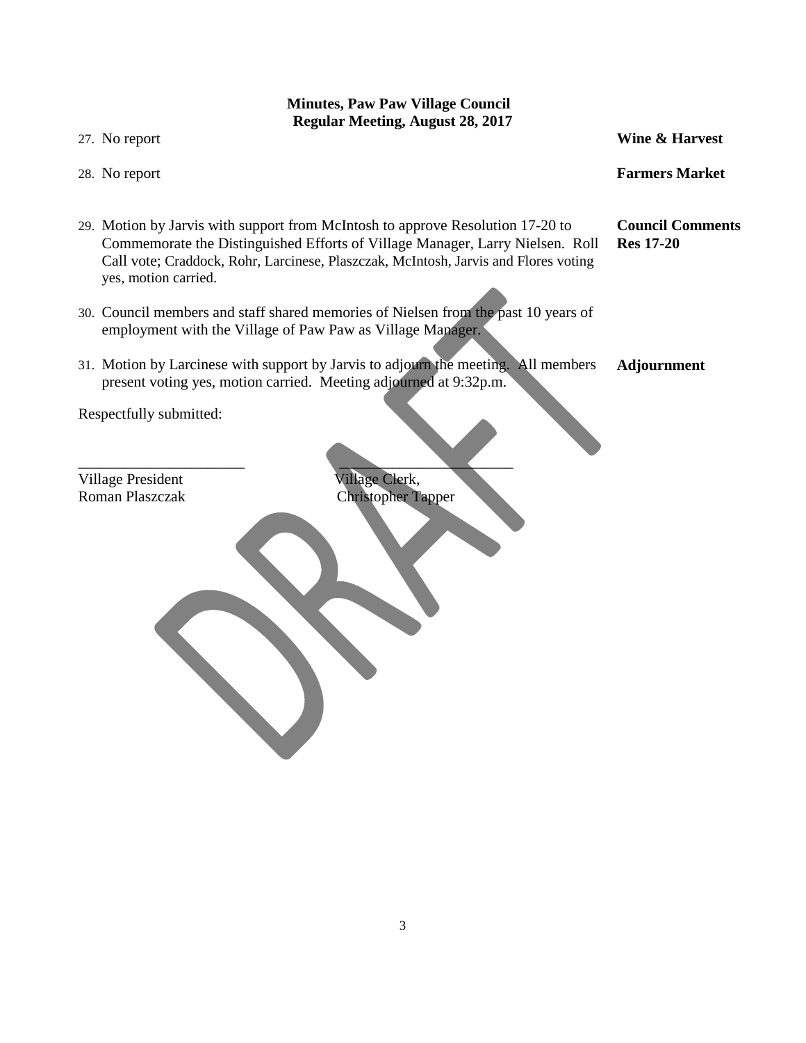**Minutes, Paw Paw Village Council**
**Regular Meeting, August 28, 2017**

| | |
|---|---|
| 27. No report | **Wine & Harvest** |
| 28. No report | **Farmers Market** |
| 29. Motion by Jarvis with support from McIntosh to approve Resolution 17-20 to Commemorate the Distinguished Efforts of Village Manager, Larry Nielsen. Roll Call vote; Craddock, Rohr, Larcinese, Plaszczak, McIntosh, Jarvis and Flores voting yes, motion carried. | **Council Comments Res 17-20** |
| 30. Council members and staff shared memories of Nielsen from the past 10 years of employment with the Village of Paw Paw as Village Manager. | |
| 31. Motion by Larcinese with support by Jarvis to adjourn the meeting. All members present voting yes, motion carried. Meeting adjourned at 9:32p.m. | **Adjournment** |

Respectfully submitted:

______________________ ______________________

Village President Village Clerk,
Roman Plaszczak Christopher Tapper

DRAFT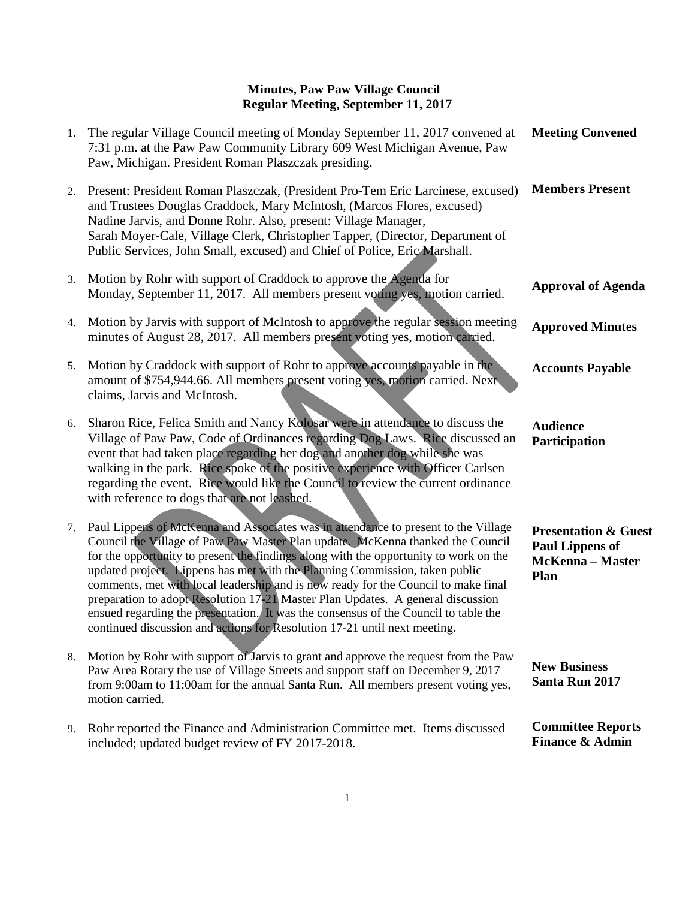**Minutes, Paw Paw Village Council**
**Regular Meeting, September 11, 2017**

1. The regular Village Council meeting of Monday September 11, 2017 convened at 7:31 p.m. at the Paw Paw Community Library 609 West Michigan Avenue, Paw Paw, Michigan. President Roman Plaszczak presiding. — **Meeting Convened**

2. Present: President Roman Plaszczak, (President Pro-Tem Eric Larcinese, excused) and Trustees Douglas Craddock, Mary McIntosh, (Marcos Flores, excused) Nadine Jarvis, and Donne Rohr. Also, present: Village Manager, Sarah Moyer-Cale, Village Clerk, Christopher Tapper, (Director, Department of Public Services, John Small, excused) and Chief of Police, Eric Marshall. — **Members Present**

3. Motion by Rohr with support of Craddock to approve the Agenda for Monday, September 11, 2017. All members present voting yes, motion carried. — **Approval of Agenda**

4. Motion by Jarvis with support of McIntosh to approve the regular session meeting minutes of August 28, 2017. All members present voting yes, motion carried. — **Approved Minutes**

5. Motion by Craddock with support of Rohr to approve accounts payable in the amount of $754,944.66. All members present voting yes, motion carried. Next claims, Jarvis and McIntosh. — **Accounts Payable**

6. Sharon Rice, Felica Smith and Nancy Kolosar were in attendance to discuss the Village of Paw Paw, Code of Ordinances regarding Dog Laws. Rice discussed an event that had taken place regarding her dog and another dog while she was walking in the park. Rice spoke of the positive experience with Officer Carlsen regarding the event. Rice would like the Council to review the current ordinance with reference to dogs that are not leashed. — **Audience Participation**

7. Paul Lippens of McKenna and Associates was in attendance to present to the Village Council the Village of Paw Paw Master Plan update. McKenna thanked the Council for the opportunity to present the findings along with the opportunity to work on the updated project. Lippens has met with the Planning Commission, taken public comments, met with local leadership and is now ready for the Council to make final preparation to adopt Resolution 17-21 Master Plan Updates. A general discussion ensued regarding the presentation. It was the consensus of the Council to table the continued discussion and actions for Resolution 17-21 until next meeting. — **Presentation & Guest Paul Lippens of McKenna – Master Plan**

8. Motion by Rohr with support of Jarvis to grant and approve the request from the Paw Paw Area Rotary the use of Village Streets and support staff on December 9, 2017 from 9:00am to 11:00am for the annual Santa Run. All members present voting yes, motion carried. — **New Business Santa Run 2017**

9. Rohr reported the Finance and Administration Committee met. Items discussed included; updated budget review of FY 2017-2018. — **Committee Reports Finance & Admin**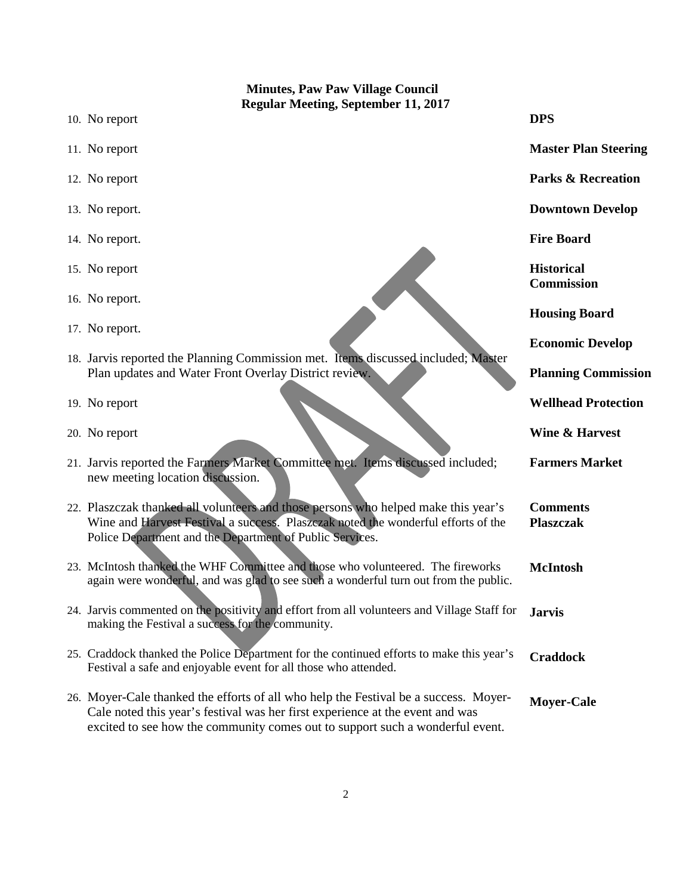**Minutes, Paw Paw Village Council**
**Regular Meeting, September 11, 2017**

| | |
|---|---|
| 10. No report | **DPS** |
| 11. No report | **Master Plan Steering** |
| 12. No report | **Parks & Recreation** |
| 13. No report. | **Downtown Develop** |
| 14. No report. | **Fire Board** |
| 15. No report | **Historical Commission** |
| 16. No report. | **Housing Board** |
| 17. No report. | **Economic Develop** |
| 18. Jarvis reported the Planning Commission met. Items discussed included; Master Plan updates and Water Front Overlay District review. | **Planning Commission** |
| 19. No report | **Wellhead Protection** |
| 20. No report | **Wine & Harvest** |
| 21. Jarvis reported the Farmers Market Committee met. Items discussed included; new meeting location discussion. | **Farmers Market** |
| 22. Plaszczak thanked all volunteers and those persons who helped make this year's Wine and Harvest Festival a success. Plaszczak noted the wonderful efforts of the Police Department and the Department of Public Services. | **Comments Plaszczak** |
| 23. McIntosh thanked the WHF Committee and those who volunteered. The fireworks again were wonderful, and was glad to see such a wonderful turn out from the public. | **McIntosh** |
| 24. Jarvis commented on the positivity and effort from all volunteers and Village Staff for making the Festival a success for the community. | **Jarvis** |
| 25. Craddock thanked the Police Department for the continued efforts to make this year's Festival a safe and enjoyable event for all those who attended. | **Craddock** |
| 26. Moyer-Cale thanked the efforts of all who help the Festival be a success. Moyer-Cale noted this year's festival was her first experience at the event and was excited to see how the community comes out to support such a wonderful event. | **Moyer-Cale** |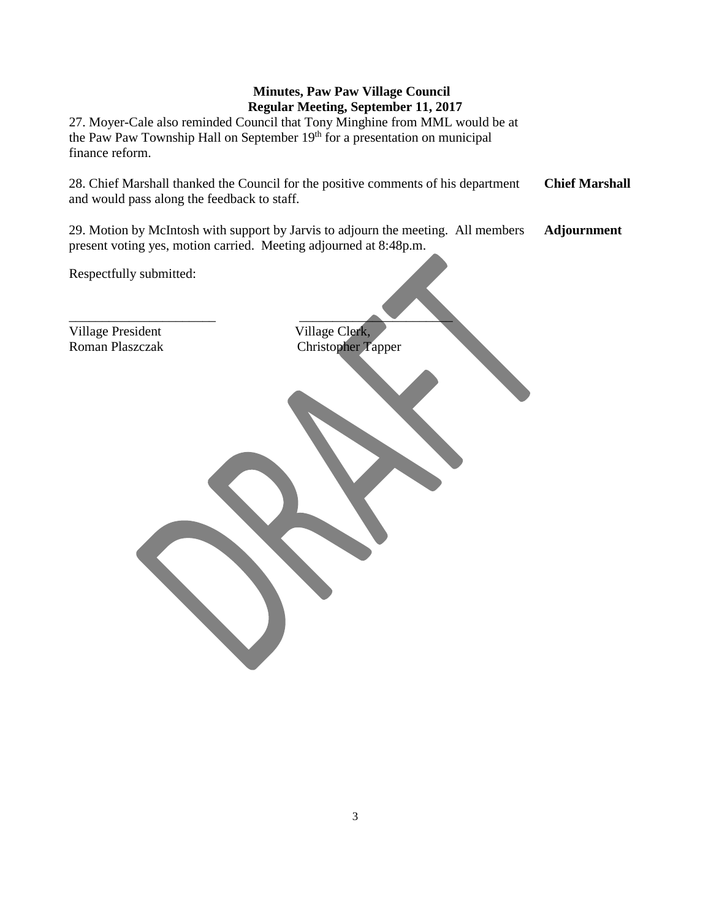**Minutes, Paw Paw Village Council**
**Regular Meeting, September 11, 2017**

27. Moyer-Cale also reminded Council that Tony Minghine from MML would be at the Paw Paw Township Hall on September 19th for a presentation on municipal finance reform.

**Chief Marshall**

28. Chief Marshall thanked the Council for the positive comments of his department and would pass along the feedback to staff.

**Adjournment**

29. Motion by McIntosh with support by Jarvis to adjourn the meeting. All members present voting yes, motion carried. Meeting adjourned at 8:48p.m.

Respectfully submitted:

______________________ ______________________

Village President Village Clerk,
Roman Plaszczak Christopher Tapper

DRAFT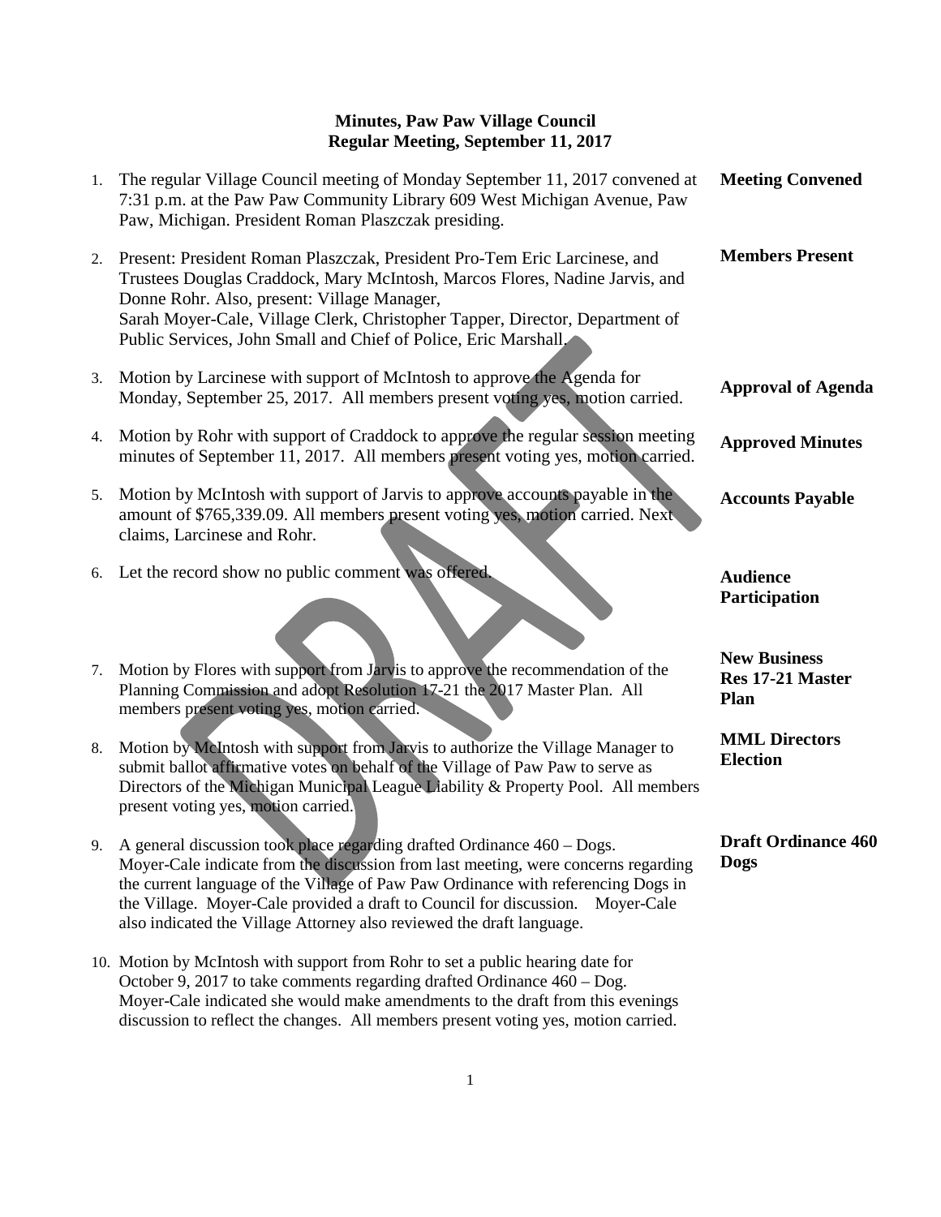**Minutes, Paw Paw Village Council**
**Regular Meeting, September 11, 2017**

1. The regular Village Council meeting of Monday September 11, 2017 convened at 7:31 p.m. at the Paw Paw Community Library 609 West Michigan Avenue, Paw Paw, Michigan. President Roman Plaszczak presiding. — **Meeting Convened**

2. Present: President Roman Plaszczak, President Pro-Tem Eric Larcinese, and Trustees Douglas Craddock, Mary McIntosh, Marcos Flores, Nadine Jarvis, and Donne Rohr. Also, present: Village Manager, Sarah Moyer-Cale, Village Clerk, Christopher Tapper, Director, Department of Public Services, John Small and Chief of Police, Eric Marshall. — **Members Present**

3. Motion by Larcinese with support of McIntosh to approve the Agenda for Monday, September 25, 2017. All members present voting yes, motion carried. — **Approval of Agenda**

4. Motion by Rohr with support of Craddock to approve the regular session meeting minutes of September 11, 2017. All members present voting yes, motion carried. — **Approved Minutes**

5. Motion by McIntosh with support of Jarvis to approve accounts payable in the amount of $765,339.09. All members present voting yes, motion carried. Next claims, Larcinese and Rohr. — **Accounts Payable**

6. Let the record show no public comment was offered. — **Audience Participation**

7. Motion by Flores with support from Jarvis to approve the recommendation of the Planning Commission and adopt Resolution 17-21 the 2017 Master Plan. All members present voting yes, motion carried. — **New Business Res 17-21 Master Plan**

8. Motion by McIntosh with support from Jarvis to authorize the Village Manager to submit ballot affirmative votes on behalf of the Village of Paw Paw to serve as Directors of the Michigan Municipal League Liability & Property Pool. All members present voting yes, motion carried. — **MML Directors Election**

9. A general discussion took place regarding drafted Ordinance 460 – Dogs. Moyer-Cale indicate from the discussion from last meeting, were concerns regarding the current language of the Village of Paw Paw Ordinance with referencing Dogs in the Village. Moyer-Cale provided a draft to Council for discussion. Moyer-Cale also indicated the Village Attorney also reviewed the draft language. — **Draft Ordinance 460 Dogs**

10. Motion by McIntosh with support from Rohr to set a public hearing date for October 9, 2017 to take comments regarding drafted Ordinance 460 – Dog. Moyer-Cale indicated she would make amendments to the draft from this evenings discussion to reflect the changes. All members present voting yes, motion carried.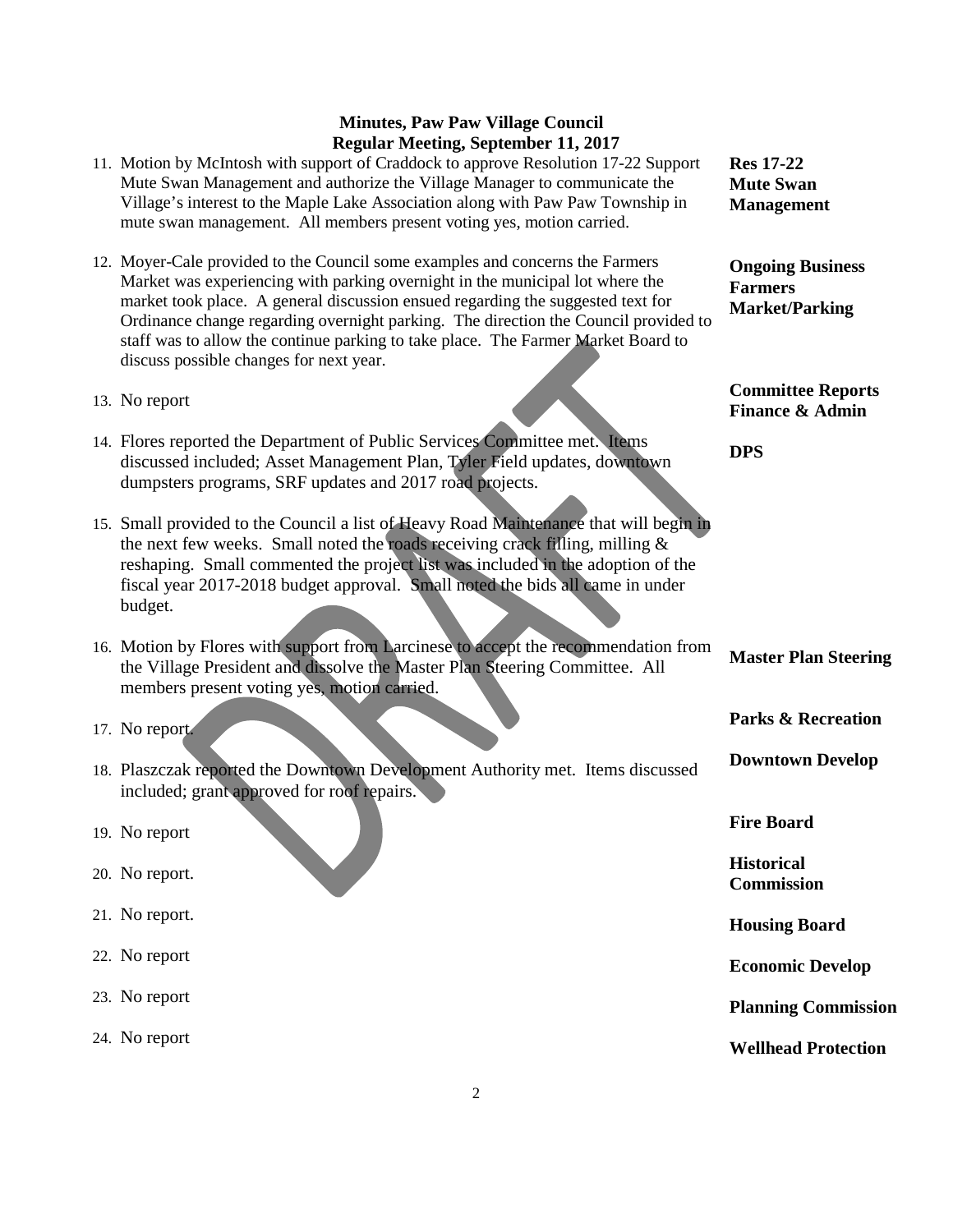**Minutes, Paw Paw Village Council**
**Regular Meeting, September 11, 2017**

| | |
|---|---|
| 11. Motion by McIntosh with support of Craddock to approve Resolution 17-22 Support Mute Swan Management and authorize the Village Manager to communicate the Village's interest to the Maple Lake Association along with Paw Paw Township in mute swan management. All members present voting yes, motion carried. | **Res 17-22 Mute Swan Management** |
| 12. Moyer-Cale provided to the Council some examples and concerns the Farmers Market was experiencing with parking overnight in the municipal lot where the market took place. A general discussion ensued regarding the suggested text for Ordinance change regarding overnight parking. The direction the Council provided to staff was to allow the continue parking to take place. The Farmer Market Board to discuss possible changes for next year. | **Ongoing Business Farmers Market/Parking** |
| 13. No report | **Committee Reports Finance & Admin** |
| 14. Flores reported the Department of Public Services Committee met. Items discussed included; Asset Management Plan, Tyler Field updates, downtown dumpsters programs, SRF updates and 2017 road projects. | **DPS** |
| 15. Small provided to the Council a list of Heavy Road Maintenance that will begin in the next few weeks. Small noted the roads receiving crack filling, milling & reshaping. Small commented the project list was included in the adoption of the fiscal year 2017-2018 budget approval. Small noted the bids all came in under budget. | |
| 16. Motion by Flores with support from Larcinese to accept the recommendation from the Village President and dissolve the Master Plan Steering Committee. All members present voting yes, motion carried. | **Master Plan Steering** |
| 17. No report. | **Parks & Recreation** |
| 18. Plaszczak reported the Downtown Development Authority met. Items discussed included; grant approved for roof repairs. | **Downtown Develop** |
| 19. No report | **Fire Board** |
| 20. No report. | **Historical Commission** |
| 21. No report. | **Housing Board** |
| 22. No report | **Economic Develop** |
| 23. No report | **Planning Commission** |
| 24. No report | **Wellhead Protection** |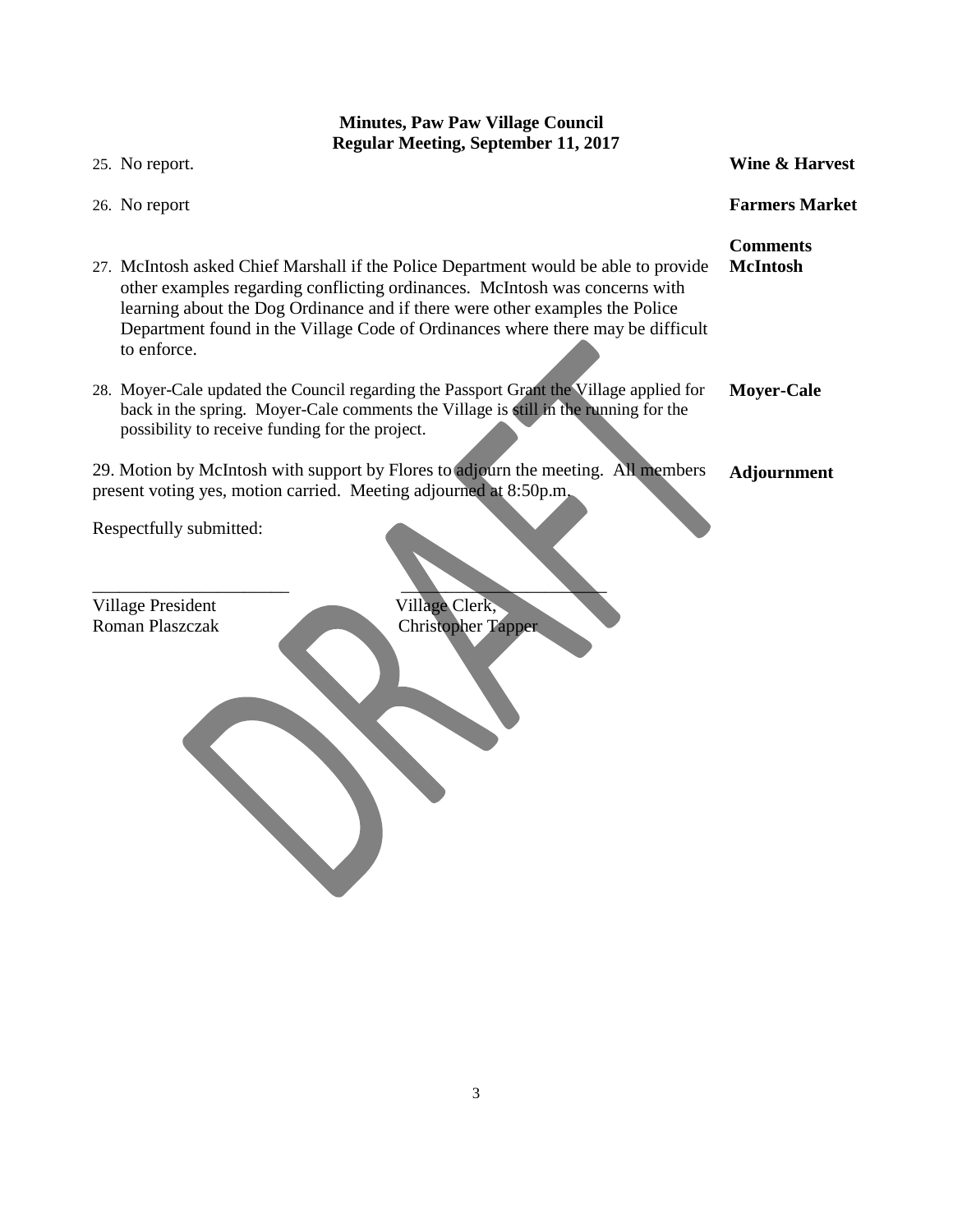**Minutes, Paw Paw Village Council**
**Regular Meeting, September 11, 2017**

25. No report. **Wine & Harvest**

26. No report **Farmers Market**

**Comments**

27. McIntosh asked Chief Marshall if the Police Department would be able to provide other examples regarding conflicting ordinances. McIntosh was concerns with learning about the Dog Ordinance and if there were other examples the Police Department found in the Village Code of Ordinances where there may be difficult to enforce. **McIntosh**

28. Moyer-Cale updated the Council regarding the Passport Grant the Village applied for back in the spring. Moyer-Cale comments the Village is still in the running for the possibility to receive funding for the project. **Moyer-Cale**

29. Motion by McIntosh with support by Flores to adjourn the meeting. All members present voting yes, motion carried. Meeting adjourned at 8:50p.m. **Adjournment**

Respectfully submitted:

______________________ ______________________

Village President Village Clerk,

Roman Plaszczak Christopher Tapper

DRAFT